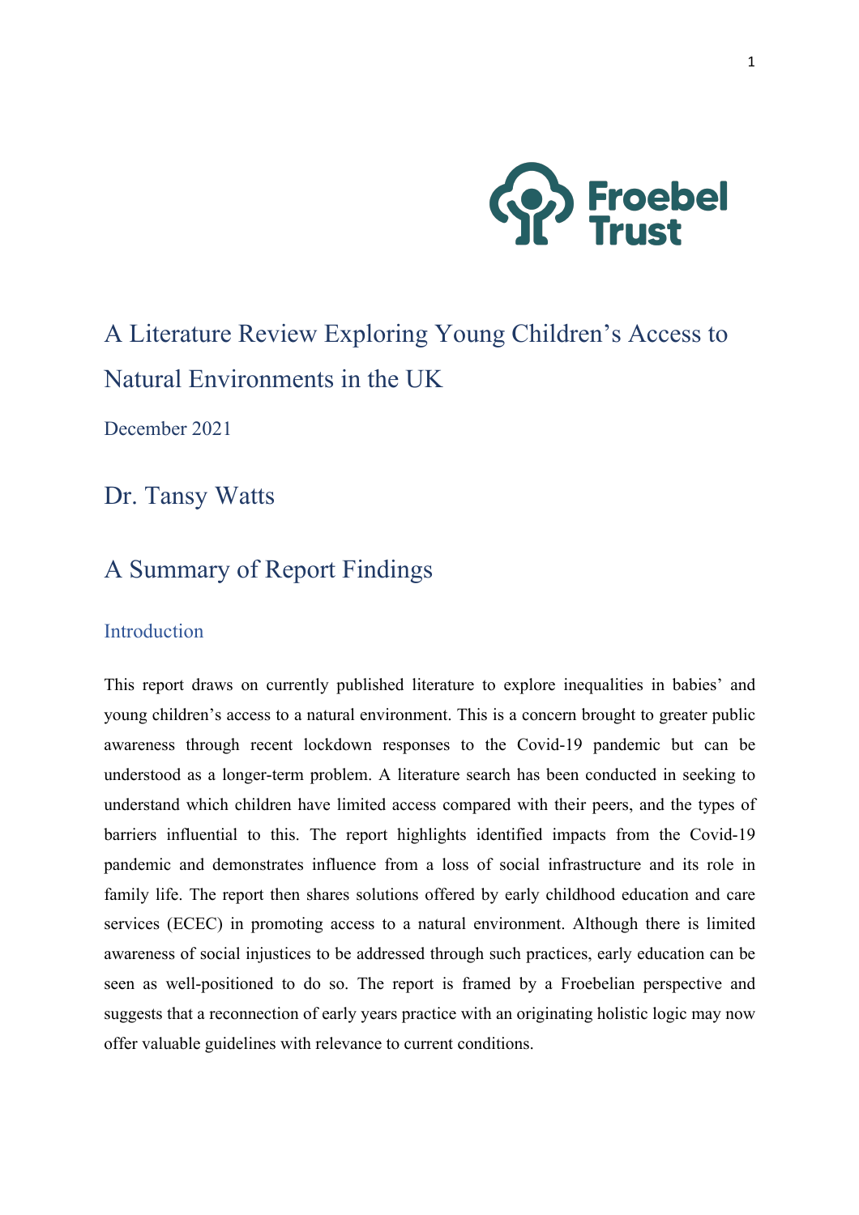Froebel Trust

# A Literature Review Exploring Young Children's Access to Natural Environments in the UK

December 2021

## Dr. Tansy Watts

## A Summary of Report Findings

### Introduction

This report draws on currently published literature to explore inequalities in babies' and young children's access to a natural environment. This is a concern brought to greater public awareness through recent lockdown responses to the Covid-19 pandemic but can be understood as a longer-term problem. A literature search has been conducted in seeking to understand which children have limited access compared with their peers, and the types of barriers influential to this. The report highlights identified impacts from the Covid-19 pandemic and demonstrates influence from a loss of social infrastructure and its role in family life. The report then shares solutions offered by early childhood education and care services (ECEC) in promoting access to a natural environment. Although there is limited awareness of social injustices to be addressed through such practices, early education can be seen as well-positioned to do so. The report is framed by a Froebelian perspective and suggests that a reconnection of early years practice with an originating holistic logic may now offer valuable guidelines with relevance to current conditions.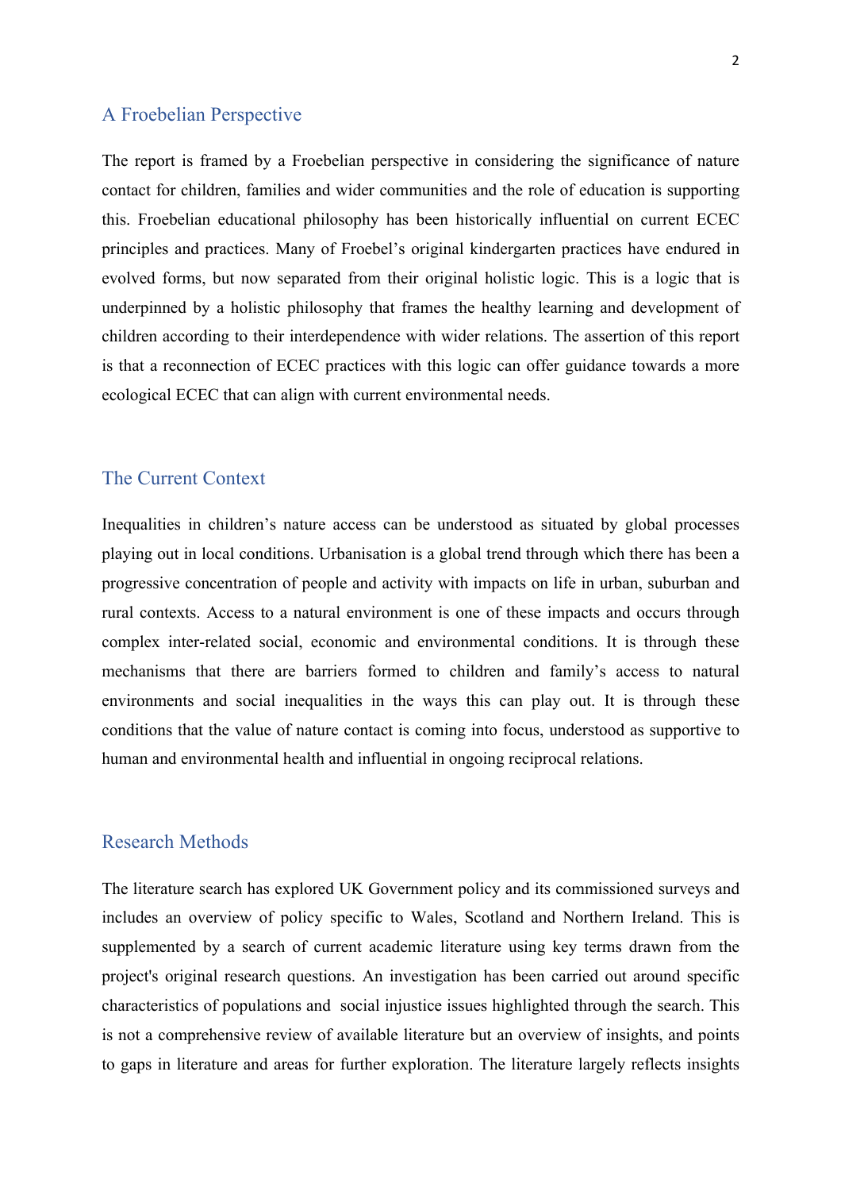## A Froebelian Perspective

The report is framed by a Froebelian perspective in considering the significance of nature contact for children, families and wider communities and the role of education is supporting this. Froebelian educational philosophy has been historically influential on current ECEC principles and practices. Many of Froebel's original kindergarten practices have endured in evolved forms, but now separated from their original holistic logic. This is a logic that is underpinned by a holistic philosophy that frames the healthy learning and development of children according to their interdependence with wider relations. The assertion of this report is that a reconnection of ECEC practices with this logic can offer guidance towards a more ecological ECEC that can align with current environmental needs.

## The Current Context

Inequalities in children's nature access can be understood as situated by global processes playing out in local conditions. Urbanisation is a global trend through which there has been a progressive concentration of people and activity with impacts on life in urban, suburban and rural contexts. Access to a natural environment is one of these impacts and occurs through complex inter-related social, economic and environmental conditions. It is through these mechanisms that there are barriers formed to children and family's access to natural environments and social inequalities in the ways this can play out. It is through these conditions that the value of nature contact is coming into focus, understood as supportive to human and environmental health and influential in ongoing reciprocal relations.

## Research Methods

The literature search has explored UK Government policy and its commissioned surveys and includes an overview of policy specific to Wales, Scotland and Northern Ireland. This is supplemented by a search of current academic literature using key terms drawn from the project's original research questions. An investigation has been carried out around specific characteristics of populations and social injustice issues highlighted through the search. This is not a comprehensive review of available literature but an overview of insights, and points to gaps in literature and areas for further exploration. The literature largely reflects insights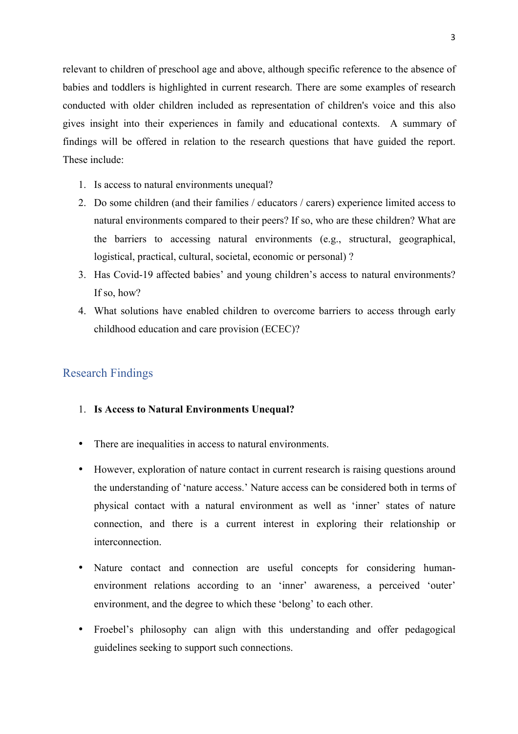relevant to children of preschool age and above, although specific reference to the absence of babies and toddlers is highlighted in current research. There are some examples of research conducted with older children included as representation of children's voice and this also gives insight into their experiences in family and educational contexts. A summary of findings will be offered in relation to the research questions that have guided the report. These include:

1. Is access to natural environments unequal?
2. Do some children (and their families / educators / carers) experience limited access to natural environments compared to their peers? If so, who are these children? What are the barriers to accessing natural environments (e.g., structural, geographical, logistical, practical, cultural, societal, economic or personal) ?
3. Has Covid-19 affected babies' and young children's access to natural environments? If so, how?
4. What solutions have enabled children to overcome barriers to access through early childhood education and care provision (ECEC)?

## Research Findings

1. **Is Access to Natural Environments Unequal?**

- There are inequalities in access to natural environments.
- However, exploration of nature contact in current research is raising questions around the understanding of 'nature access.' Nature access can be considered both in terms of physical contact with a natural environment as well as 'inner' states of nature connection, and there is a current interest in exploring their relationship or interconnection.
- Nature contact and connection are useful concepts for considering human-environment relations according to an 'inner' awareness, a perceived 'outer' environment, and the degree to which these 'belong' to each other.
- Froebel's philosophy can align with this understanding and offer pedagogical guidelines seeking to support such connections.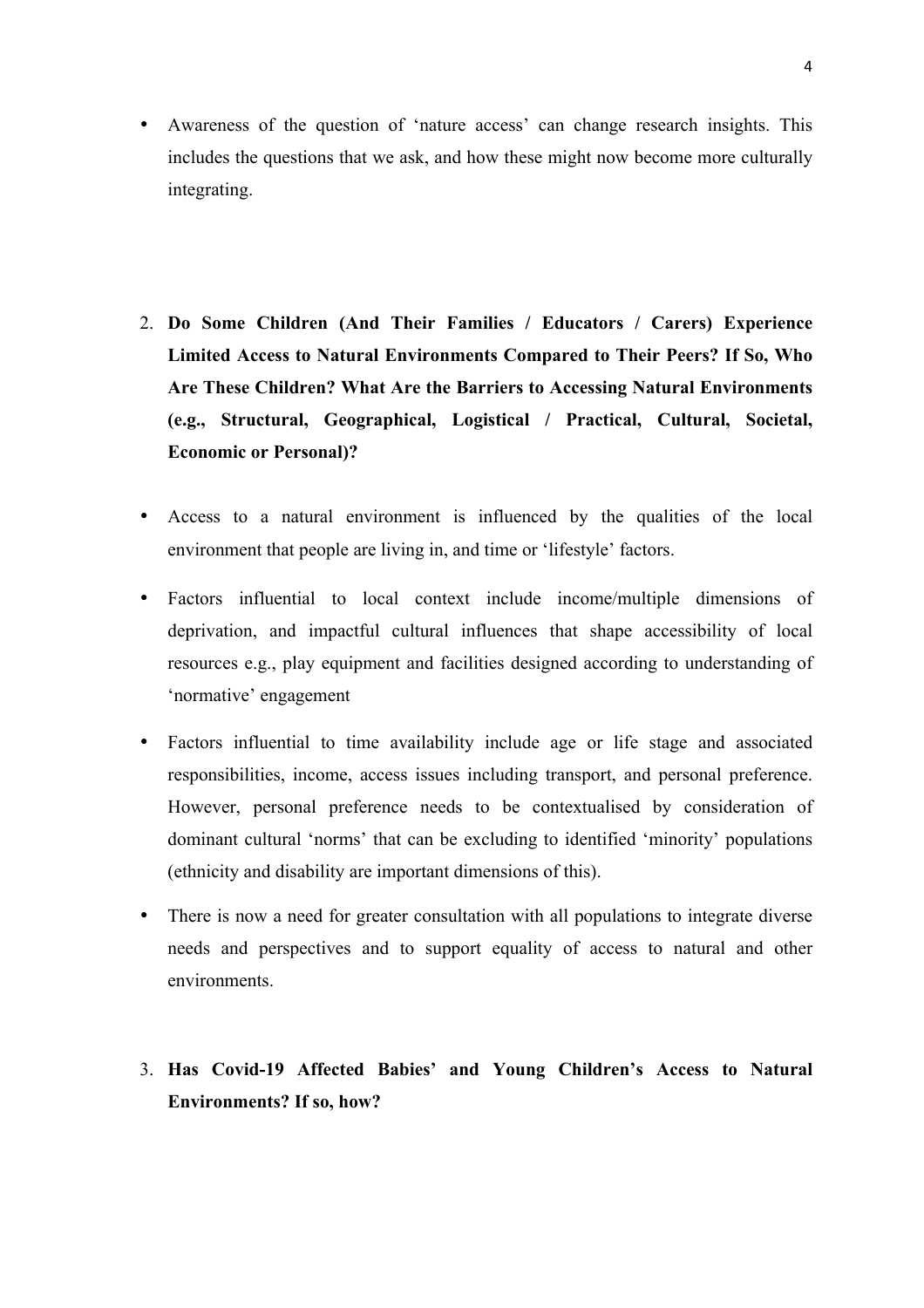- Awareness of the question of 'nature access' can change research insights. This includes the questions that we ask, and how these might now become more culturally integrating.

2. **Do Some Children (And Their Families / Educators / Carers) Experience Limited Access to Natural Environments Compared to Their Peers? If So, Who Are These Children? What Are the Barriers to Accessing Natural Environments (e.g., Structural, Geographical, Logistical / Practical, Cultural, Societal, Economic or Personal)?**

- Access to a natural environment is influenced by the qualities of the local environment that people are living in, and time or 'lifestyle' factors.
- Factors influential to local context include income/multiple dimensions of deprivation, and impactful cultural influences that shape accessibility of local resources e.g., play equipment and facilities designed according to understanding of 'normative' engagement
- Factors influential to time availability include age or life stage and associated responsibilities, income, access issues including transport, and personal preference. However, personal preference needs to be contextualised by consideration of dominant cultural 'norms' that can be excluding to identified 'minority' populations (ethnicity and disability are important dimensions of this).
- There is now a need for greater consultation with all populations to integrate diverse needs and perspectives and to support equality of access to natural and other environments.

3. **Has Covid-19 Affected Babies' and Young Children's Access to Natural Environments? If so, how?**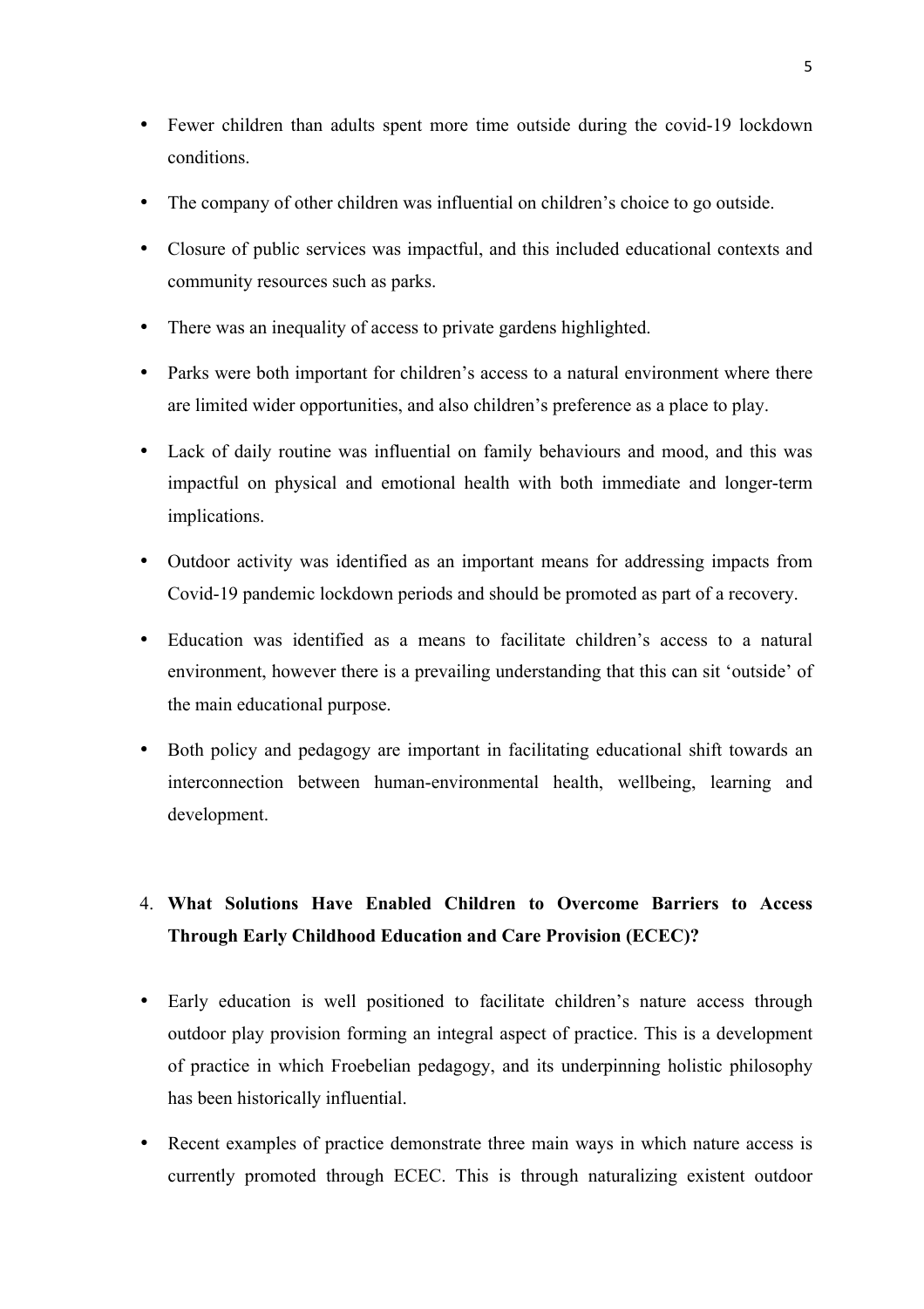- Fewer children than adults spent more time outside during the covid-19 lockdown conditions.
- The company of other children was influential on children's choice to go outside.
- Closure of public services was impactful, and this included educational contexts and community resources such as parks.
- There was an inequality of access to private gardens highlighted.
- Parks were both important for children's access to a natural environment where there are limited wider opportunities, and also children's preference as a place to play.
- Lack of daily routine was influential on family behaviours and mood, and this was impactful on physical and emotional health with both immediate and longer-term implications.
- Outdoor activity was identified as an important means for addressing impacts from Covid-19 pandemic lockdown periods and should be promoted as part of a recovery.
- Education was identified as a means to facilitate children's access to a natural environment, however there is a prevailing understanding that this can sit 'outside' of the main educational purpose.
- Both policy and pedagogy are important in facilitating educational shift towards an interconnection between human-environmental health, wellbeing, learning and development.

4. **What Solutions Have Enabled Children to Overcome Barriers to Access Through Early Childhood Education and Care Provision (ECEC)?**

- Early education is well positioned to facilitate children's nature access through outdoor play provision forming an integral aspect of practice. This is a development of practice in which Froebelian pedagogy, and its underpinning holistic philosophy has been historically influential.
- Recent examples of practice demonstrate three main ways in which nature access is currently promoted through ECEC. This is through naturalizing existent outdoor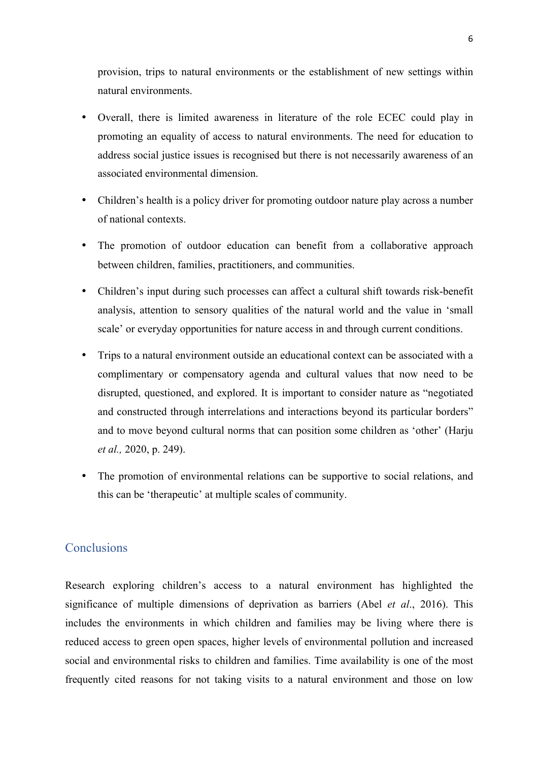provision, trips to natural environments or the establishment of new settings within natural environments.

- Overall, there is limited awareness in literature of the role ECEC could play in promoting an equality of access to natural environments. The need for education to address social justice issues is recognised but there is not necessarily awareness of an associated environmental dimension.

- Children's health is a policy driver for promoting outdoor nature play across a number of national contexts.

- The promotion of outdoor education can benefit from a collaborative approach between children, families, practitioners, and communities.

- Children's input during such processes can affect a cultural shift towards risk-benefit analysis, attention to sensory qualities of the natural world and the value in 'small scale' or everyday opportunities for nature access in and through current conditions.

- Trips to a natural environment outside an educational context can be associated with a complimentary or compensatory agenda and cultural values that now need to be disrupted, questioned, and explored. It is important to consider nature as "negotiated and constructed through interrelations and interactions beyond its particular borders" and to move beyond cultural norms that can position some children as 'other' (Harju *et al.,* 2020, p. 249).

- The promotion of environmental relations can be supportive to social relations, and this can be 'therapeutic' at multiple scales of community.

## Conclusions

Research exploring children's access to a natural environment has highlighted the significance of multiple dimensions of deprivation as barriers (Abel *et al*., 2016). This includes the environments in which children and families may be living where there is reduced access to green open spaces, higher levels of environmental pollution and increased social and environmental risks to children and families. Time availability is one of the most frequently cited reasons for not taking visits to a natural environment and those on low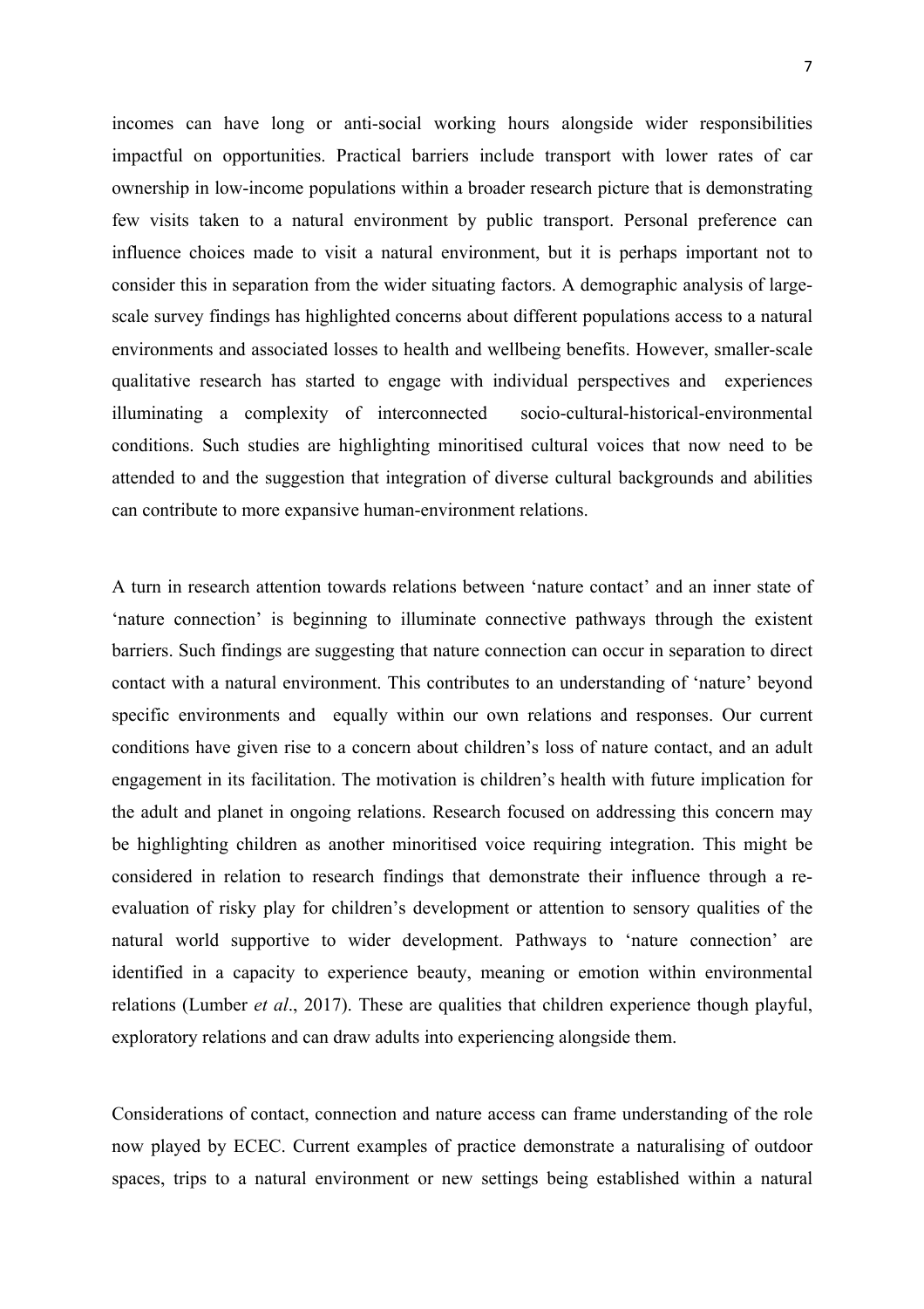incomes can have long or anti-social working hours alongside wider responsibilities impactful on opportunities. Practical barriers include transport with lower rates of car ownership in low-income populations within a broader research picture that is demonstrating few visits taken to a natural environment by public transport. Personal preference can influence choices made to visit a natural environment, but it is perhaps important not to consider this in separation from the wider situating factors. A demographic analysis of large-scale survey findings has highlighted concerns about different populations access to a natural environments and associated losses to health and wellbeing benefits. However, smaller-scale qualitative research has started to engage with individual perspectives and experiences illuminating a complexity of interconnected socio-cultural-historical-environmental conditions. Such studies are highlighting minoritised cultural voices that now need to be attended to and the suggestion that integration of diverse cultural backgrounds and abilities can contribute to more expansive human-environment relations.

A turn in research attention towards relations between 'nature contact' and an inner state of 'nature connection' is beginning to illuminate connective pathways through the existent barriers. Such findings are suggesting that nature connection can occur in separation to direct contact with a natural environment. This contributes to an understanding of 'nature' beyond specific environments and equally within our own relations and responses. Our current conditions have given rise to a concern about children's loss of nature contact, and an adult engagement in its facilitation. The motivation is children's health with future implication for the adult and planet in ongoing relations. Research focused on addressing this concern may be highlighting children as another minoritised voice requiring integration. This might be considered in relation to research findings that demonstrate their influence through a re-evaluation of risky play for children's development or attention to sensory qualities of the natural world supportive to wider development. Pathways to 'nature connection' are identified in a capacity to experience beauty, meaning or emotion within environmental relations (Lumber *et al*., 2017). These are qualities that children experience though playful, exploratory relations and can draw adults into experiencing alongside them.

Considerations of contact, connection and nature access can frame understanding of the role now played by ECEC. Current examples of practice demonstrate a naturalising of outdoor spaces, trips to a natural environment or new settings being established within a natural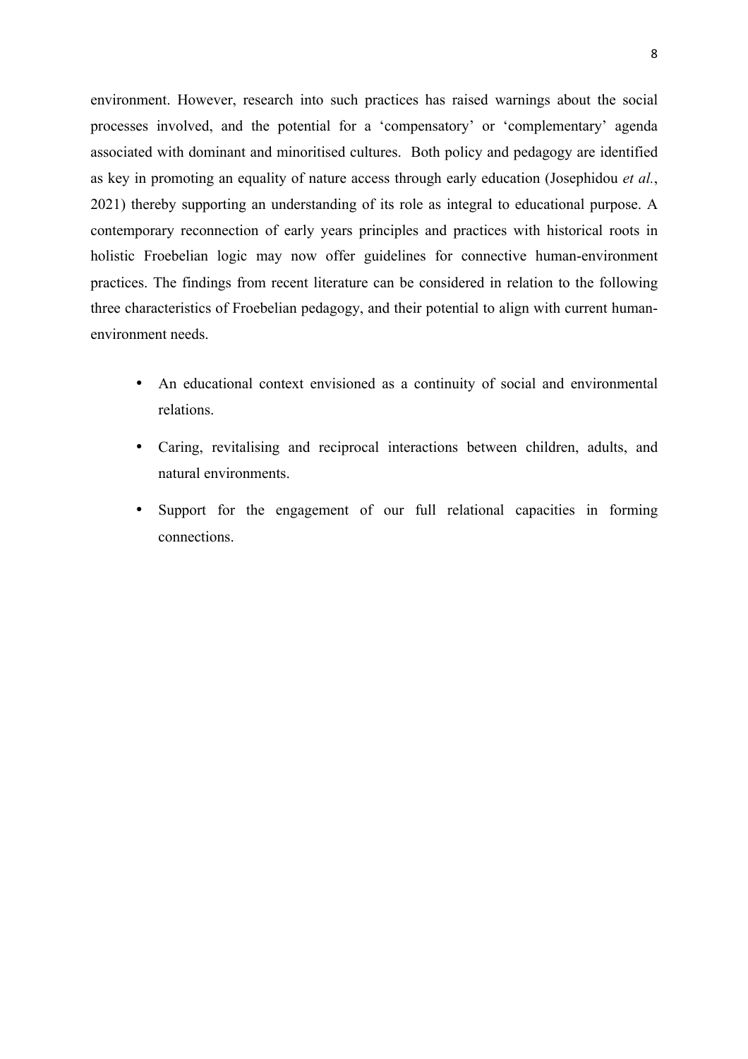environment. However, research into such practices has raised warnings about the social processes involved, and the potential for a 'compensatory' or 'complementary' agenda associated with dominant and minoritised cultures. Both policy and pedagogy are identified as key in promoting an equality of nature access through early education (Josephidou *et al.*, 2021) thereby supporting an understanding of its role as integral to educational purpose. A contemporary reconnection of early years principles and practices with historical roots in holistic Froebelian logic may now offer guidelines for connective human-environment practices. The findings from recent literature can be considered in relation to the following three characteristics of Froebelian pedagogy, and their potential to align with current human-environment needs.

- An educational context envisioned as a continuity of social and environmental relations.
- Caring, revitalising and reciprocal interactions between children, adults, and natural environments.
- Support for the engagement of our full relational capacities in forming connections.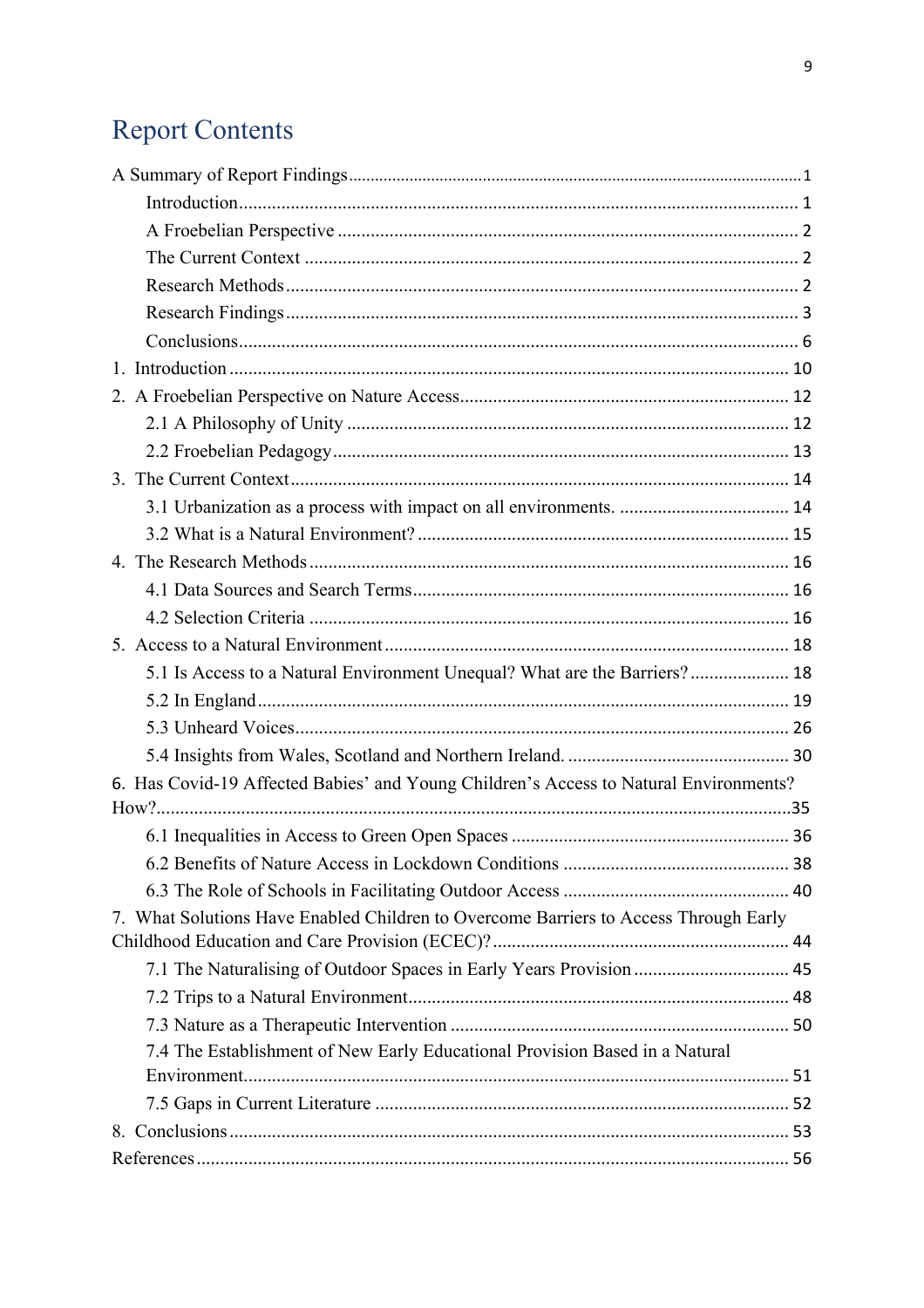# Report Contents

A Summary of Report Findings ........................................................ 1

- Introduction ........................................................ 1
- A Froebelian Perspective ........................................................ 2
- The Current Context ........................................................ 2
- Research Methods ........................................................ 2
- Research Findings ........................................................ 3
- Conclusions ........................................................ 6

1. Introduction ........................................................ 10
2. A Froebelian Perspective on Nature Access ........................................................ 12
   - 2.1 A Philosophy of Unity ........................................................ 12
   - 2.2 Froebelian Pedagogy ........................................................ 13
3. The Current Context ........................................................ 14
   - 3.1 Urbanization as a process with impact on all environments. ........................................................ 14
   - 3.2 What is a Natural Environment? ........................................................ 15
4. The Research Methods ........................................................ 16
   - 4.1 Data Sources and Search Terms ........................................................ 16
   - 4.2 Selection Criteria ........................................................ 16
5. Access to a Natural Environment ........................................................ 18
   - 5.1 Is Access to a Natural Environment Unequal? What are the Barriers? ........................................................ 18
   - 5.2 In England ........................................................ 19
   - 5.3 Unheard Voices ........................................................ 26
   - 5.4 Insights from Wales, Scotland and Northern Ireland. ........................................................ 30
6. Has Covid-19 Affected Babies' and Young Children's Access to Natural Environments? How? ........................................................ 35
   - 6.1 Inequalities in Access to Green Open Spaces ........................................................ 36
   - 6.2 Benefits of Nature Access in Lockdown Conditions ........................................................ 38
   - 6.3 The Role of Schools in Facilitating Outdoor Access ........................................................ 40
7. What Solutions Have Enabled Children to Overcome Barriers to Access Through Early Childhood Education and Care Provision (ECEC)? ........................................................ 44
   - 7.1 The Naturalising of Outdoor Spaces in Early Years Provision ........................................................ 45
   - 7.2 Trips to a Natural Environment ........................................................ 48
   - 7.3 Nature as a Therapeutic Intervention ........................................................ 50
   - 7.4 The Establishment of New Early Educational Provision Based in a Natural Environment ........................................................ 51
   - 7.5 Gaps in Current Literature ........................................................ 52
8. Conclusions ........................................................ 53

References ........................................................ 56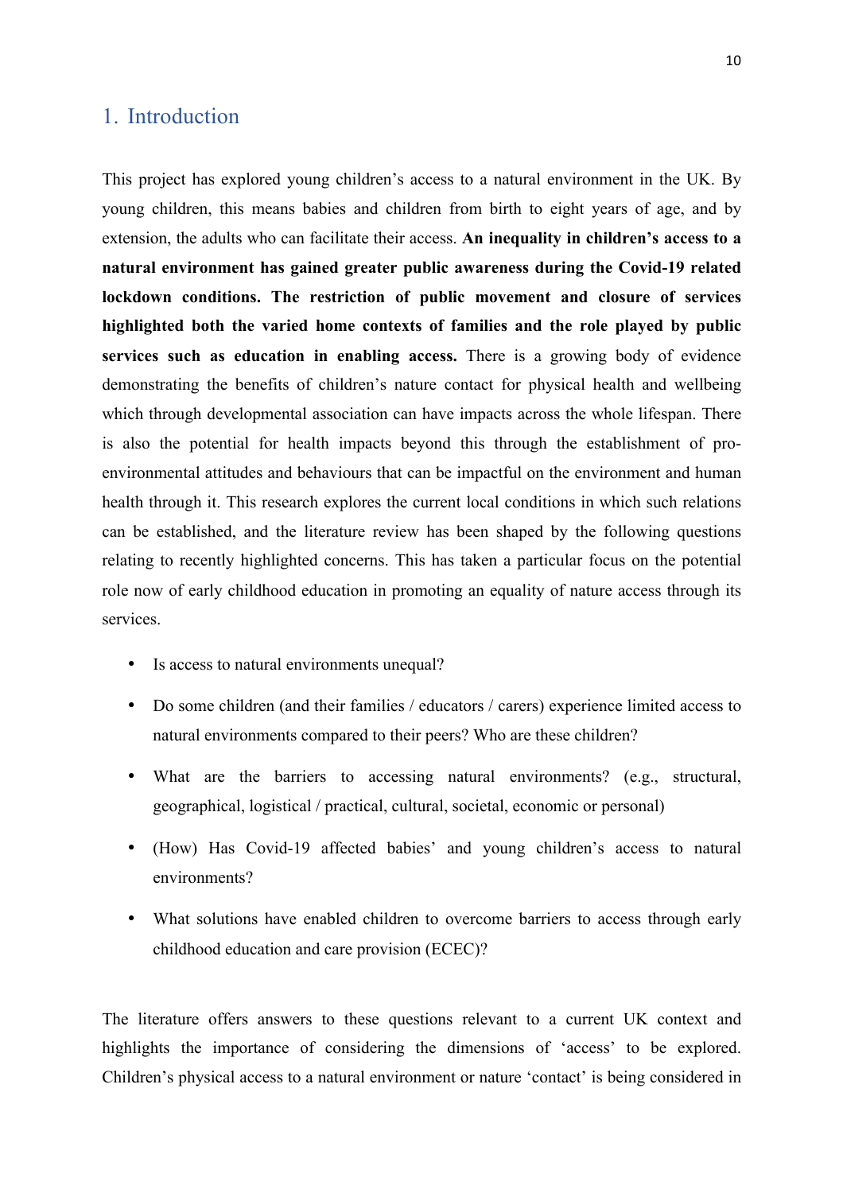# 1. Introduction

This project has explored young children's access to a natural environment in the UK. By young children, this means babies and children from birth to eight years of age, and by extension, the adults who can facilitate their access. **An inequality in children's access to a natural environment has gained greater public awareness during the Covid-19 related lockdown conditions. The restriction of public movement and closure of services highlighted both the varied home contexts of families and the role played by public services such as education in enabling access.** There is a growing body of evidence demonstrating the benefits of children's nature contact for physical health and wellbeing which through developmental association can have impacts across the whole lifespan. There is also the potential for health impacts beyond this through the establishment of pro-environmental attitudes and behaviours that can be impactful on the environment and human health through it. This research explores the current local conditions in which such relations can be established, and the literature review has been shaped by the following questions relating to recently highlighted concerns. This has taken a particular focus on the potential role now of early childhood education in promoting an equality of nature access through its services.

- Is access to natural environments unequal?
- Do some children (and their families / educators / carers) experience limited access to natural environments compared to their peers? Who are these children?
- What are the barriers to accessing natural environments? (e.g., structural, geographical, logistical / practical, cultural, societal, economic or personal)
- (How) Has Covid-19 affected babies' and young children's access to natural environments?
- What solutions have enabled children to overcome barriers to access through early childhood education and care provision (ECEC)?

The literature offers answers to these questions relevant to a current UK context and highlights the importance of considering the dimensions of 'access' to be explored. Children's physical access to a natural environment or nature 'contact' is being considered in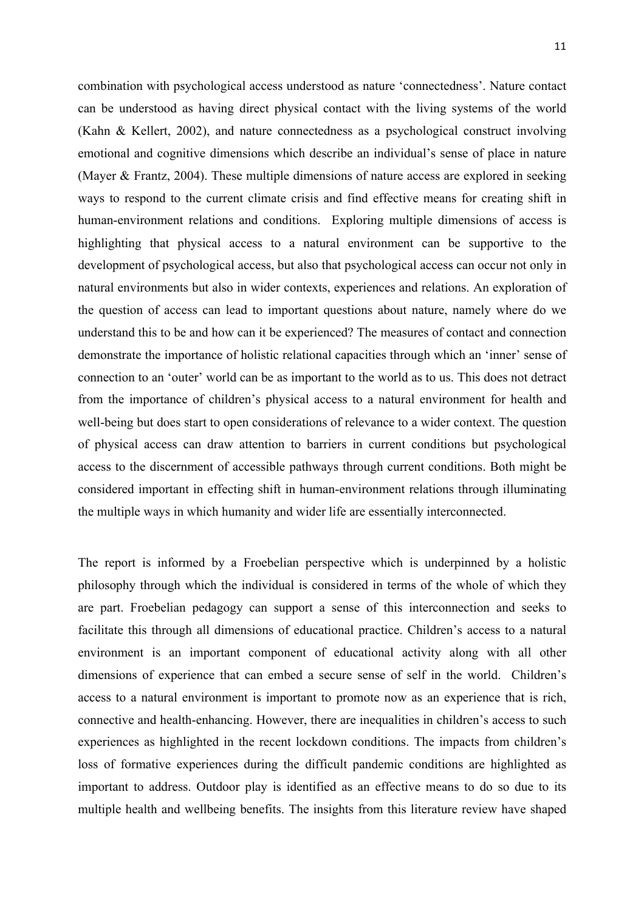combination with psychological access understood as nature 'connectedness'. Nature contact can be understood as having direct physical contact with the living systems of the world (Kahn & Kellert, 2002), and nature connectedness as a psychological construct involving emotional and cognitive dimensions which describe an individual's sense of place in nature (Mayer & Frantz, 2004). These multiple dimensions of nature access are explored in seeking ways to respond to the current climate crisis and find effective means for creating shift in human-environment relations and conditions. Exploring multiple dimensions of access is highlighting that physical access to a natural environment can be supportive to the development of psychological access, but also that psychological access can occur not only in natural environments but also in wider contexts, experiences and relations. An exploration of the question of access can lead to important questions about nature, namely where do we understand this to be and how can it be experienced? The measures of contact and connection demonstrate the importance of holistic relational capacities through which an 'inner' sense of connection to an 'outer' world can be as important to the world as to us. This does not detract from the importance of children's physical access to a natural environment for health and well-being but does start to open considerations of relevance to a wider context. The question of physical access can draw attention to barriers in current conditions but psychological access to the discernment of accessible pathways through current conditions. Both might be considered important in effecting shift in human-environment relations through illuminating the multiple ways in which humanity and wider life are essentially interconnected.

The report is informed by a Froebelian perspective which is underpinned by a holistic philosophy through which the individual is considered in terms of the whole of which they are part. Froebelian pedagogy can support a sense of this interconnection and seeks to facilitate this through all dimensions of educational practice. Children's access to a natural environment is an important component of educational activity along with all other dimensions of experience that can embed a secure sense of self in the world. Children's access to a natural environment is important to promote now as an experience that is rich, connective and health-enhancing. However, there are inequalities in children's access to such experiences as highlighted in the recent lockdown conditions. The impacts from children's loss of formative experiences during the difficult pandemic conditions are highlighted as important to address. Outdoor play is identified as an effective means to do so due to its multiple health and wellbeing benefits. The insights from this literature review have shaped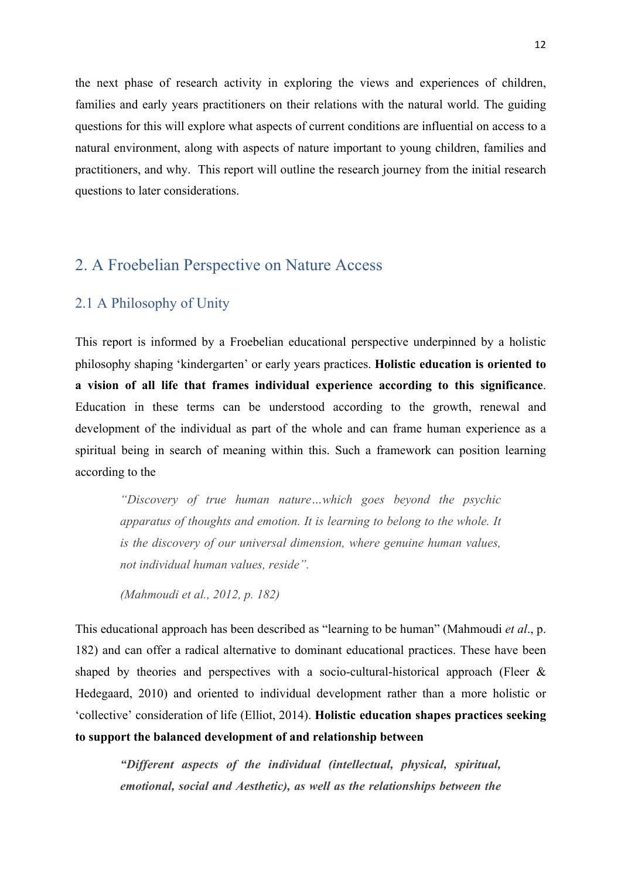the next phase of research activity in exploring the views and experiences of children, families and early years practitioners on their relations with the natural world. The guiding questions for this will explore what aspects of current conditions are influential on access to a natural environment, along with aspects of nature important to young children, families and practitioners, and why. This report will outline the research journey from the initial research questions to later considerations.

## 2. A Froebelian Perspective on Nature Access

### 2.1 A Philosophy of Unity

This report is informed by a Froebelian educational perspective underpinned by a holistic philosophy shaping 'kindergarten' or early years practices. **Holistic education is oriented to a vision of all life that frames individual experience according to this significance**. Education in these terms can be understood according to the growth, renewal and development of the individual as part of the whole and can frame human experience as a spiritual being in search of meaning within this. Such a framework can position learning according to the

> *"Discovery of true human nature…which goes beyond the psychic apparatus of thoughts and emotion. It is learning to belong to the whole. It is the discovery of our universal dimension, where genuine human values, not individual human values, reside".*
>
> *(Mahmoudi et al., 2012, p. 182)*

This educational approach has been described as "learning to be human" (Mahmoudi *et al*., p. 182) and can offer a radical alternative to dominant educational practices. These have been shaped by theories and perspectives with a socio-cultural-historical approach (Fleer & Hedegaard, 2010) and oriented to individual development rather than a more holistic or 'collective' consideration of life (Elliot, 2014). **Holistic education shapes practices seeking to support the balanced development of and relationship between**

> ***"Different aspects of the individual (intellectual, physical, spiritual, emotional, social and Aesthetic), as well as the relationships between the***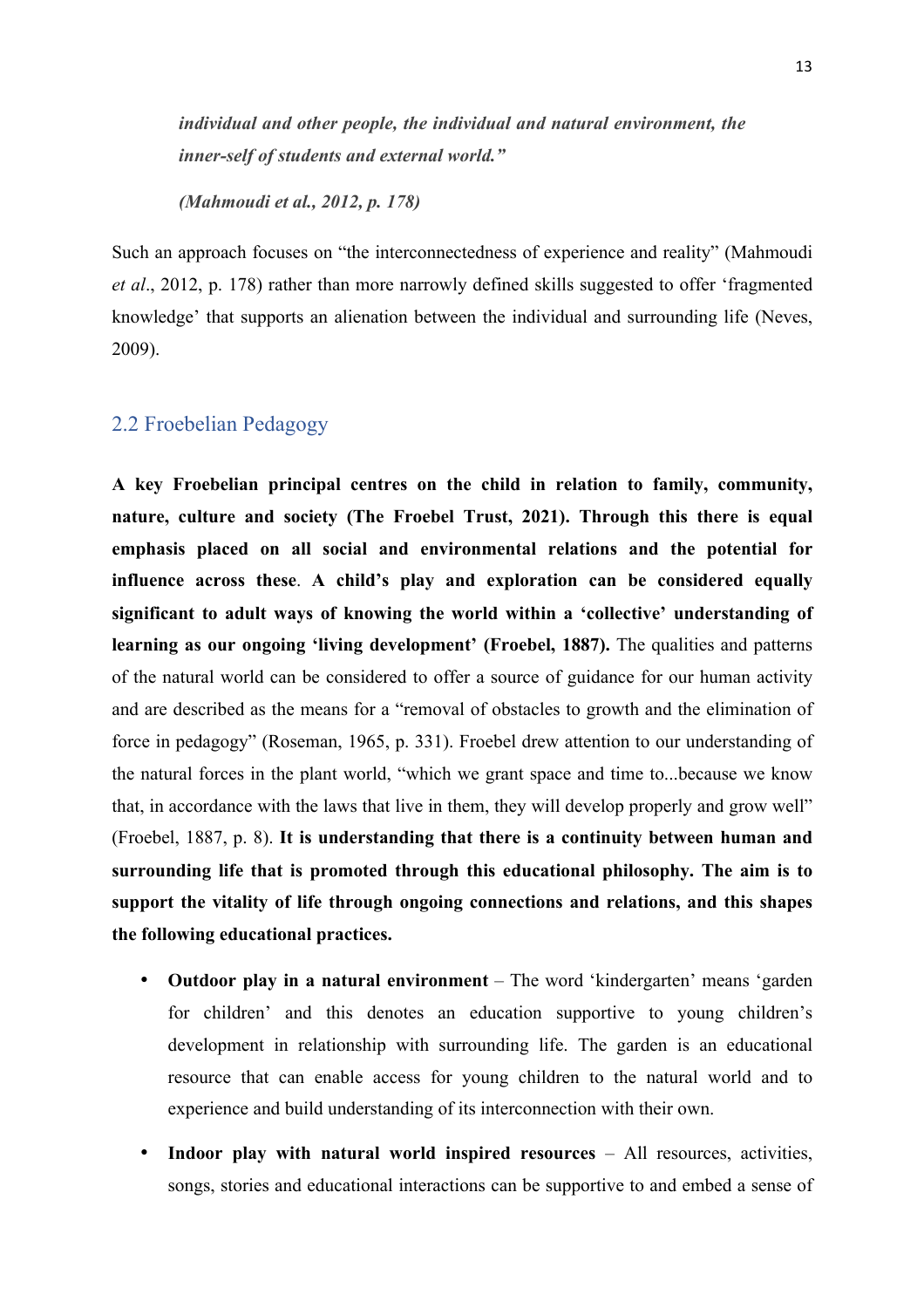*individual and other people, the individual and natural environment, the inner-self of students and external world."*

*(Mahmoudi et al., 2012, p. 178)*

Such an approach focuses on "the interconnectedness of experience and reality" (Mahmoudi *et al*., 2012, p. 178) rather than more narrowly defined skills suggested to offer 'fragmented knowledge' that supports an alienation between the individual and surrounding life (Neves, 2009).

## 2.2 Froebelian Pedagogy

**A key Froebelian principal centres on the child in relation to family, community, nature, culture and society (The Froebel Trust, 2021). Through this there is equal emphasis placed on all social and environmental relations and the potential for influence across these**. **A child's play and exploration can be considered equally significant to adult ways of knowing the world within a 'collective' understanding of learning as our ongoing 'living development' (Froebel, 1887).** The qualities and patterns of the natural world can be considered to offer a source of guidance for our human activity and are described as the means for a "removal of obstacles to growth and the elimination of force in pedagogy" (Roseman, 1965, p. 331). Froebel drew attention to our understanding of the natural forces in the plant world, "which we grant space and time to...because we know that, in accordance with the laws that live in them, they will develop properly and grow well" (Froebel, 1887, p. 8). **It is understanding that there is a continuity between human and surrounding life that is promoted through this educational philosophy. The aim is to support the vitality of life through ongoing connections and relations, and this shapes the following educational practices.**

- **Outdoor play in a natural environment** – The word 'kindergarten' means 'garden for children' and this denotes an education supportive to young children's development in relationship with surrounding life. The garden is an educational resource that can enable access for young children to the natural world and to experience and build understanding of its interconnection with their own.
- **Indoor play with natural world inspired resources** – All resources, activities, songs, stories and educational interactions can be supportive to and embed a sense of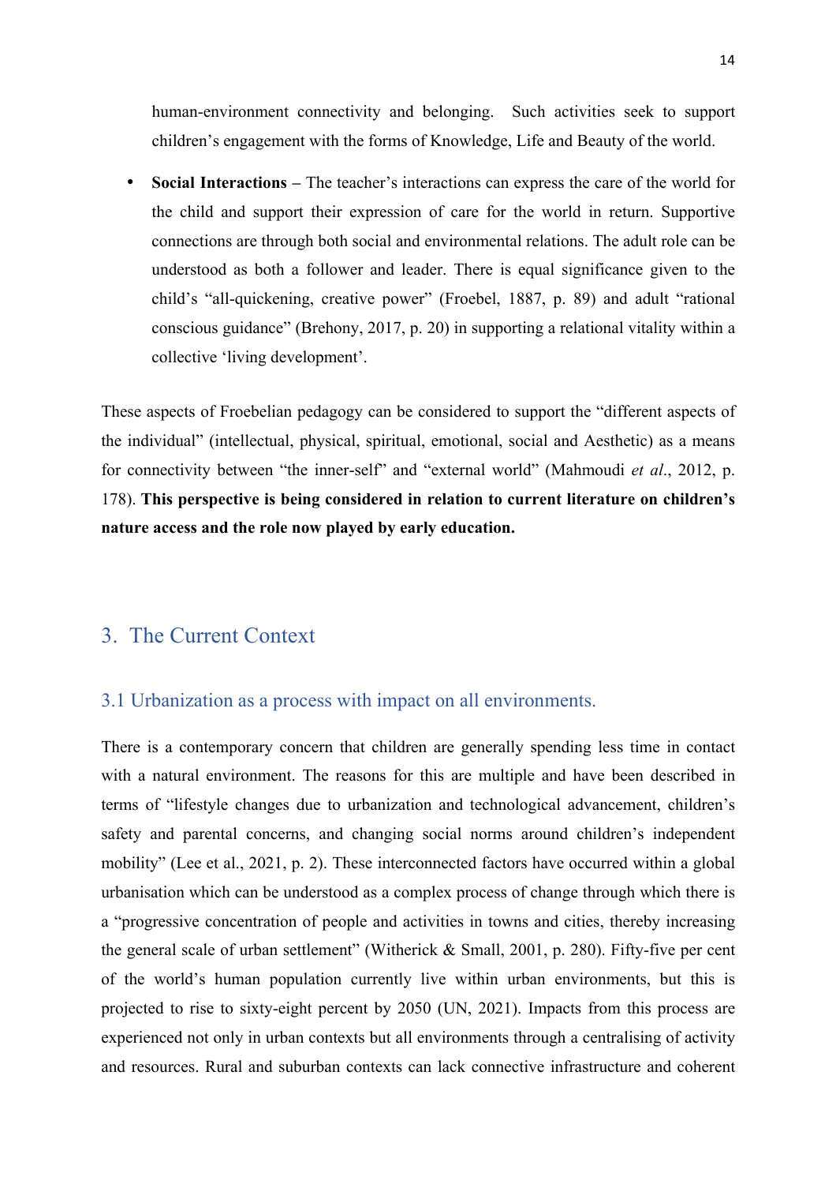human-environment connectivity and belonging. Such activities seek to support children's engagement with the forms of Knowledge, Life and Beauty of the world.

- **Social Interactions** – The teacher's interactions can express the care of the world for the child and support their expression of care for the world in return. Supportive connections are through both social and environmental relations. The adult role can be understood as both a follower and leader. There is equal significance given to the child's "all-quickening, creative power" (Froebel, 1887, p. 89) and adult "rational conscious guidance" (Brehony, 2017, p. 20) in supporting a relational vitality within a collective 'living development'.

These aspects of Froebelian pedagogy can be considered to support the "different aspects of the individual" (intellectual, physical, spiritual, emotional, social and Aesthetic) as a means for connectivity between "the inner-self" and "external world" (Mahmoudi *et al*., 2012, p. 178). **This perspective is being considered in relation to current literature on children's nature access and the role now played by early education.**

# 3. The Current Context

## 3.1 Urbanization as a process with impact on all environments.

There is a contemporary concern that children are generally spending less time in contact with a natural environment. The reasons for this are multiple and have been described in terms of "lifestyle changes due to urbanization and technological advancement, children's safety and parental concerns, and changing social norms around children's independent mobility" (Lee et al., 2021, p. 2). These interconnected factors have occurred within a global urbanisation which can be understood as a complex process of change through which there is a "progressive concentration of people and activities in towns and cities, thereby increasing the general scale of urban settlement" (Witherick & Small, 2001, p. 280). Fifty-five per cent of the world's human population currently live within urban environments, but this is projected to rise to sixty-eight percent by 2050 (UN, 2021). Impacts from this process are experienced not only in urban contexts but all environments through a centralising of activity and resources. Rural and suburban contexts can lack connective infrastructure and coherent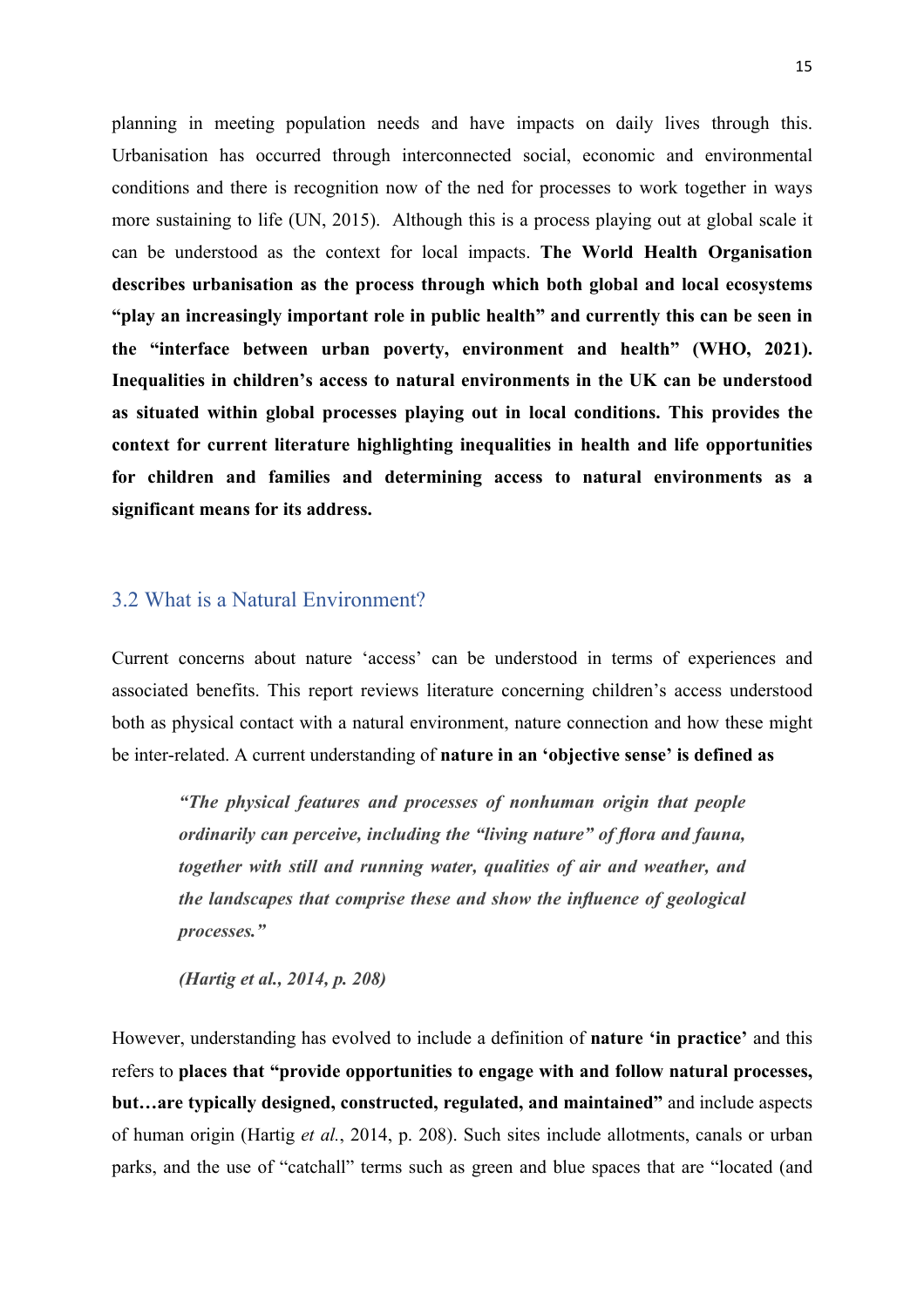planning in meeting population needs and have impacts on daily lives through this. Urbanisation has occurred through interconnected social, economic and environmental conditions and there is recognition now of the ned for processes to work together in ways more sustaining to life (UN, 2015). Although this is a process playing out at global scale it can be understood as the context for local impacts. **The World Health Organisation describes urbanisation as the process through which both global and local ecosystems "play an increasingly important role in public health" and currently this can be seen in the "interface between urban poverty, environment and health" (WHO, 2021). Inequalities in children's access to natural environments in the UK can be understood as situated within global processes playing out in local conditions. This provides the context for current literature highlighting inequalities in health and life opportunities for children and families and determining access to natural environments as a significant means for its address.**

## 3.2 What is a Natural Environment?

Current concerns about nature 'access' can be understood in terms of experiences and associated benefits. This report reviews literature concerning children's access understood both as physical contact with a natural environment, nature connection and how these might be inter-related. A current understanding of **nature in an 'objective sense' is defined as**

> ***"The physical features and processes of nonhuman origin that people ordinarily can perceive, including the "living nature" of flora and fauna, together with still and running water, qualities of air and weather, and the landscapes that comprise these and show the influence of geological processes."***
>
> ***(Hartig et al., 2014, p. 208)***

However, understanding has evolved to include a definition of **nature 'in practice'** and this refers to **places that "provide opportunities to engage with and follow natural processes, but…are typically designed, constructed, regulated, and maintained"** and include aspects of human origin (Hartig *et al.*, 2014, p. 208). Such sites include allotments, canals or urban parks, and the use of "catchall" terms such as green and blue spaces that are "located (and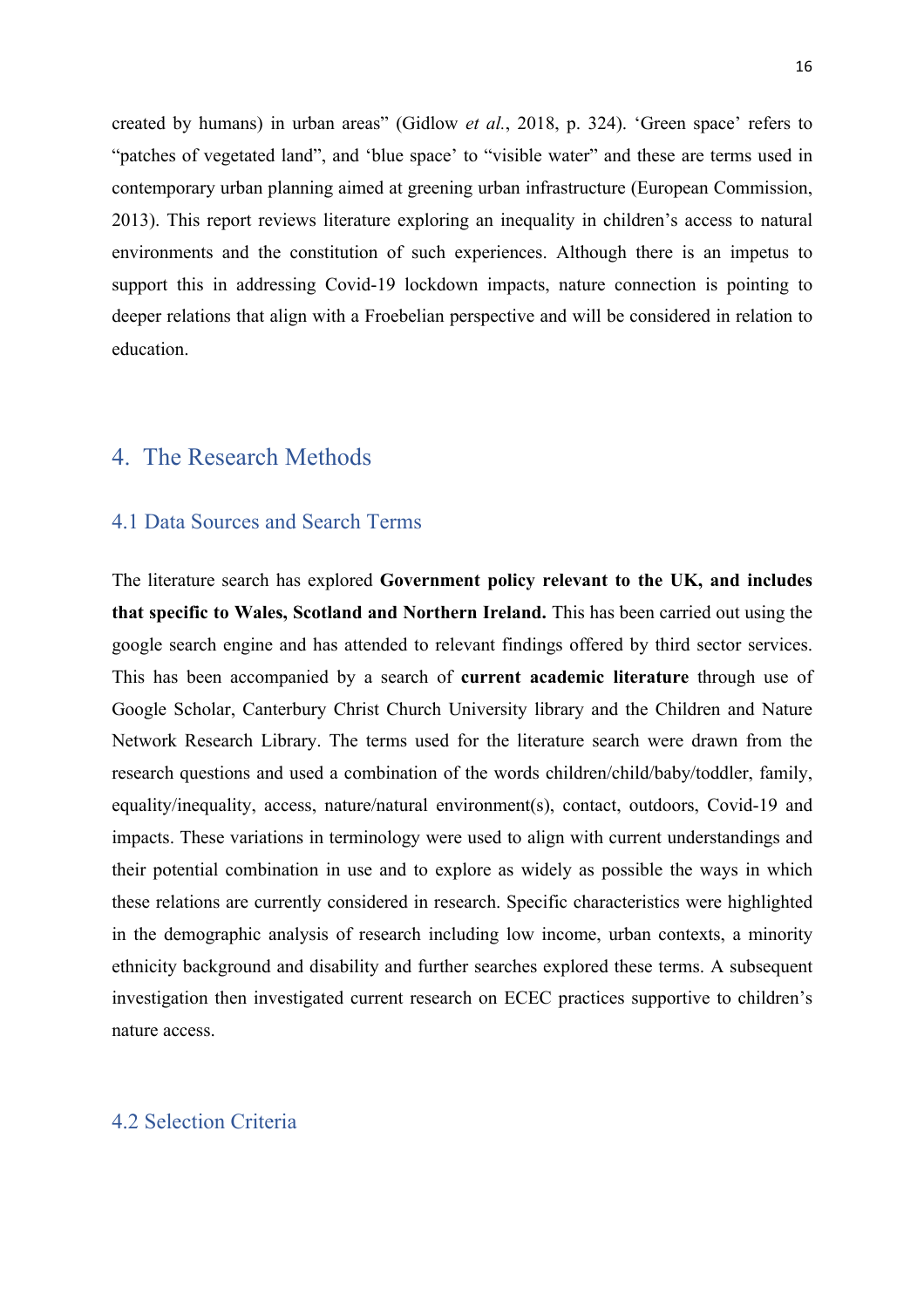created by humans) in urban areas" (Gidlow *et al.*, 2018, p. 324). 'Green space' refers to "patches of vegetated land", and 'blue space' to "visible water" and these are terms used in contemporary urban planning aimed at greening urban infrastructure (European Commission, 2013). This report reviews literature exploring an inequality in children's access to natural environments and the constitution of such experiences. Although there is an impetus to support this in addressing Covid-19 lockdown impacts, nature connection is pointing to deeper relations that align with a Froebelian perspective and will be considered in relation to education.

## 4. The Research Methods

### 4.1 Data Sources and Search Terms

The literature search has explored **Government policy relevant to the UK, and includes that specific to Wales, Scotland and Northern Ireland.** This has been carried out using the google search engine and has attended to relevant findings offered by third sector services. This has been accompanied by a search of **current academic literature** through use of Google Scholar, Canterbury Christ Church University library and the Children and Nature Network Research Library. The terms used for the literature search were drawn from the research questions and used a combination of the words children/child/baby/toddler, family, equality/inequality, access, nature/natural environment(s), contact, outdoors, Covid-19 and impacts. These variations in terminology were used to align with current understandings and their potential combination in use and to explore as widely as possible the ways in which these relations are currently considered in research. Specific characteristics were highlighted in the demographic analysis of research including low income, urban contexts, a minority ethnicity background and disability and further searches explored these terms. A subsequent investigation then investigated current research on ECEC practices supportive to children's nature access.

### 4.2 Selection Criteria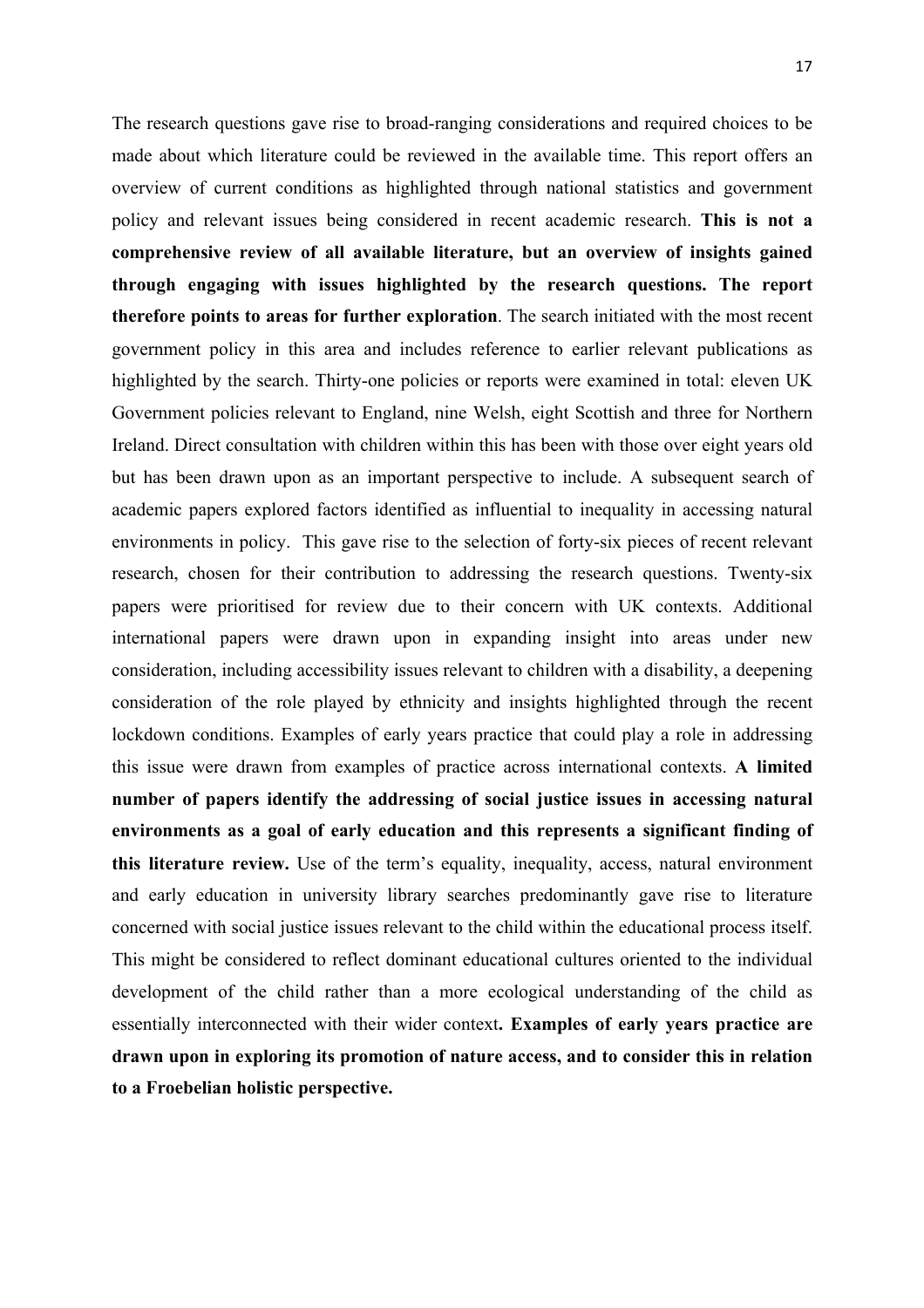The research questions gave rise to broad-ranging considerations and required choices to be made about which literature could be reviewed in the available time. This report offers an overview of current conditions as highlighted through national statistics and government policy and relevant issues being considered in recent academic research. **This is not a comprehensive review of all available literature, but an overview of insights gained through engaging with issues highlighted by the research questions. The report therefore points to areas for further exploration**. The search initiated with the most recent government policy in this area and includes reference to earlier relevant publications as highlighted by the search. Thirty-one policies or reports were examined in total: eleven UK Government policies relevant to England, nine Welsh, eight Scottish and three for Northern Ireland. Direct consultation with children within this has been with those over eight years old but has been drawn upon as an important perspective to include. A subsequent search of academic papers explored factors identified as influential to inequality in accessing natural environments in policy. This gave rise to the selection of forty-six pieces of recent relevant research, chosen for their contribution to addressing the research questions. Twenty-six papers were prioritised for review due to their concern with UK contexts. Additional international papers were drawn upon in expanding insight into areas under new consideration, including accessibility issues relevant to children with a disability, a deepening consideration of the role played by ethnicity and insights highlighted through the recent lockdown conditions. Examples of early years practice that could play a role in addressing this issue were drawn from examples of practice across international contexts. **A limited number of papers identify the addressing of social justice issues in accessing natural environments as a goal of early education and this represents a significant finding of this literature review.** Use of the term's equality, inequality, access, natural environment and early education in university library searches predominantly gave rise to literature concerned with social justice issues relevant to the child within the educational process itself. This might be considered to reflect dominant educational cultures oriented to the individual development of the child rather than a more ecological understanding of the child as essentially interconnected with their wider context**. Examples of early years practice are drawn upon in exploring its promotion of nature access, and to consider this in relation to a Froebelian holistic perspective.**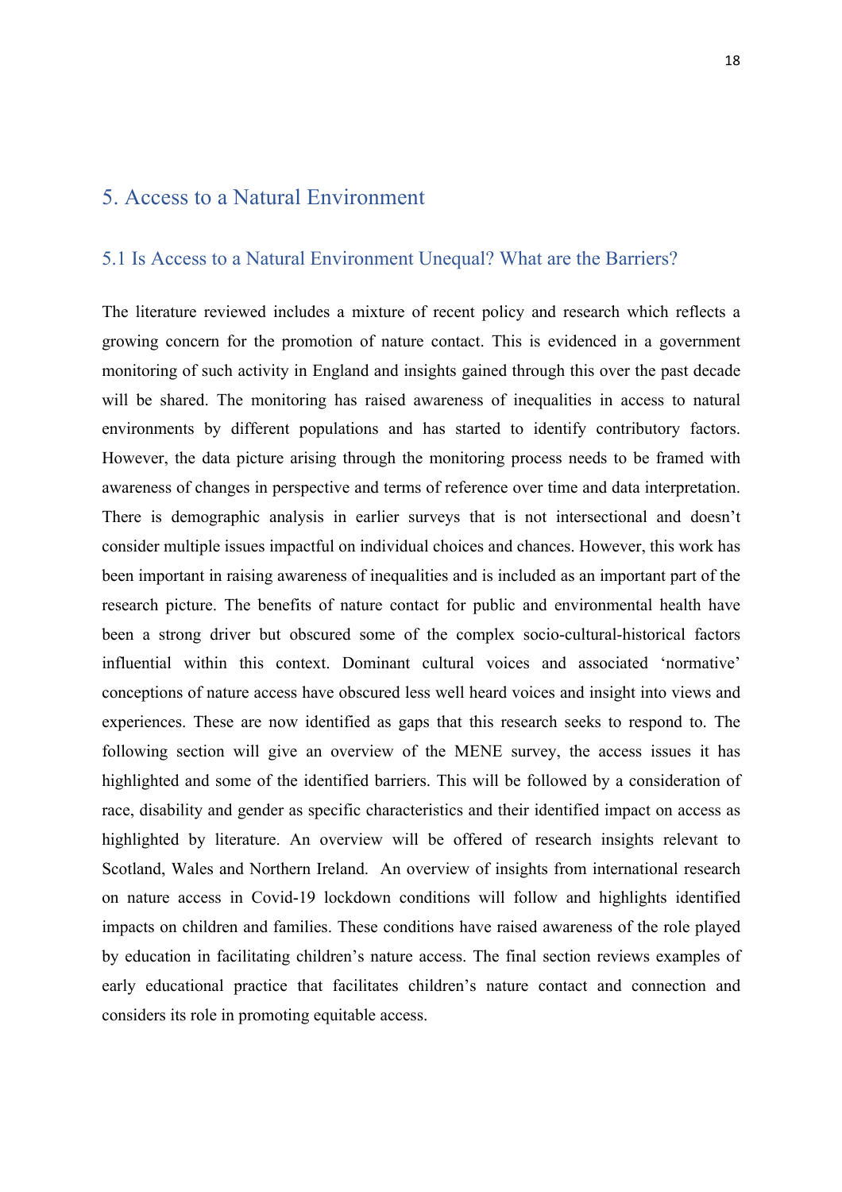# 5. Access to a Natural Environment

## 5.1 Is Access to a Natural Environment Unequal? What are the Barriers?

The literature reviewed includes a mixture of recent policy and research which reflects a growing concern for the promotion of nature contact. This is evidenced in a government monitoring of such activity in England and insights gained through this over the past decade will be shared. The monitoring has raised awareness of inequalities in access to natural environments by different populations and has started to identify contributory factors. However, the data picture arising through the monitoring process needs to be framed with awareness of changes in perspective and terms of reference over time and data interpretation. There is demographic analysis in earlier surveys that is not intersectional and doesn't consider multiple issues impactful on individual choices and chances. However, this work has been important in raising awareness of inequalities and is included as an important part of the research picture. The benefits of nature contact for public and environmental health have been a strong driver but obscured some of the complex socio-cultural-historical factors influential within this context. Dominant cultural voices and associated 'normative' conceptions of nature access have obscured less well heard voices and insight into views and experiences. These are now identified as gaps that this research seeks to respond to. The following section will give an overview of the MENE survey, the access issues it has highlighted and some of the identified barriers. This will be followed by a consideration of race, disability and gender as specific characteristics and their identified impact on access as highlighted by literature. An overview will be offered of research insights relevant to Scotland, Wales and Northern Ireland. An overview of insights from international research on nature access in Covid-19 lockdown conditions will follow and highlights identified impacts on children and families. These conditions have raised awareness of the role played by education in facilitating children's nature access. The final section reviews examples of early educational practice that facilitates children's nature contact and connection and considers its role in promoting equitable access.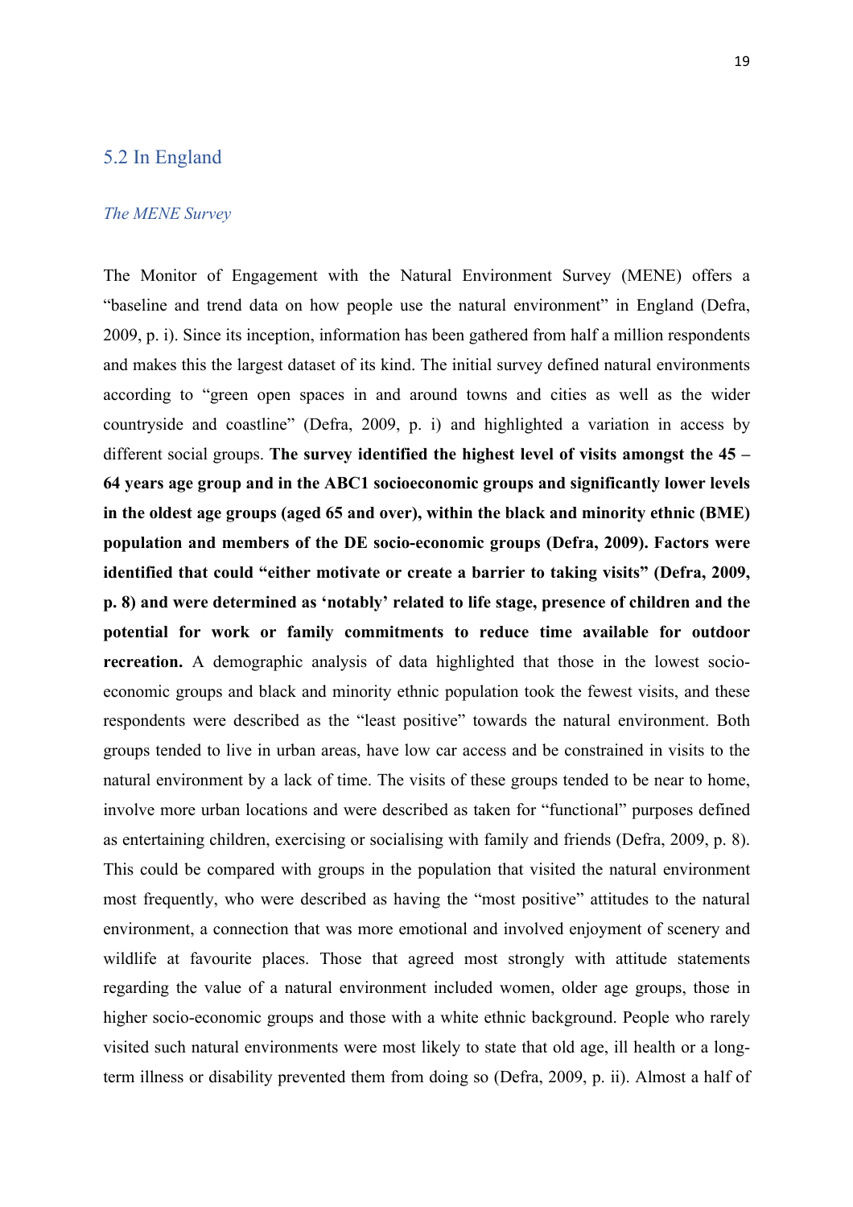## 5.2 In England

### *The MENE Survey*

The Monitor of Engagement with the Natural Environment Survey (MENE) offers a "baseline and trend data on how people use the natural environment" in England (Defra, 2009, p. i). Since its inception, information has been gathered from half a million respondents and makes this the largest dataset of its kind. The initial survey defined natural environments according to "green open spaces in and around towns and cities as well as the wider countryside and coastline" (Defra, 2009, p. i) and highlighted a variation in access by different social groups. **The survey identified the highest level of visits amongst the 45 – 64 years age group and in the ABC1 socioeconomic groups and significantly lower levels in the oldest age groups (aged 65 and over), within the black and minority ethnic (BME) population and members of the DE socio-economic groups (Defra, 2009). Factors were identified that could "either motivate or create a barrier to taking visits" (Defra, 2009, p. 8) and were determined as 'notably' related to life stage, presence of children and the potential for work or family commitments to reduce time available for outdoor recreation.** A demographic analysis of data highlighted that those in the lowest socio-economic groups and black and minority ethnic population took the fewest visits, and these respondents were described as the "least positive" towards the natural environment. Both groups tended to live in urban areas, have low car access and be constrained in visits to the natural environment by a lack of time. The visits of these groups tended to be near to home, involve more urban locations and were described as taken for "functional" purposes defined as entertaining children, exercising or socialising with family and friends (Defra, 2009, p. 8). This could be compared with groups in the population that visited the natural environment most frequently, who were described as having the "most positive" attitudes to the natural environment, a connection that was more emotional and involved enjoyment of scenery and wildlife at favourite places. Those that agreed most strongly with attitude statements regarding the value of a natural environment included women, older age groups, those in higher socio-economic groups and those with a white ethnic background. People who rarely visited such natural environments were most likely to state that old age, ill health or a long-term illness or disability prevented them from doing so (Defra, 2009, p. ii). Almost a half of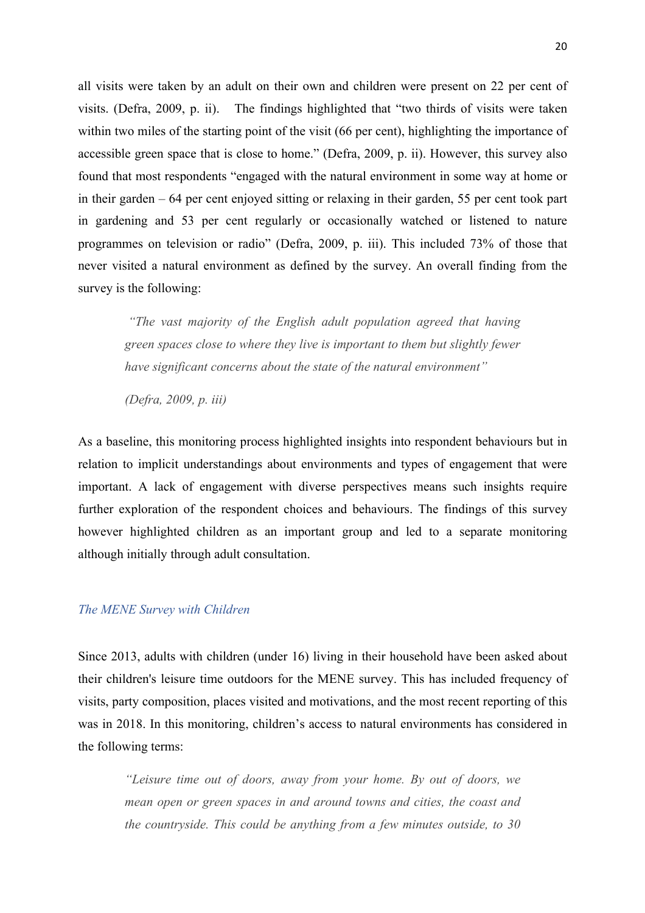all visits were taken by an adult on their own and children were present on 22 per cent of visits. (Defra, 2009, p. ii). The findings highlighted that "two thirds of visits were taken within two miles of the starting point of the visit (66 per cent), highlighting the importance of accessible green space that is close to home." (Defra, 2009, p. ii). However, this survey also found that most respondents "engaged with the natural environment in some way at home or in their garden – 64 per cent enjoyed sitting or relaxing in their garden, 55 per cent took part in gardening and 53 per cent regularly or occasionally watched or listened to nature programmes on television or radio" (Defra, 2009, p. iii). This included 73% of those that never visited a natural environment as defined by the survey. An overall finding from the survey is the following:

> *"The vast majority of the English adult population agreed that having green spaces close to where they live is important to them but slightly fewer have significant concerns about the state of the natural environment"*
>
> *(Defra, 2009, p. iii)*

As a baseline, this monitoring process highlighted insights into respondent behaviours but in relation to implicit understandings about environments and types of engagement that were important. A lack of engagement with diverse perspectives means such insights require further exploration of the respondent choices and behaviours. The findings of this survey however highlighted children as an important group and led to a separate monitoring although initially through adult consultation.

### *The MENE Survey with Children*

Since 2013, adults with children (under 16) living in their household have been asked about their children's leisure time outdoors for the MENE survey. This has included frequency of visits, party composition, places visited and motivations, and the most recent reporting of this was in 2018. In this monitoring, children's access to natural environments has considered in the following terms:

> *"Leisure time out of doors, away from your home. By out of doors, we mean open or green spaces in and around towns and cities, the coast and the countryside. This could be anything from a few minutes outside, to 30*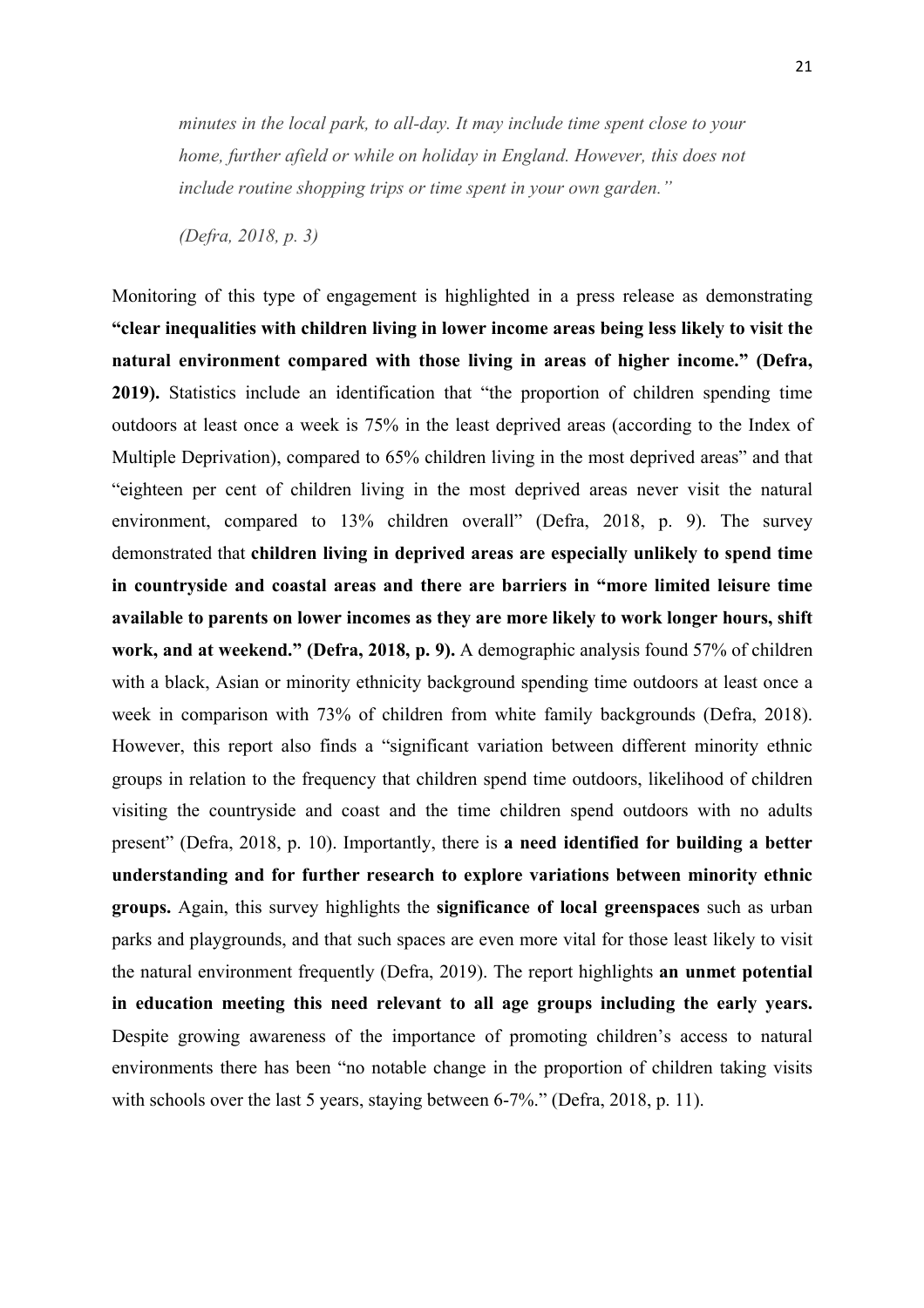> *minutes in the local park, to all-day. It may include time spent close to your home, further afield or while on holiday in England. However, this does not include routine shopping trips or time spent in your own garden."*
>
> *(Defra, 2018, p. 3)*

Monitoring of this type of engagement is highlighted in a press release as demonstrating **"clear inequalities with children living in lower income areas being less likely to visit the natural environment compared with those living in areas of higher income." (Defra, 2019).** Statistics include an identification that "the proportion of children spending time outdoors at least once a week is 75% in the least deprived areas (according to the Index of Multiple Deprivation), compared to 65% children living in the most deprived areas" and that "eighteen per cent of children living in the most deprived areas never visit the natural environment, compared to 13% children overall" (Defra, 2018, p. 9). The survey demonstrated that **children living in deprived areas are especially unlikely to spend time in countryside and coastal areas and there are barriers in "more limited leisure time available to parents on lower incomes as they are more likely to work longer hours, shift work, and at weekend." (Defra, 2018, p. 9).** A demographic analysis found 57% of children with a black, Asian or minority ethnicity background spending time outdoors at least once a week in comparison with 73% of children from white family backgrounds (Defra, 2018). However, this report also finds a "significant variation between different minority ethnic groups in relation to the frequency that children spend time outdoors, likelihood of children visiting the countryside and coast and the time children spend outdoors with no adults present" (Defra, 2018, p. 10). Importantly, there is **a need identified for building a better understanding and for further research to explore variations between minority ethnic groups.** Again, this survey highlights the **significance of local greenspaces** such as urban parks and playgrounds, and that such spaces are even more vital for those least likely to visit the natural environment frequently (Defra, 2019). The report highlights **an unmet potential in education meeting this need relevant to all age groups including the early years.** Despite growing awareness of the importance of promoting children's access to natural environments there has been "no notable change in the proportion of children taking visits with schools over the last 5 years, staying between 6-7%." (Defra, 2018, p. 11).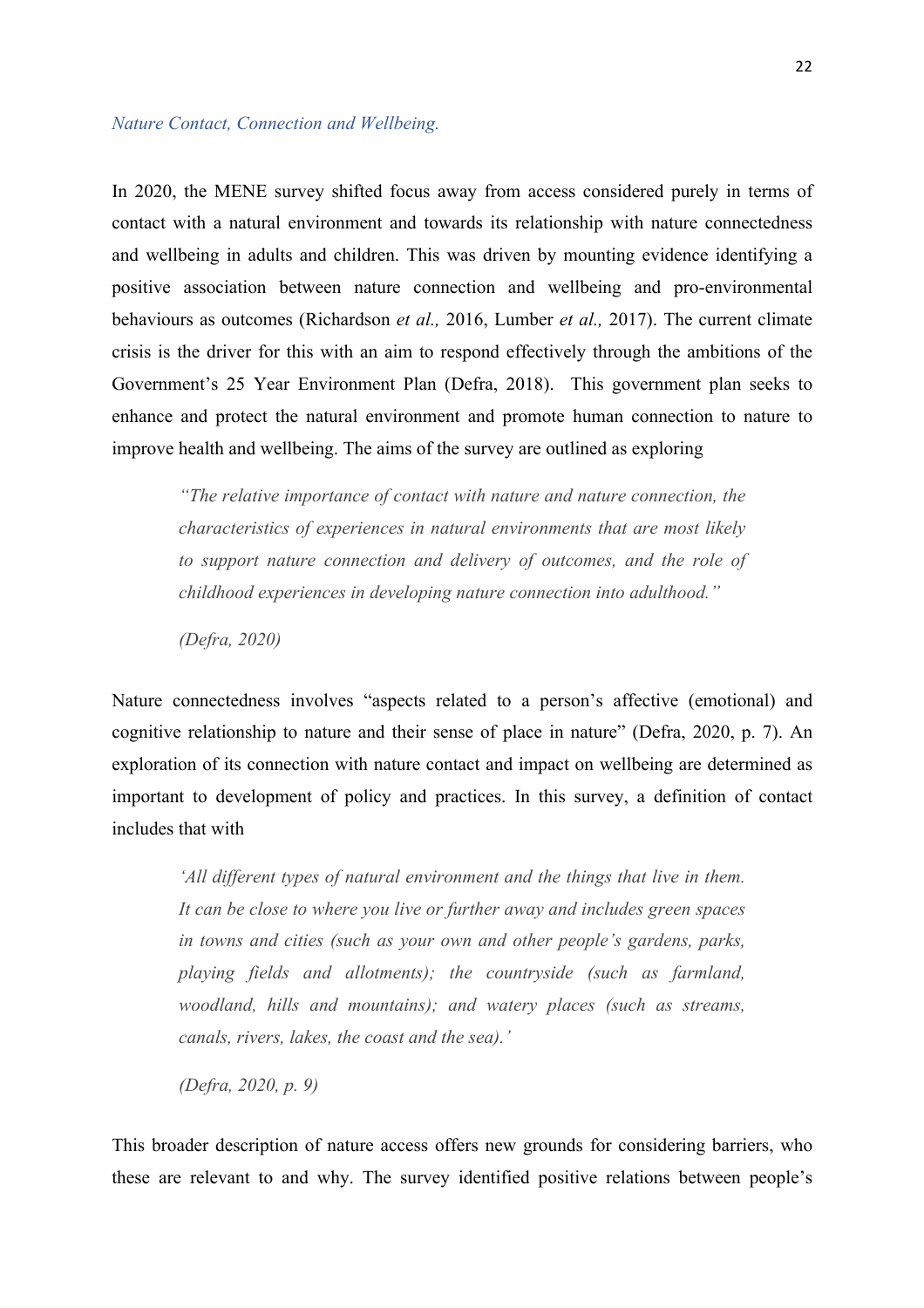### *Nature Contact, Connection and Wellbeing.*

In 2020, the MENE survey shifted focus away from access considered purely in terms of contact with a natural environment and towards its relationship with nature connectedness and wellbeing in adults and children. This was driven by mounting evidence identifying a positive association between nature connection and wellbeing and pro-environmental behaviours as outcomes (Richardson *et al.,* 2016, Lumber *et al.,* 2017). The current climate crisis is the driver for this with an aim to respond effectively through the ambitions of the Government's 25 Year Environment Plan (Defra, 2018). This government plan seeks to enhance and protect the natural environment and promote human connection to nature to improve health and wellbeing. The aims of the survey are outlined as exploring

> *"The relative importance of contact with nature and nature connection, the characteristics of experiences in natural environments that are most likely to support nature connection and delivery of outcomes, and the role of childhood experiences in developing nature connection into adulthood."*
>
> *(Defra, 2020)*

Nature connectedness involves "aspects related to a person's affective (emotional) and cognitive relationship to nature and their sense of place in nature" (Defra, 2020, p. 7). An exploration of its connection with nature contact and impact on wellbeing are determined as important to development of policy and practices. In this survey, a definition of contact includes that with

> *'All different types of natural environment and the things that live in them. It can be close to where you live or further away and includes green spaces in towns and cities (such as your own and other people's gardens, parks, playing fields and allotments); the countryside (such as farmland, woodland, hills and mountains); and watery places (such as streams, canals, rivers, lakes, the coast and the sea).'*
>
> *(Defra, 2020, p. 9)*

This broader description of nature access offers new grounds for considering barriers, who these are relevant to and why. The survey identified positive relations between people's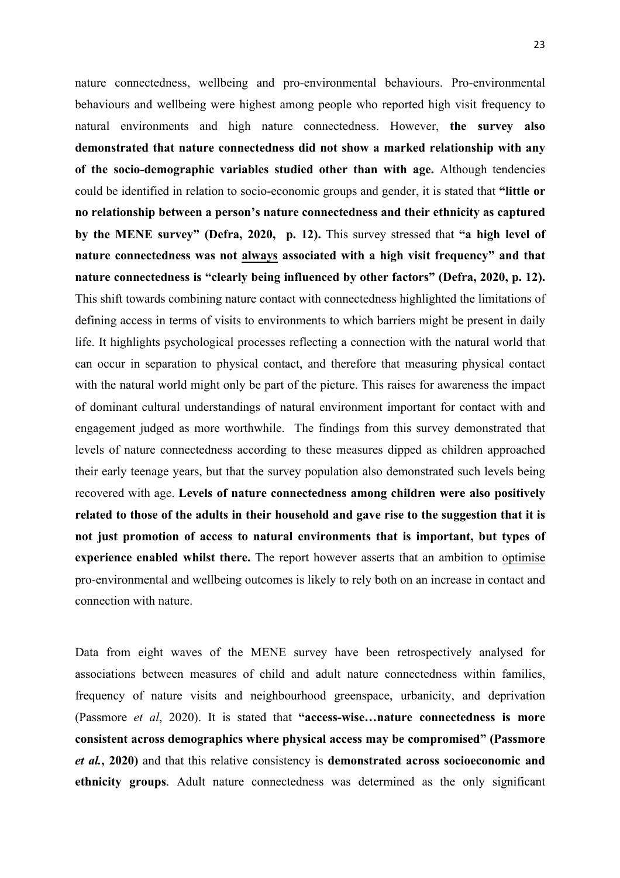nature connectedness, wellbeing and pro-environmental behaviours. Pro-environmental behaviours and wellbeing were highest among people who reported high visit frequency to natural environments and high nature connectedness. However, **the survey also demonstrated that nature connectedness did not show a marked relationship with any of the socio-demographic variables studied other than with age.** Although tendencies could be identified in relation to socio-economic groups and gender, it is stated that **"little or no relationship between a person's nature connectedness and their ethnicity as captured by the MENE survey" (Defra, 2020, p. 12).** This survey stressed that **"a high level of nature connectedness was not <u>always</u> associated with a high visit frequency" and that nature connectedness is "clearly being influenced by other factors" (Defra, 2020, p. 12).** This shift towards combining nature contact with connectedness highlighted the limitations of defining access in terms of visits to environments to which barriers might be present in daily life. It highlights psychological processes reflecting a connection with the natural world that can occur in separation to physical contact, and therefore that measuring physical contact with the natural world might only be part of the picture. This raises for awareness the impact of dominant cultural understandings of natural environment important for contact with and engagement judged as more worthwhile. The findings from this survey demonstrated that levels of nature connectedness according to these measures dipped as children approached their early teenage years, but that the survey population also demonstrated such levels being recovered with age. **Levels of nature connectedness among children were also positively related to those of the adults in their household and gave rise to the suggestion that it is not just promotion of access to natural environments that is important, but types of experience enabled whilst there.** The report however asserts that an ambition to <u>optimise</u> pro-environmental and wellbeing outcomes is likely to rely both on an increase in contact and connection with nature.

Data from eight waves of the MENE survey have been retrospectively analysed for associations between measures of child and adult nature connectedness within families, frequency of nature visits and neighbourhood greenspace, urbanicity, and deprivation (Passmore *et al*, 2020). It is stated that **"access-wise…nature connectedness is more consistent across demographics where physical access may be compromised" (Passmore *et al.*, 2020)** and that this relative consistency is **demonstrated across socioeconomic and ethnicity groups**. Adult nature connectedness was determined as the only significant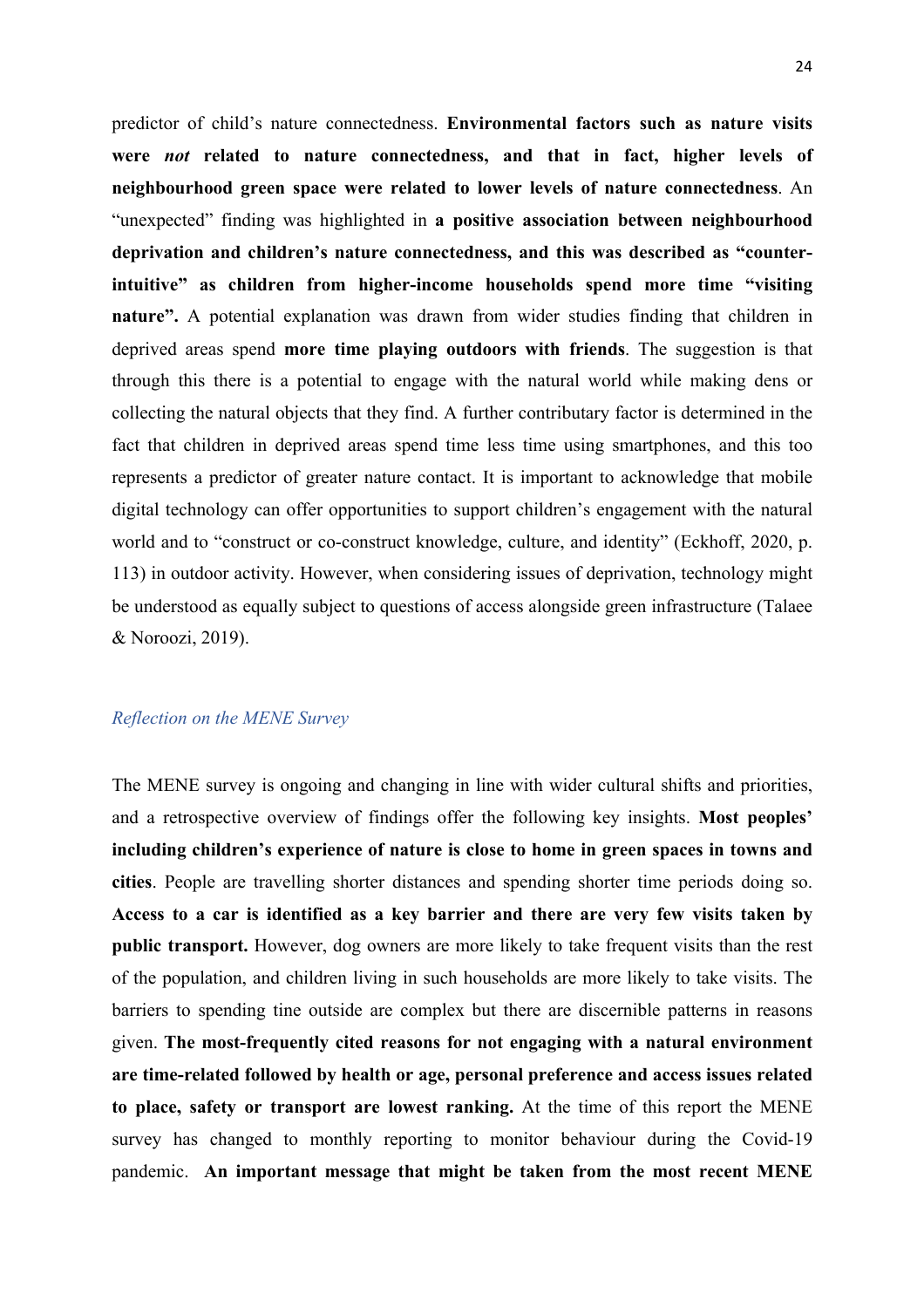predictor of child's nature connectedness. **Environmental factors such as nature visits were *not* related to nature connectedness, and that in fact, higher levels of neighbourhood green space were related to lower levels of nature connectedness**. An "unexpected" finding was highlighted in **a positive association between neighbourhood deprivation and children's nature connectedness, and this was described as "counter-intuitive" as children from higher-income households spend more time "visiting nature".** A potential explanation was drawn from wider studies finding that children in deprived areas spend **more time playing outdoors with friends**. The suggestion is that through this there is a potential to engage with the natural world while making dens or collecting the natural objects that they find. A further contributary factor is determined in the fact that children in deprived areas spend time less time using smartphones, and this too represents a predictor of greater nature contact. It is important to acknowledge that mobile digital technology can offer opportunities to support children's engagement with the natural world and to "construct or co-construct knowledge, culture, and identity" (Eckhoff, 2020, p. 113) in outdoor activity. However, when considering issues of deprivation, technology might be understood as equally subject to questions of access alongside green infrastructure (Talaee & Noroozi, 2019).

### *Reflection on the MENE Survey*

The MENE survey is ongoing and changing in line with wider cultural shifts and priorities, and a retrospective overview of findings offer the following key insights. **Most peoples' including children's experience of nature is close to home in green spaces in towns and cities**. People are travelling shorter distances and spending shorter time periods doing so. **Access to a car is identified as a key barrier and there are very few visits taken by public transport.** However, dog owners are more likely to take frequent visits than the rest of the population, and children living in such households are more likely to take visits. The barriers to spending tine outside are complex but there are discernible patterns in reasons given. **The most-frequently cited reasons for not engaging with a natural environment are time-related followed by health or age, personal preference and access issues related to place, safety or transport are lowest ranking.** At the time of this report the MENE survey has changed to monthly reporting to monitor behaviour during the Covid-19 pandemic. **An important message that might be taken from the most recent MENE**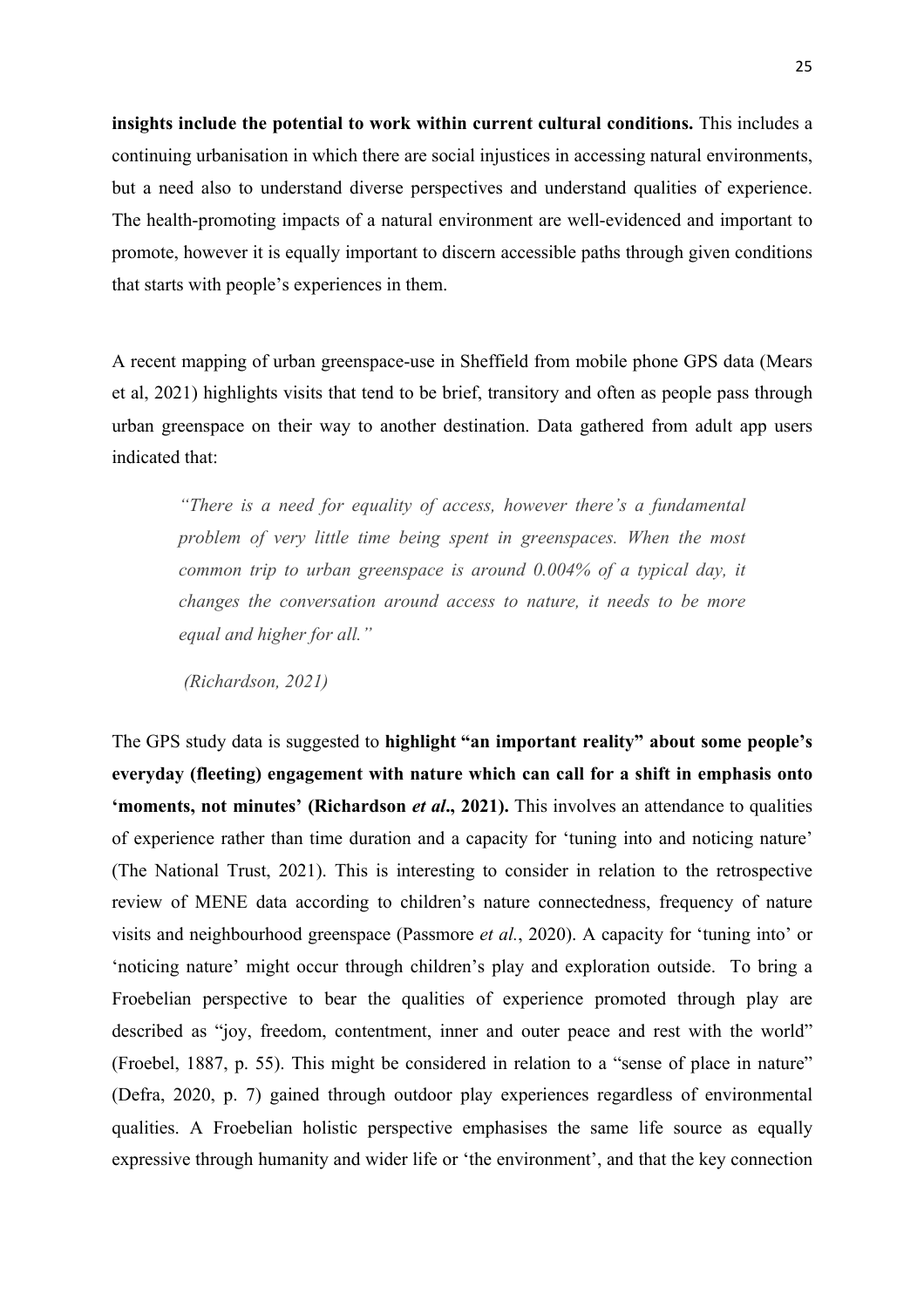**insights include the potential to work within current cultural conditions.** This includes a continuing urbanisation in which there are social injustices in accessing natural environments, but a need also to understand diverse perspectives and understand qualities of experience. The health-promoting impacts of a natural environment are well-evidenced and important to promote, however it is equally important to discern accessible paths through given conditions that starts with people's experiences in them.

A recent mapping of urban greenspace-use in Sheffield from mobile phone GPS data (Mears et al, 2021) highlights visits that tend to be brief, transitory and often as people pass through urban greenspace on their way to another destination. Data gathered from adult app users indicated that:

> *"There is a need for equality of access, however there's a fundamental problem of very little time being spent in greenspaces. When the most common trip to urban greenspace is around 0.004% of a typical day, it changes the conversation around access to nature, it needs to be more equal and higher for all."*
>
> *(Richardson, 2021)*

The GPS study data is suggested to **highlight "an important reality" about some people's everyday (fleeting) engagement with nature which can call for a shift in emphasis onto 'moments, not minutes' (Richardson *et al*., 2021).** This involves an attendance to qualities of experience rather than time duration and a capacity for 'tuning into and noticing nature' (The National Trust, 2021). This is interesting to consider in relation to the retrospective review of MENE data according to children's nature connectedness, frequency of nature visits and neighbourhood greenspace (Passmore *et al.*, 2020). A capacity for 'tuning into' or 'noticing nature' might occur through children's play and exploration outside. To bring a Froebelian perspective to bear the qualities of experience promoted through play are described as "joy, freedom, contentment, inner and outer peace and rest with the world" (Froebel, 1887, p. 55). This might be considered in relation to a "sense of place in nature" (Defra, 2020, p. 7) gained through outdoor play experiences regardless of environmental qualities. A Froebelian holistic perspective emphasises the same life source as equally expressive through humanity and wider life or 'the environment', and that the key connection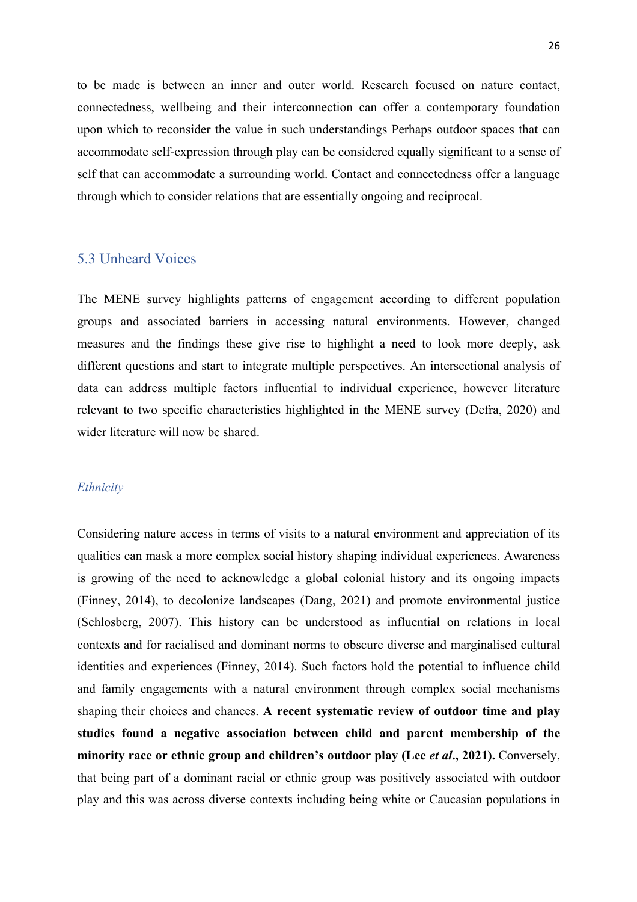to be made is between an inner and outer world. Research focused on nature contact, connectedness, wellbeing and their interconnection can offer a contemporary foundation upon which to reconsider the value in such understandings Perhaps outdoor spaces that can accommodate self-expression through play can be considered equally significant to a sense of self that can accommodate a surrounding world. Contact and connectedness offer a language through which to consider relations that are essentially ongoing and reciprocal.

## 5.3 Unheard Voices

The MENE survey highlights patterns of engagement according to different population groups and associated barriers in accessing natural environments. However, changed measures and the findings these give rise to highlight a need to look more deeply, ask different questions and start to integrate multiple perspectives. An intersectional analysis of data can address multiple factors influential to individual experience, however literature relevant to two specific characteristics highlighted in the MENE survey (Defra, 2020) and wider literature will now be shared.

### *Ethnicity*

Considering nature access in terms of visits to a natural environment and appreciation of its qualities can mask a more complex social history shaping individual experiences. Awareness is growing of the need to acknowledge a global colonial history and its ongoing impacts (Finney, 2014), to decolonize landscapes (Dang, 2021) and promote environmental justice (Schlosberg, 2007). This history can be understood as influential on relations in local contexts and for racialised and dominant norms to obscure diverse and marginalised cultural identities and experiences (Finney, 2014). Such factors hold the potential to influence child and family engagements with a natural environment through complex social mechanisms shaping their choices and chances. **A recent systematic review of outdoor time and play studies found a negative association between child and parent membership of the minority race or ethnic group and children's outdoor play (Lee *et al*., 2021).** Conversely, that being part of a dominant racial or ethnic group was positively associated with outdoor play and this was across diverse contexts including being white or Caucasian populations in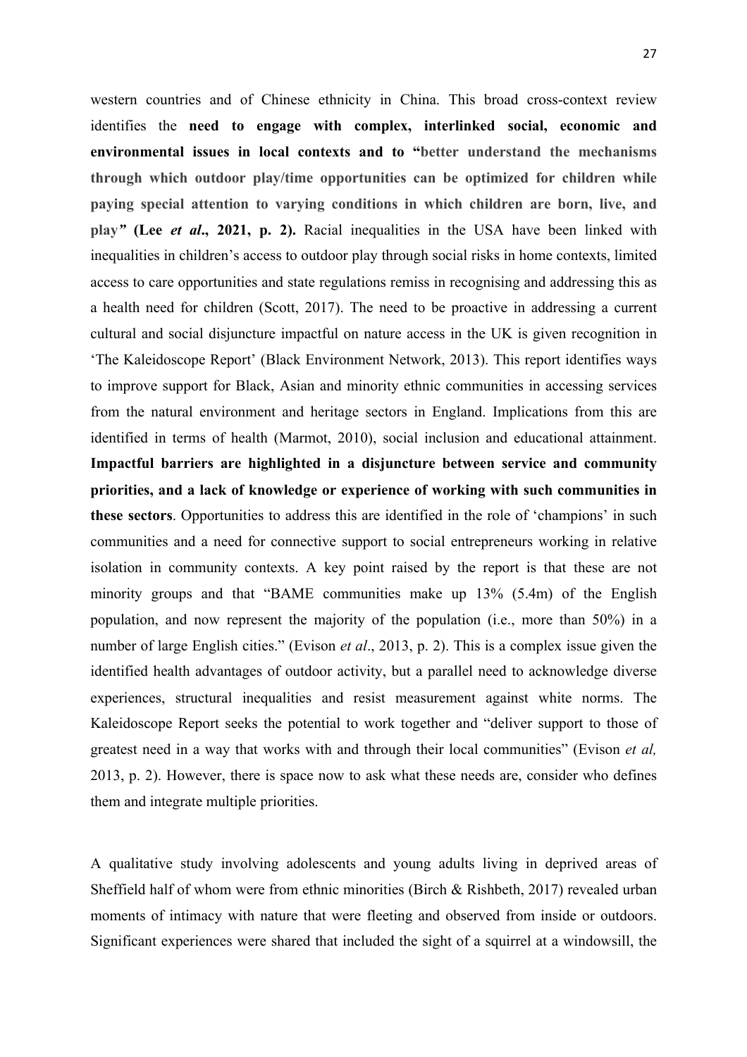western countries and of Chinese ethnicity in China. This broad cross-context review identifies the **need to engage with complex, interlinked social, economic and environmental issues in local contexts and to "better understand the mechanisms through which outdoor play/time opportunities can be optimized for children while paying special attention to varying conditions in which children are born, live, and play" (Lee *et al*., 2021, p. 2).** Racial inequalities in the USA have been linked with inequalities in children's access to outdoor play through social risks in home contexts, limited access to care opportunities and state regulations remiss in recognising and addressing this as a health need for children (Scott, 2017). The need to be proactive in addressing a current cultural and social disjuncture impactful on nature access in the UK is given recognition in 'The Kaleidoscope Report' (Black Environment Network, 2013). This report identifies ways to improve support for Black, Asian and minority ethnic communities in accessing services from the natural environment and heritage sectors in England. Implications from this are identified in terms of health (Marmot, 2010), social inclusion and educational attainment. **Impactful barriers are highlighted in a disjuncture between service and community priorities, and a lack of knowledge or experience of working with such communities in these sectors**. Opportunities to address this are identified in the role of 'champions' in such communities and a need for connective support to social entrepreneurs working in relative isolation in community contexts. A key point raised by the report is that these are not minority groups and that "BAME communities make up 13% (5.4m) of the English population, and now represent the majority of the population (i.e., more than 50%) in a number of large English cities." (Evison *et al*., 2013, p. 2). This is a complex issue given the identified health advantages of outdoor activity, but a parallel need to acknowledge diverse experiences, structural inequalities and resist measurement against white norms. The Kaleidoscope Report seeks the potential to work together and "deliver support to those of greatest need in a way that works with and through their local communities" (Evison *et al,* 2013, p. 2). However, there is space now to ask what these needs are, consider who defines them and integrate multiple priorities.

A qualitative study involving adolescents and young adults living in deprived areas of Sheffield half of whom were from ethnic minorities (Birch & Rishbeth, 2017) revealed urban moments of intimacy with nature that were fleeting and observed from inside or outdoors. Significant experiences were shared that included the sight of a squirrel at a windowsill, the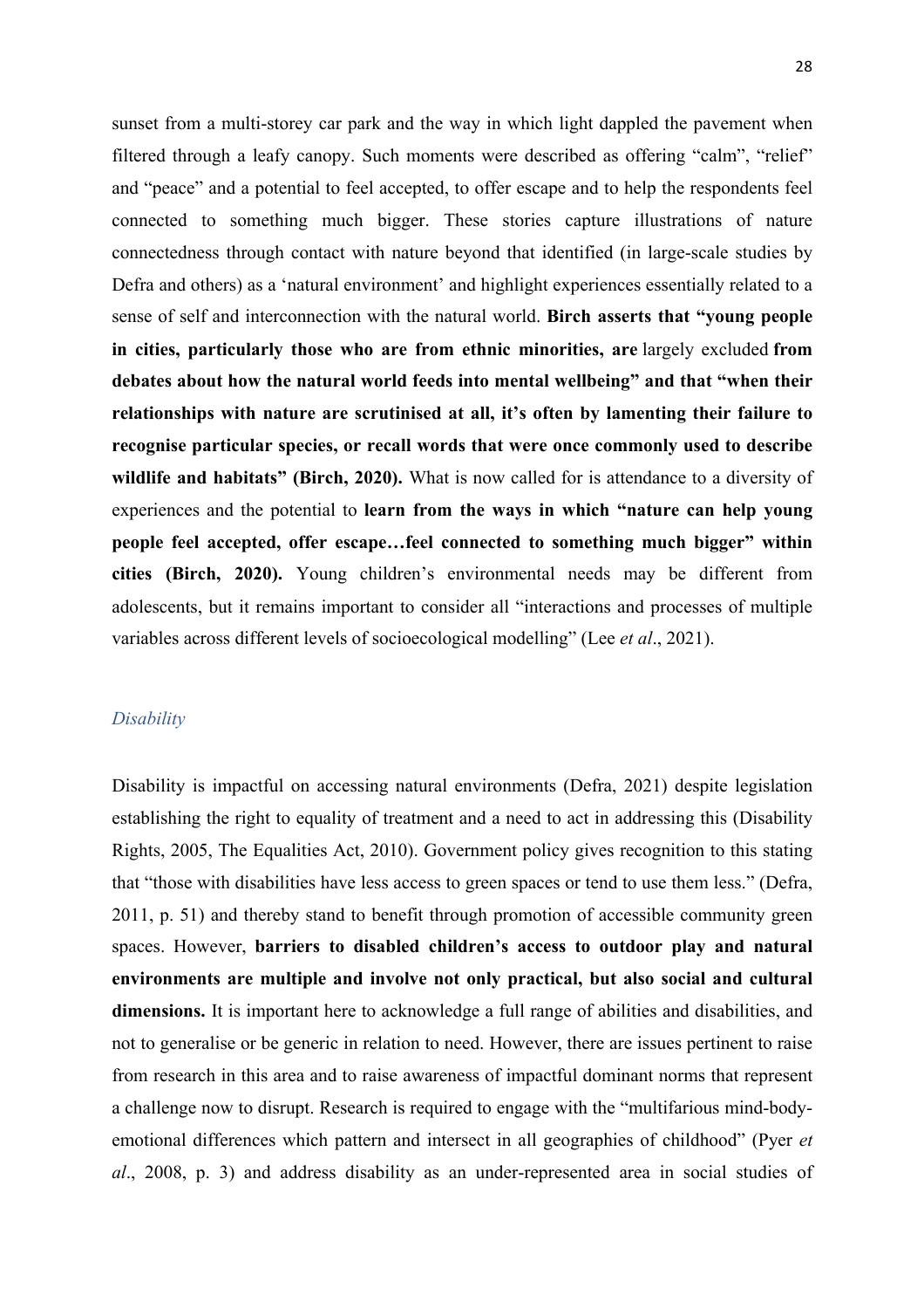sunset from a multi-storey car park and the way in which light dappled the pavement when filtered through a leafy canopy. Such moments were described as offering “calm”, “relief” and “peace” and a potential to feel accepted, to offer escape and to help the respondents feel connected to something much bigger. These stories capture illustrations of nature connectedness through contact with nature beyond that identified (in large-scale studies by Defra and others) as a ‘natural environment’ and highlight experiences essentially related to a sense of self and interconnection with the natural world. **Birch asserts that “young people in cities, particularly those who are from ethnic minorities, are** largely excluded **from debates about how the natural world feeds into mental wellbeing” and that “when their relationships with nature are scrutinised at all, it’s often by lamenting their failure to recognise particular species, or recall words that were once commonly used to describe wildlife and habitats” (Birch, 2020).** What is now called for is attendance to a diversity of experiences and the potential to **learn from the ways in which “nature can help young people feel accepted, offer escape…feel connected to something much bigger” within cities (Birch, 2020).** Young children’s environmental needs may be different from adolescents, but it remains important to consider all “interactions and processes of multiple variables across different levels of socioecological modelling” (Lee *et al*., 2021).

### *Disability*

Disability is impactful on accessing natural environments (Defra, 2021) despite legislation establishing the right to equality of treatment and a need to act in addressing this (Disability Rights, 2005, The Equalities Act, 2010). Government policy gives recognition to this stating that “those with disabilities have less access to green spaces or tend to use them less.” (Defra, 2011, p. 51) and thereby stand to benefit through promotion of accessible community green spaces. However, **barriers to disabled children’s access to outdoor play and natural environments are multiple and involve not only practical, but also social and cultural dimensions.** It is important here to acknowledge a full range of abilities and disabilities, and not to generalise or be generic in relation to need. However, there are issues pertinent to raise from research in this area and to raise awareness of impactful dominant norms that represent a challenge now to disrupt. Research is required to engage with the “multifarious mind-body-emotional differences which pattern and intersect in all geographies of childhood” (Pyer *et al*., 2008, p. 3) and address disability as an under-represented area in social studies of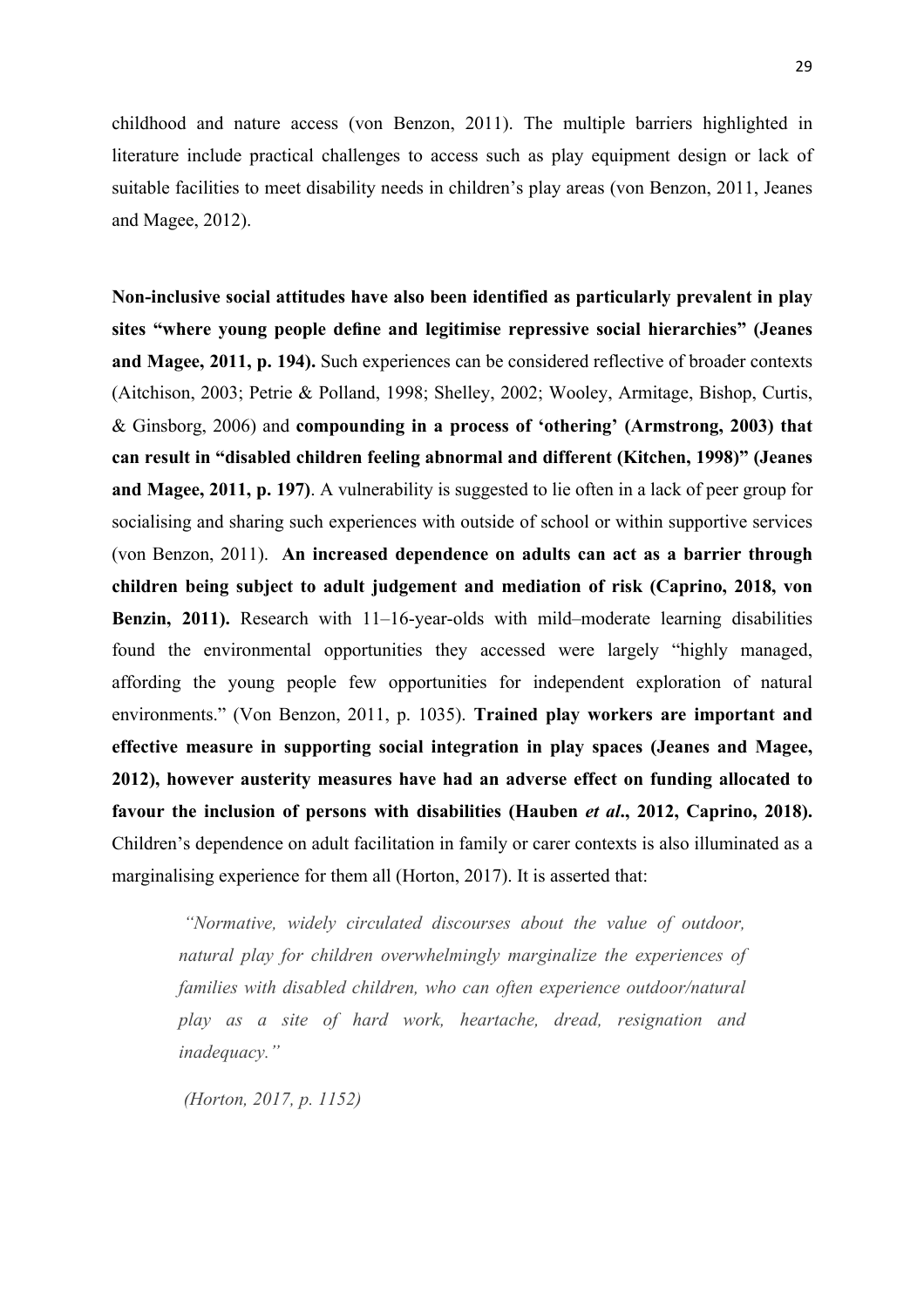childhood and nature access (von Benzon, 2011). The multiple barriers highlighted in literature include practical challenges to access such as play equipment design or lack of suitable facilities to meet disability needs in children's play areas (von Benzon, 2011, Jeanes and Magee, 2012).

**Non-inclusive social attitudes have also been identified as particularly prevalent in play sites "where young people define and legitimise repressive social hierarchies" (Jeanes and Magee, 2011, p. 194).** Such experiences can be considered reflective of broader contexts (Aitchison, 2003; Petrie & Polland, 1998; Shelley, 2002; Wooley, Armitage, Bishop, Curtis, & Ginsborg, 2006) and **compounding in a process of 'othering' (Armstrong, 2003) that can result in "disabled children feeling abnormal and different (Kitchen, 1998)" (Jeanes and Magee, 2011, p. 197)**. A vulnerability is suggested to lie often in a lack of peer group for socialising and sharing such experiences with outside of school or within supportive services (von Benzon, 2011). **An increased dependence on adults can act as a barrier through children being subject to adult judgement and mediation of risk (Caprino, 2018, von Benzin, 2011).** Research with 11–16-year-olds with mild–moderate learning disabilities found the environmental opportunities they accessed were largely "highly managed, affording the young people few opportunities for independent exploration of natural environments." (Von Benzon, 2011, p. 1035). **Trained play workers are important and effective measure in supporting social integration in play spaces (Jeanes and Magee, 2012), however austerity measures have had an adverse effect on funding allocated to favour the inclusion of persons with disabilities (Hauben *et al*., 2012, Caprino, 2018).** Children's dependence on adult facilitation in family or carer contexts is also illuminated as a marginalising experience for them all (Horton, 2017). It is asserted that:

> *"Normative, widely circulated discourses about the value of outdoor, natural play for children overwhelmingly marginalize the experiences of families with disabled children, who can often experience outdoor/natural play as a site of hard work, heartache, dread, resignation and inadequacy."*
>
> *(Horton, 2017, p. 1152)*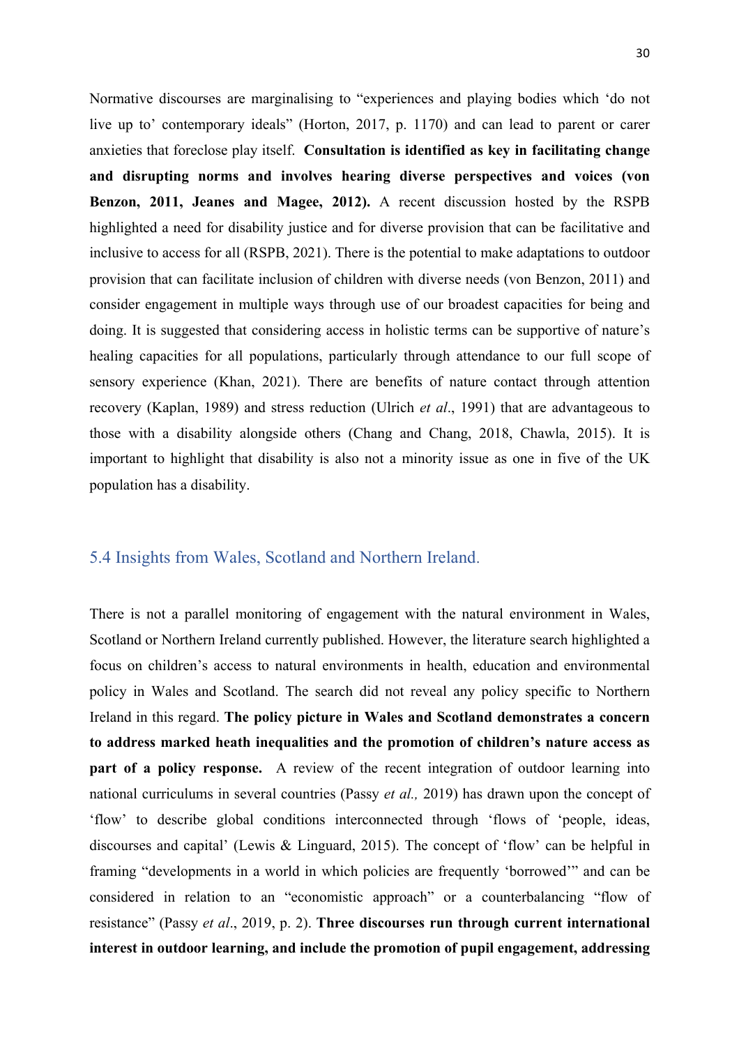Normative discourses are marginalising to "experiences and playing bodies which 'do not live up to' contemporary ideals" (Horton, 2017, p. 1170) and can lead to parent or carer anxieties that foreclose play itself. **Consultation is identified as key in facilitating change and disrupting norms and involves hearing diverse perspectives and voices (von Benzon, 2011, Jeanes and Magee, 2012).** A recent discussion hosted by the RSPB highlighted a need for disability justice and for diverse provision that can be facilitative and inclusive to access for all (RSPB, 2021). There is the potential to make adaptations to outdoor provision that can facilitate inclusion of children with diverse needs (von Benzon, 2011) and consider engagement in multiple ways through use of our broadest capacities for being and doing. It is suggested that considering access in holistic terms can be supportive of nature's healing capacities for all populations, particularly through attendance to our full scope of sensory experience (Khan, 2021). There are benefits of nature contact through attention recovery (Kaplan, 1989) and stress reduction (Ulrich *et al*., 1991) that are advantageous to those with a disability alongside others (Chang and Chang, 2018, Chawla, 2015). It is important to highlight that disability is also not a minority issue as one in five of the UK population has a disability.

## 5.4 Insights from Wales, Scotland and Northern Ireland.

There is not a parallel monitoring of engagement with the natural environment in Wales, Scotland or Northern Ireland currently published. However, the literature search highlighted a focus on children's access to natural environments in health, education and environmental policy in Wales and Scotland. The search did not reveal any policy specific to Northern Ireland in this regard. **The policy picture in Wales and Scotland demonstrates a concern to address marked heath inequalities and the promotion of children's nature access as part of a policy response.** A review of the recent integration of outdoor learning into national curriculums in several countries (Passy *et al.,* 2019) has drawn upon the concept of 'flow' to describe global conditions interconnected through 'flows of 'people, ideas, discourses and capital' (Lewis & Linguard, 2015). The concept of 'flow' can be helpful in framing "developments in a world in which policies are frequently 'borrowed'" and can be considered in relation to an "economistic approach" or a counterbalancing "flow of resistance" (Passy *et al*., 2019, p. 2). **Three discourses run through current international interest in outdoor learning, and include the promotion of pupil engagement, addressing**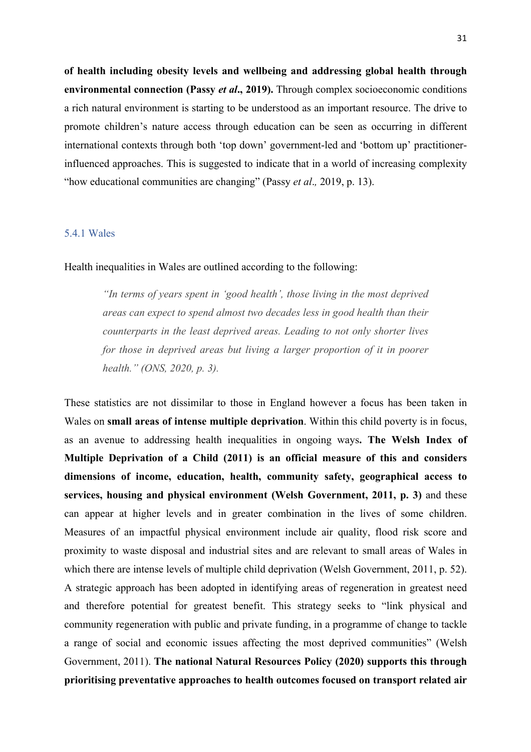**of health including obesity levels and wellbeing and addressing global health through environmental connection (Passy *et al*., 2019).** Through complex socioeconomic conditions a rich natural environment is starting to be understood as an important resource. The drive to promote children's nature access through education can be seen as occurring in different international contexts through both 'top down' government-led and 'bottom up' practitioner-influenced approaches. This is suggested to indicate that in a world of increasing complexity "how educational communities are changing" (Passy *et al*.*,* 2019, p. 13).

### 5.4.1 Wales

Health inequalities in Wales are outlined according to the following:

> *"In terms of years spent in 'good health', those living in the most deprived areas can expect to spend almost two decades less in good health than their counterparts in the least deprived areas. Leading to not only shorter lives for those in deprived areas but living a larger proportion of it in poorer health." (ONS, 2020, p. 3).*

These statistics are not dissimilar to those in England however a focus has been taken in Wales on **small areas of intense multiple deprivation**. Within this child poverty is in focus, as an avenue to addressing health inequalities in ongoing ways**. The Welsh Index of Multiple Deprivation of a Child (2011) is an official measure of this and considers dimensions of income, education, health, community safety, geographical access to services, housing and physical environment (Welsh Government, 2011, p. 3)** and these can appear at higher levels and in greater combination in the lives of some children. Measures of an impactful physical environment include air quality, flood risk score and proximity to waste disposal and industrial sites and are relevant to small areas of Wales in which there are intense levels of multiple child deprivation (Welsh Government, 2011, p. 52). A strategic approach has been adopted in identifying areas of regeneration in greatest need and therefore potential for greatest benefit. This strategy seeks to "link physical and community regeneration with public and private funding, in a programme of change to tackle a range of social and economic issues affecting the most deprived communities" (Welsh Government, 2011). **The national Natural Resources Policy (2020) supports this through prioritising preventative approaches to health outcomes focused on transport related air**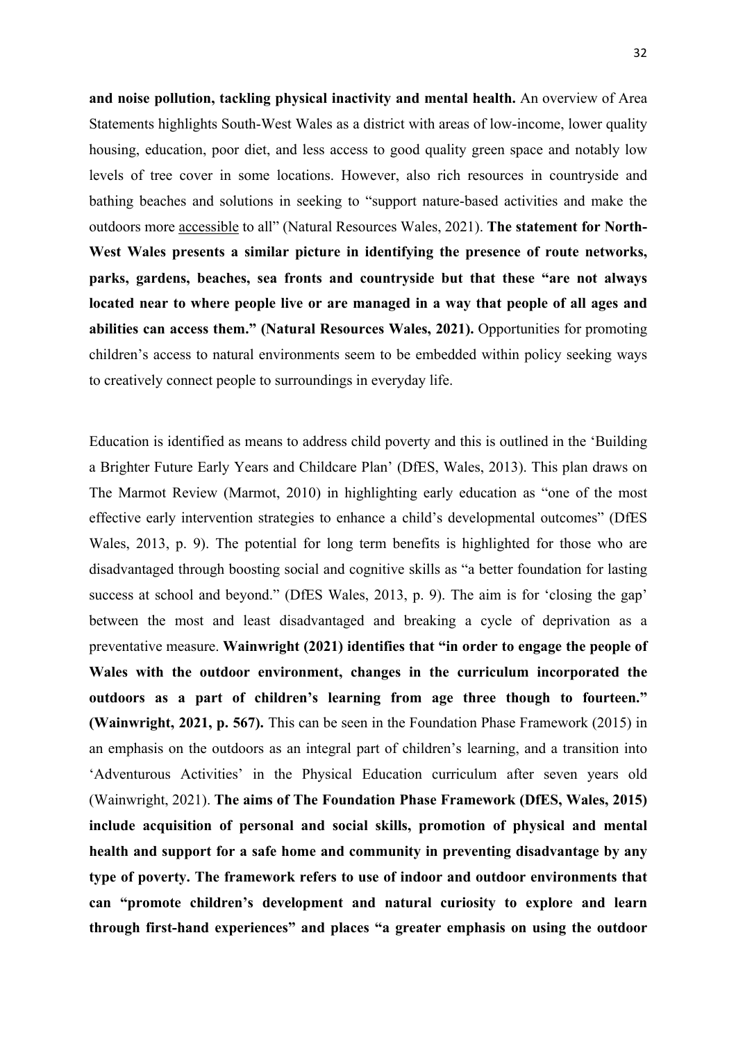**and noise pollution, tackling physical inactivity and mental health.** An overview of Area Statements highlights South-West Wales as a district with areas of low-income, lower quality housing, education, poor diet, and less access to good quality green space and notably low levels of tree cover in some locations. However, also rich resources in countryside and bathing beaches and solutions in seeking to "support nature-based activities and make the outdoors more <u>accessible</u> to all" (Natural Resources Wales, 2021). **The statement for North-West Wales presents a similar picture in identifying the presence of route networks, parks, gardens, beaches, sea fronts and countryside but that these "are not always located near to where people live or are managed in a way that people of all ages and abilities can access them." (Natural Resources Wales, 2021).** Opportunities for promoting children's access to natural environments seem to be embedded within policy seeking ways to creatively connect people to surroundings in everyday life.

Education is identified as means to address child poverty and this is outlined in the 'Building a Brighter Future Early Years and Childcare Plan' (DfES, Wales, 2013). This plan draws on The Marmot Review (Marmot, 2010) in highlighting early education as "one of the most effective early intervention strategies to enhance a child's developmental outcomes" (DfES Wales, 2013, p. 9). The potential for long term benefits is highlighted for those who are disadvantaged through boosting social and cognitive skills as "a better foundation for lasting success at school and beyond." (DfES Wales, 2013, p. 9). The aim is for 'closing the gap' between the most and least disadvantaged and breaking a cycle of deprivation as a preventative measure. **Wainwright (2021) identifies that "in order to engage the people of Wales with the outdoor environment, changes in the curriculum incorporated the outdoors as a part of children's learning from age three though to fourteen." (Wainwright, 2021, p. 567).** This can be seen in the Foundation Phase Framework (2015) in an emphasis on the outdoors as an integral part of children's learning, and a transition into 'Adventurous Activities' in the Physical Education curriculum after seven years old (Wainwright, 2021). **The aims of The Foundation Phase Framework (DfES, Wales, 2015) include acquisition of personal and social skills, promotion of physical and mental health and support for a safe home and community in preventing disadvantage by any type of poverty. The framework refers to use of indoor and outdoor environments that can "promote children's development and natural curiosity to explore and learn through first-hand experiences" and places "a greater emphasis on using the outdoor**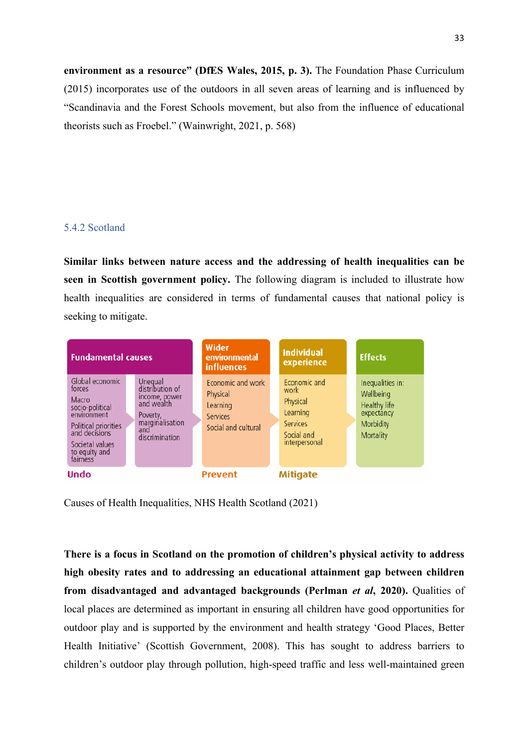**environment as a resource" (DfES Wales, 2015, p. 3).** The Foundation Phase Curriculum (2015) incorporates use of the outdoors in all seven areas of learning and is influenced by "Scandinavia and the Forest Schools movement, but also from the influence of educational theorists such as Froebel." (Wainwright, 2021, p. 568)

### 5.4.2 Scotland

**Similar links between nature access and the addressing of health inequalities can be seen in Scottish government policy.** The following diagram is included to illustrate how health inequalities are considered in terms of fundamental causes that national policy is seeking to mitigate.

| Fundamental causes | | Wider environmental influences | Individual experience | Effects |
|---|---|---|---|---|
| Global economic forces<br>Macro socio-political environment<br>Political priorities and decisions<br>Societal values to equity and fairness | Unequal distribution of income, power and wealth<br>Poverty, marginalisation and discrimination | Economic and work<br>Physical<br>Learning<br>Services<br>Social and cultural | Economic and work<br>Physical<br>Learning<br>Services<br>Social and interpersonal | Inequalities in:<br>Wellbeing<br>Healthy life expectancy<br>Morbidity<br>Mortality |
| Undo | | Prevent | Mitigate | |

Causes of Health Inequalities, NHS Health Scotland (2021)

**There is a focus in Scotland on the promotion of children's physical activity to address high obesity rates and to addressing an educational attainment gap between children from disadvantaged and advantaged backgrounds (Perlman *et al*, 2020).** Qualities of local places are determined as important in ensuring all children have good opportunities for outdoor play and is supported by the environment and health strategy 'Good Places, Better Health Initiative' (Scottish Government, 2008). This has sought to address barriers to children's outdoor play through pollution, high-speed traffic and less well-maintained green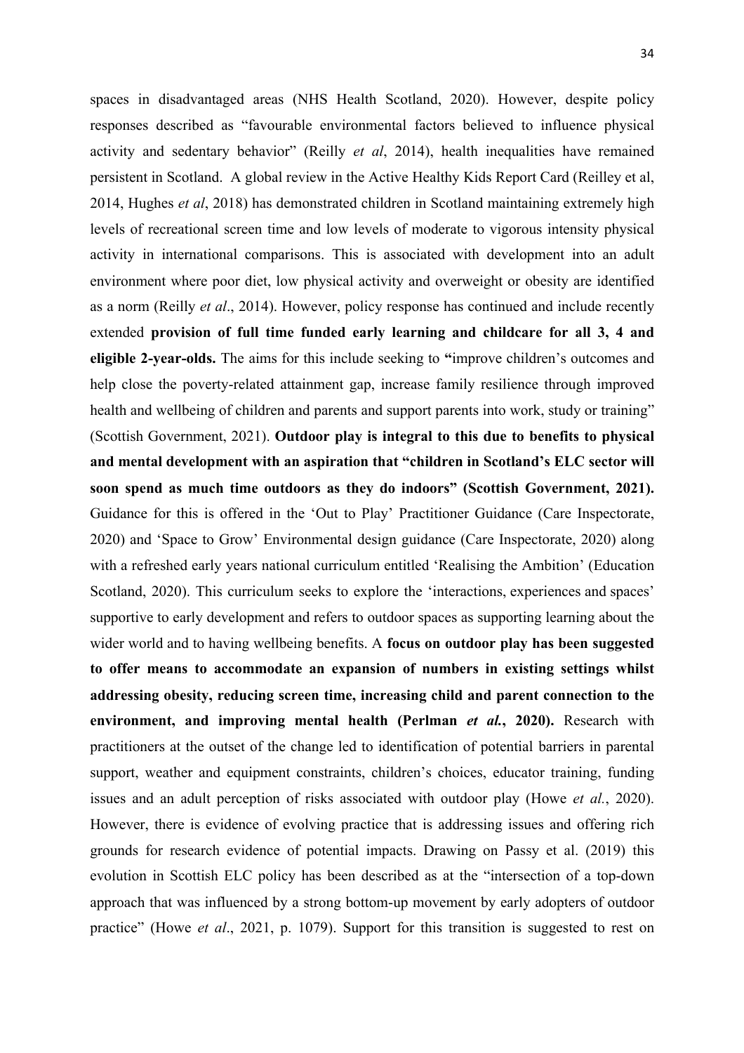spaces in disadvantaged areas (NHS Health Scotland, 2020). However, despite policy responses described as "favourable environmental factors believed to influence physical activity and sedentary behavior" (Reilly *et al*, 2014), health inequalities have remained persistent in Scotland. A global review in the Active Healthy Kids Report Card (Reilley et al, 2014, Hughes *et al*, 2018) has demonstrated children in Scotland maintaining extremely high levels of recreational screen time and low levels of moderate to vigorous intensity physical activity in international comparisons. This is associated with development into an adult environment where poor diet, low physical activity and overweight or obesity are identified as a norm (Reilly *et al*., 2014). However, policy response has continued and include recently extended **provision of full time funded early learning and childcare for all 3, 4 and eligible 2-year-olds.** The aims for this include seeking to **"**improve children's outcomes and help close the poverty-related attainment gap, increase family resilience through improved health and wellbeing of children and parents and support parents into work, study or training" (Scottish Government, 2021). **Outdoor play is integral to this due to benefits to physical and mental development with an aspiration that "children in Scotland's ELC sector will soon spend as much time outdoors as they do indoors" (Scottish Government, 2021).** Guidance for this is offered in the 'Out to Play' Practitioner Guidance (Care Inspectorate, 2020) and 'Space to Grow' Environmental design guidance (Care Inspectorate, 2020) along with a refreshed early years national curriculum entitled 'Realising the Ambition' (Education Scotland, 2020). This curriculum seeks to explore the 'interactions, experiences and spaces' supportive to early development and refers to outdoor spaces as supporting learning about the wider world and to having wellbeing benefits. A **focus on outdoor play has been suggested to offer means to accommodate an expansion of numbers in existing settings whilst addressing obesity, reducing screen time, increasing child and parent connection to the environment, and improving mental health (Perlman *et al.*, 2020).** Research with practitioners at the outset of the change led to identification of potential barriers in parental support, weather and equipment constraints, children's choices, educator training, funding issues and an adult perception of risks associated with outdoor play (Howe *et al.*, 2020). However, there is evidence of evolving practice that is addressing issues and offering rich grounds for research evidence of potential impacts. Drawing on Passy et al. (2019) this evolution in Scottish ELC policy has been described as at the "intersection of a top-down approach that was influenced by a strong bottom-up movement by early adopters of outdoor practice" (Howe *et al*., 2021, p. 1079). Support for this transition is suggested to rest on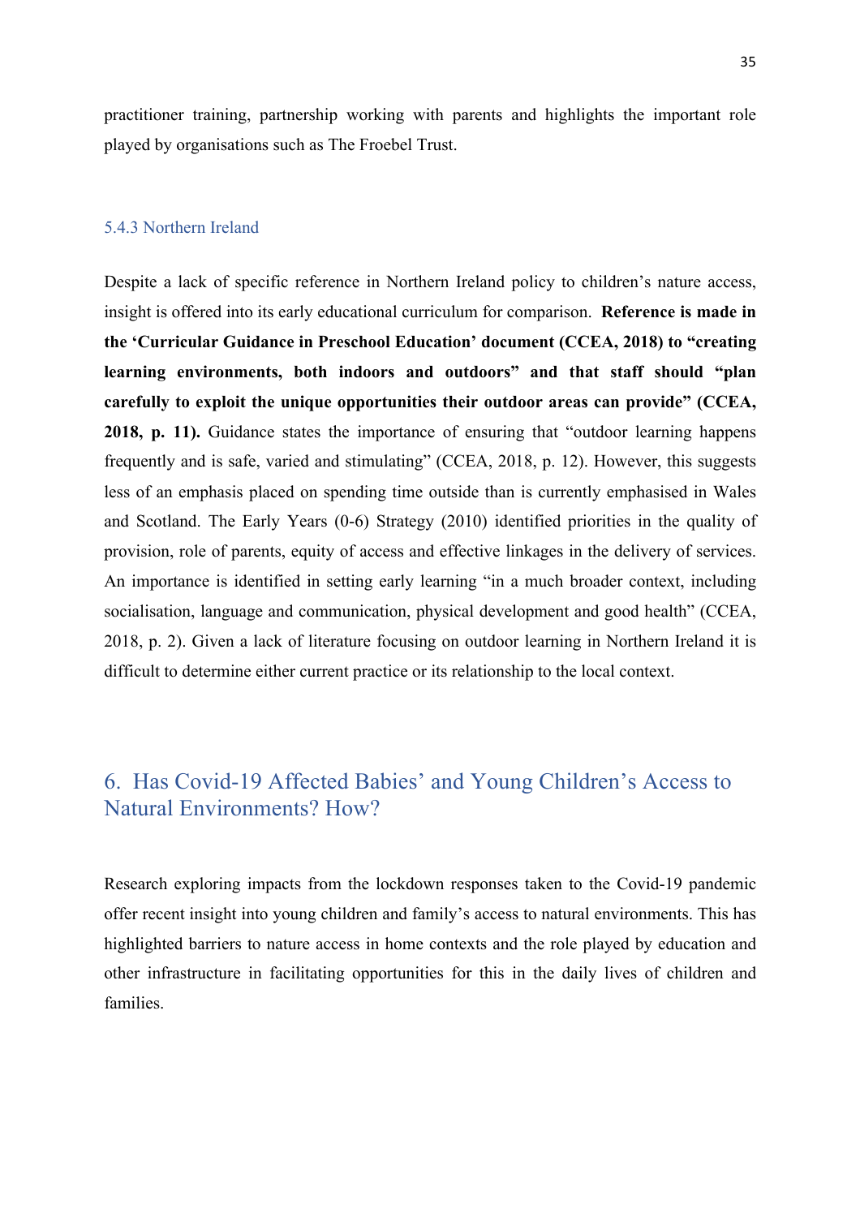practitioner training, partnership working with parents and highlights the important role played by organisations such as The Froebel Trust.

### 5.4.3 Northern Ireland

Despite a lack of specific reference in Northern Ireland policy to children's nature access, insight is offered into its early educational curriculum for comparison. **Reference is made in the 'Curricular Guidance in Preschool Education' document (CCEA, 2018) to "creating learning environments, both indoors and outdoors" and that staff should "plan carefully to exploit the unique opportunities their outdoor areas can provide" (CCEA, 2018, p. 11).** Guidance states the importance of ensuring that "outdoor learning happens frequently and is safe, varied and stimulating" (CCEA, 2018, p. 12). However, this suggests less of an emphasis placed on spending time outside than is currently emphasised in Wales and Scotland. The Early Years (0-6) Strategy (2010) identified priorities in the quality of provision, role of parents, equity of access and effective linkages in the delivery of services. An importance is identified in setting early learning "in a much broader context, including socialisation, language and communication, physical development and good health" (CCEA, 2018, p. 2). Given a lack of literature focusing on outdoor learning in Northern Ireland it is difficult to determine either current practice or its relationship to the local context.

## 6. Has Covid-19 Affected Babies' and Young Children's Access to Natural Environments? How?

Research exploring impacts from the lockdown responses taken to the Covid-19 pandemic offer recent insight into young children and family's access to natural environments. This has highlighted barriers to nature access in home contexts and the role played by education and other infrastructure in facilitating opportunities for this in the daily lives of children and families.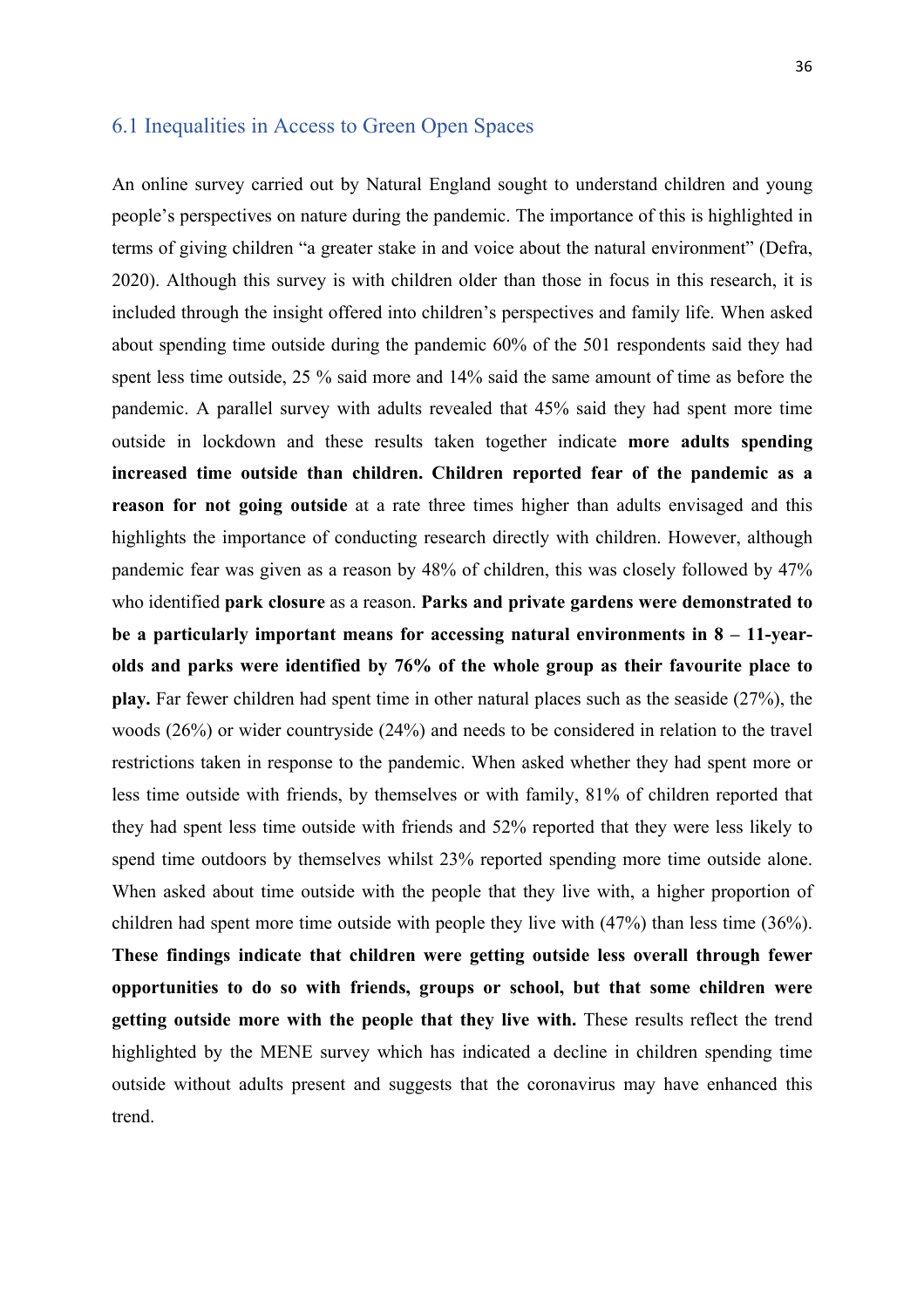## 6.1 Inequalities in Access to Green Open Spaces

An online survey carried out by Natural England sought to understand children and young people's perspectives on nature during the pandemic. The importance of this is highlighted in terms of giving children "a greater stake in and voice about the natural environment" (Defra, 2020). Although this survey is with children older than those in focus in this research, it is included through the insight offered into children's perspectives and family life. When asked about spending time outside during the pandemic 60% of the 501 respondents said they had spent less time outside, 25 % said more and 14% said the same amount of time as before the pandemic. A parallel survey with adults revealed that 45% said they had spent more time outside in lockdown and these results taken together indicate **more adults spending increased time outside than children. Children reported fear of the pandemic as a reason for not going outside** at a rate three times higher than adults envisaged and this highlights the importance of conducting research directly with children. However, although pandemic fear was given as a reason by 48% of children, this was closely followed by 47% who identified **park closure** as a reason. **Parks and private gardens were demonstrated to be a particularly important means for accessing natural environments in 8 – 11-year-olds and parks were identified by 76% of the whole group as their favourite place to play.** Far fewer children had spent time in other natural places such as the seaside (27%), the woods (26%) or wider countryside (24%) and needs to be considered in relation to the travel restrictions taken in response to the pandemic. When asked whether they had spent more or less time outside with friends, by themselves or with family, 81% of children reported that they had spent less time outside with friends and 52% reported that they were less likely to spend time outdoors by themselves whilst 23% reported spending more time outside alone. When asked about time outside with the people that they live with, a higher proportion of children had spent more time outside with people they live with (47%) than less time (36%). **These findings indicate that children were getting outside less overall through fewer opportunities to do so with friends, groups or school, but that some children were getting outside more with the people that they live with.** These results reflect the trend highlighted by the MENE survey which has indicated a decline in children spending time outside without adults present and suggests that the coronavirus may have enhanced this trend.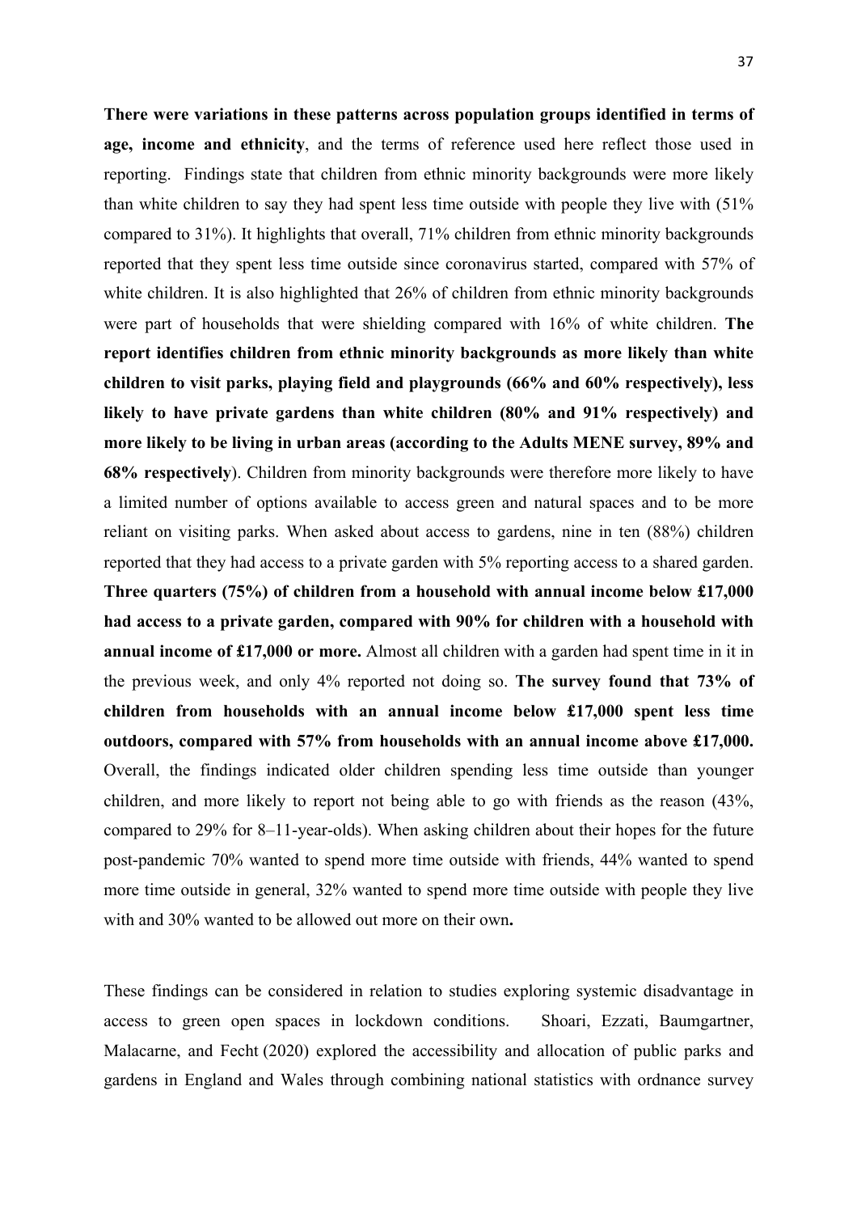**There were variations in these patterns across population groups identified in terms of age, income and ethnicity**, and the terms of reference used here reflect those used in reporting. Findings state that children from ethnic minority backgrounds were more likely than white children to say they had spent less time outside with people they live with (51% compared to 31%). It highlights that overall, 71% children from ethnic minority backgrounds reported that they spent less time outside since coronavirus started, compared with 57% of white children. It is also highlighted that 26% of children from ethnic minority backgrounds were part of households that were shielding compared with 16% of white children. **The report identifies children from ethnic minority backgrounds as more likely than white children to visit parks, playing field and playgrounds (66% and 60% respectively), less likely to have private gardens than white children (80% and 91% respectively) and more likely to be living in urban areas (according to the Adults MENE survey, 89% and 68% respectively**). Children from minority backgrounds were therefore more likely to have a limited number of options available to access green and natural spaces and to be more reliant on visiting parks. When asked about access to gardens, nine in ten (88%) children reported that they had access to a private garden with 5% reporting access to a shared garden. **Three quarters (75%) of children from a household with annual income below £17,000 had access to a private garden, compared with 90% for children with a household with annual income of £17,000 or more.** Almost all children with a garden had spent time in it in the previous week, and only 4% reported not doing so. **The survey found that 73% of children from households with an annual income below £17,000 spent less time outdoors, compared with 57% from households with an annual income above £17,000.** Overall, the findings indicated older children spending less time outside than younger children, and more likely to report not being able to go with friends as the reason (43%, compared to 29% for 8–11-year-olds). When asking children about their hopes for the future post-pandemic 70% wanted to spend more time outside with friends, 44% wanted to spend more time outside in general, 32% wanted to spend more time outside with people they live with and 30% wanted to be allowed out more on their own**.**

These findings can be considered in relation to studies exploring systemic disadvantage in access to green open spaces in lockdown conditions. Shoari, Ezzati, Baumgartner, Malacarne, and Fecht (2020) explored the accessibility and allocation of public parks and gardens in England and Wales through combining national statistics with ordnance survey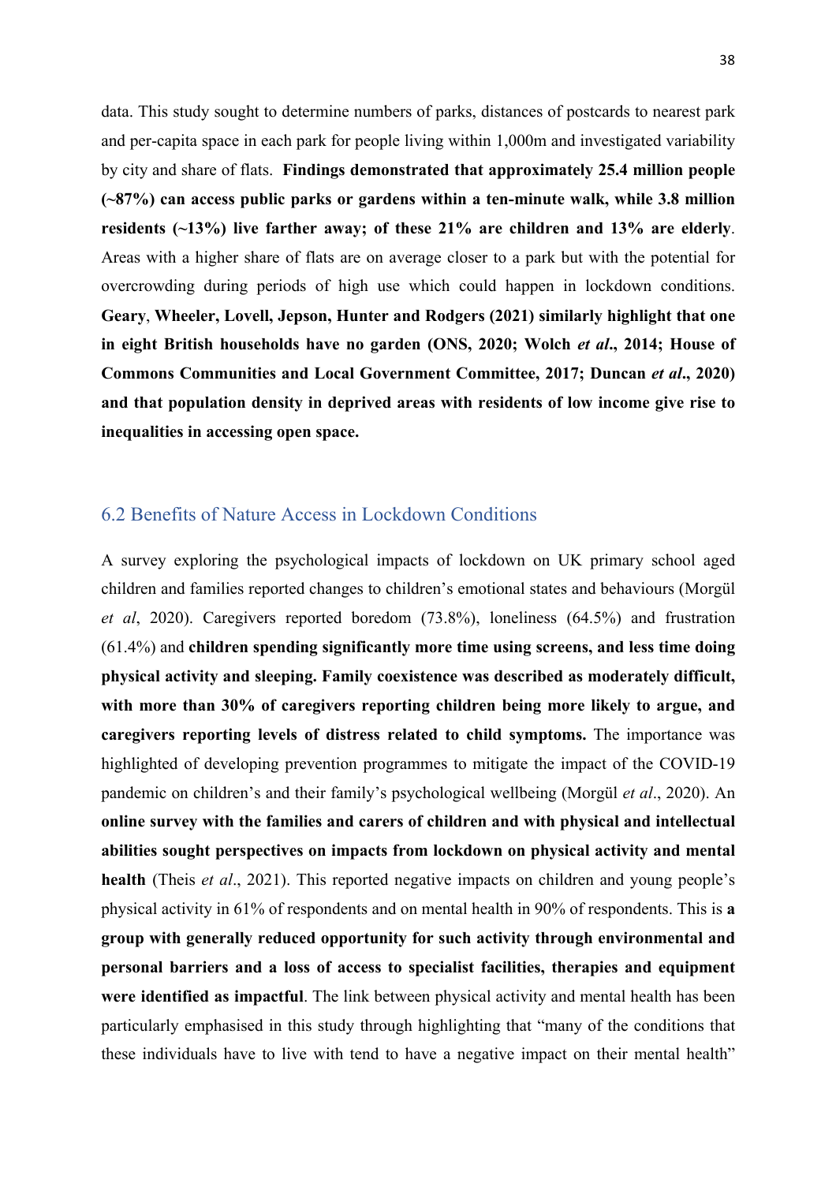data. This study sought to determine numbers of parks, distances of postcards to nearest park and per-capita space in each park for people living within 1,000m and investigated variability by city and share of flats. **Findings demonstrated that approximately 25.4 million people (~87%) can access public parks or gardens within a ten-minute walk, while 3.8 million residents (~13%) live farther away; of these 21% are children and 13% are elderly**. Areas with a higher share of flats are on average closer to a park but with the potential for overcrowding during periods of high use which could happen in lockdown conditions. **Geary**, **Wheeler, Lovell, Jepson, Hunter and Rodgers (2021) similarly highlight that one in eight British households have no garden (ONS, 2020; Wolch *et al*., 2014; House of Commons Communities and Local Government Committee, 2017; Duncan *et al*., 2020) and that population density in deprived areas with residents of low income give rise to inequalities in accessing open space.**

## 6.2 Benefits of Nature Access in Lockdown Conditions

A survey exploring the psychological impacts of lockdown on UK primary school aged children and families reported changes to children's emotional states and behaviours (Morgül *et al*, 2020). Caregivers reported boredom (73.8%), loneliness (64.5%) and frustration (61.4%) and **children spending significantly more time using screens, and less time doing physical activity and sleeping. Family coexistence was described as moderately difficult, with more than 30% of caregivers reporting children being more likely to argue, and caregivers reporting levels of distress related to child symptoms.** The importance was highlighted of developing prevention programmes to mitigate the impact of the COVID-19 pandemic on children's and their family's psychological wellbeing (Morgül *et al*., 2020). An **online survey with the families and carers of children and with physical and intellectual abilities sought perspectives on impacts from lockdown on physical activity and mental health** (Theis *et al*., 2021). This reported negative impacts on children and young people's physical activity in 61% of respondents and on mental health in 90% of respondents. This is **a group with generally reduced opportunity for such activity through environmental and personal barriers and a loss of access to specialist facilities, therapies and equipment were identified as impactful**. The link between physical activity and mental health has been particularly emphasised in this study through highlighting that "many of the conditions that these individuals have to live with tend to have a negative impact on their mental health"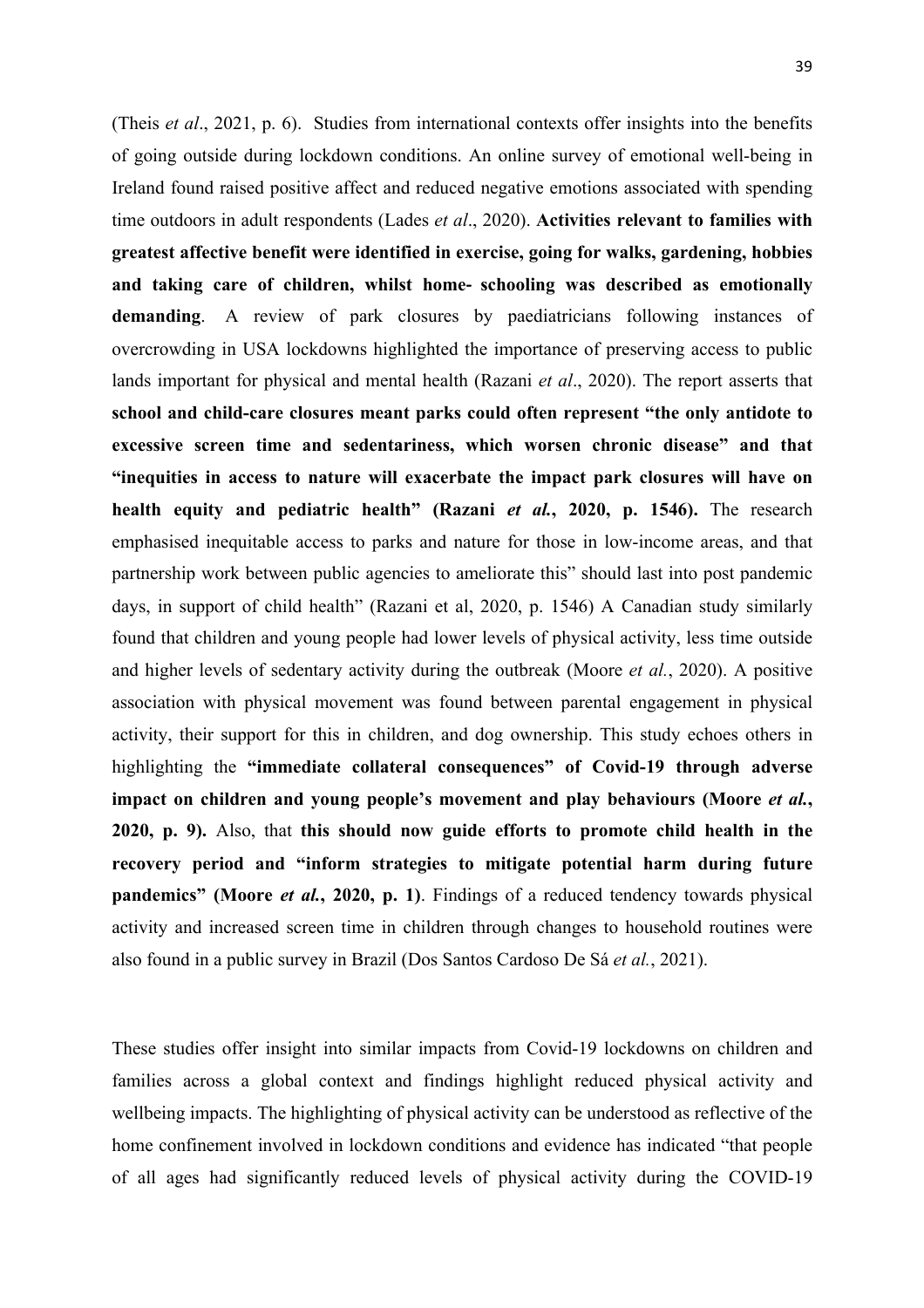(Theis *et al*., 2021, p. 6). Studies from international contexts offer insights into the benefits of going outside during lockdown conditions. An online survey of emotional well-being in Ireland found raised positive affect and reduced negative emotions associated with spending time outdoors in adult respondents (Lades *et al*., 2020). **Activities relevant to families with greatest affective benefit were identified in exercise, going for walks, gardening, hobbies and taking care of children, whilst home- schooling was described as emotionally demanding**. A review of park closures by paediatricians following instances of overcrowding in USA lockdowns highlighted the importance of preserving access to public lands important for physical and mental health (Razani *et al*., 2020). The report asserts that **school and child-care closures meant parks could often represent "the only antidote to excessive screen time and sedentariness, which worsen chronic disease" and that "inequities in access to nature will exacerbate the impact park closures will have on health equity and pediatric health" (Razani *et al.*, 2020, p. 1546).** The research emphasised inequitable access to parks and nature for those in low-income areas, and that partnership work between public agencies to ameliorate this" should last into post pandemic days, in support of child health" (Razani et al, 2020, p. 1546) A Canadian study similarly found that children and young people had lower levels of physical activity, less time outside and higher levels of sedentary activity during the outbreak (Moore *et al.*, 2020). A positive association with physical movement was found between parental engagement in physical activity, their support for this in children, and dog ownership. This study echoes others in highlighting the **"immediate collateral consequences" of Covid-19 through adverse impact on children and young people's movement and play behaviours (Moore *et al.*, 2020, p. 9).** Also, that **this should now guide efforts to promote child health in the recovery period and "inform strategies to mitigate potential harm during future pandemics" (Moore *et al.*, 2020, p. 1)**. Findings of a reduced tendency towards physical activity and increased screen time in children through changes to household routines were also found in a public survey in Brazil (Dos Santos Cardoso De Sá *et al.*, 2021).

These studies offer insight into similar impacts from Covid-19 lockdowns on children and families across a global context and findings highlight reduced physical activity and wellbeing impacts. The highlighting of physical activity can be understood as reflective of the home confinement involved in lockdown conditions and evidence has indicated "that people of all ages had significantly reduced levels of physical activity during the COVID-19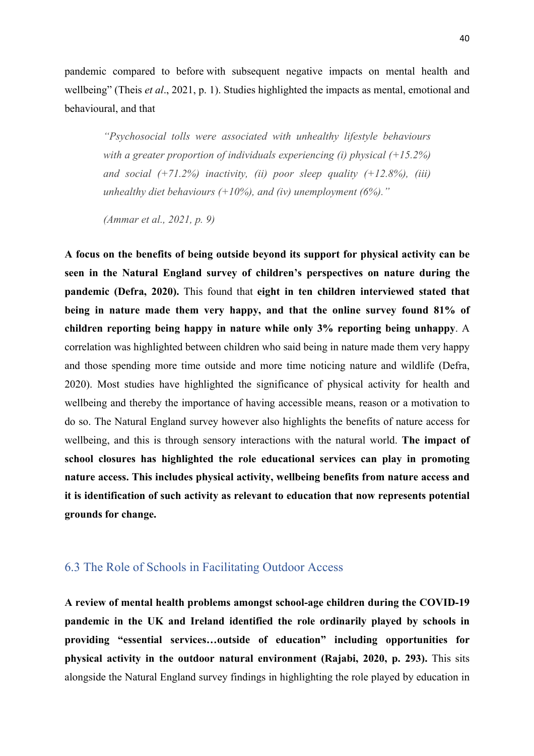pandemic compared to before with subsequent negative impacts on mental health and wellbeing" (Theis *et al*., 2021, p. 1). Studies highlighted the impacts as mental, emotional and behavioural, and that

> *"Psychosocial tolls were associated with unhealthy lifestyle behaviours with a greater proportion of individuals experiencing (i) physical (+15.2%) and social (+71.2%) inactivity, (ii) poor sleep quality (+12.8%), (iii) unhealthy diet behaviours (+10%), and (iv) unemployment (6%)."*
>
> *(Ammar et al., 2021, p. 9)*

**A focus on the benefits of being outside beyond its support for physical activity can be seen in the Natural England survey of children's perspectives on nature during the pandemic (Defra, 2020).** This found that **eight in ten children interviewed stated that being in nature made them very happy, and that the online survey found 81% of children reporting being happy in nature while only 3% reporting being unhappy**. A correlation was highlighted between children who said being in nature made them very happy and those spending more time outside and more time noticing nature and wildlife (Defra, 2020). Most studies have highlighted the significance of physical activity for health and wellbeing and thereby the importance of having accessible means, reason or a motivation to do so. The Natural England survey however also highlights the benefits of nature access for wellbeing, and this is through sensory interactions with the natural world. **The impact of school closures has highlighted the role educational services can play in promoting nature access. This includes physical activity, wellbeing benefits from nature access and it is identification of such activity as relevant to education that now represents potential grounds for change.**

## 6.3 The Role of Schools in Facilitating Outdoor Access

**A review of mental health problems amongst school-age children during the COVID-19 pandemic in the UK and Ireland identified the role ordinarily played by schools in providing "essential services…outside of education" including opportunities for physical activity in the outdoor natural environment (Rajabi, 2020, p. 293).** This sits alongside the Natural England survey findings in highlighting the role played by education in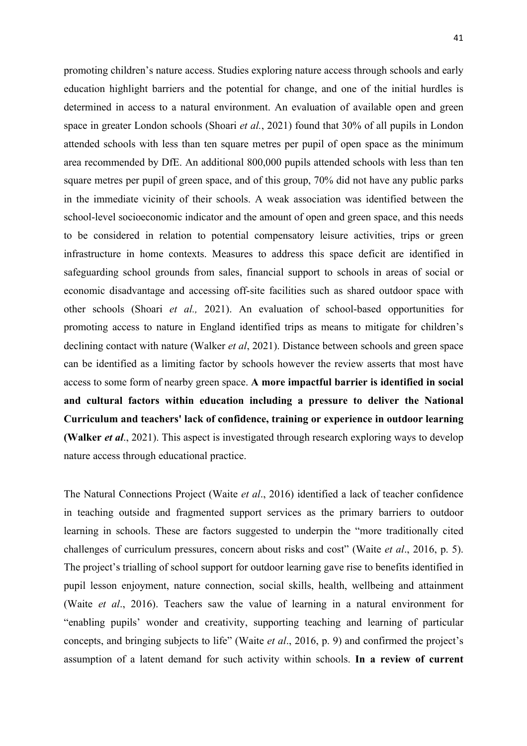promoting children's nature access. Studies exploring nature access through schools and early education highlight barriers and the potential for change, and one of the initial hurdles is determined in access to a natural environment. An evaluation of available open and green space in greater London schools (Shoari *et al.*, 2021) found that 30% of all pupils in London attended schools with less than ten square metres per pupil of open space as the minimum area recommended by DfE. An additional 800,000 pupils attended schools with less than ten square metres per pupil of green space, and of this group, 70% did not have any public parks in the immediate vicinity of their schools. A weak association was identified between the school-level socioeconomic indicator and the amount of open and green space, and this needs to be considered in relation to potential compensatory leisure activities, trips or green infrastructure in home contexts. Measures to address this space deficit are identified in safeguarding school grounds from sales, financial support to schools in areas of social or economic disadvantage and accessing off-site facilities such as shared outdoor space with other schools (Shoari *et al.,* 2021). An evaluation of school-based opportunities for promoting access to nature in England identified trips as means to mitigate for children's declining contact with nature (Walker *et al*, 2021). Distance between schools and green space can be identified as a limiting factor by schools however the review asserts that most have access to some form of nearby green space. **A more impactful barrier is identified in social and cultural factors within education including a pressure to deliver the National Curriculum and teachers' lack of confidence, training or experience in outdoor learning (Walker *et al*.**, 2021). This aspect is investigated through research exploring ways to develop nature access through educational practice.

The Natural Connections Project (Waite *et al*., 2016) identified a lack of teacher confidence in teaching outside and fragmented support services as the primary barriers to outdoor learning in schools. These are factors suggested to underpin the "more traditionally cited challenges of curriculum pressures, concern about risks and cost" (Waite *et al*., 2016, p. 5). The project's trialling of school support for outdoor learning gave rise to benefits identified in pupil lesson enjoyment, nature connection, social skills, health, wellbeing and attainment (Waite *et al*., 2016). Teachers saw the value of learning in a natural environment for "enabling pupils' wonder and creativity, supporting teaching and learning of particular concepts, and bringing subjects to life" (Waite *et al*., 2016, p. 9) and confirmed the project's assumption of a latent demand for such activity within schools. **In a review of current**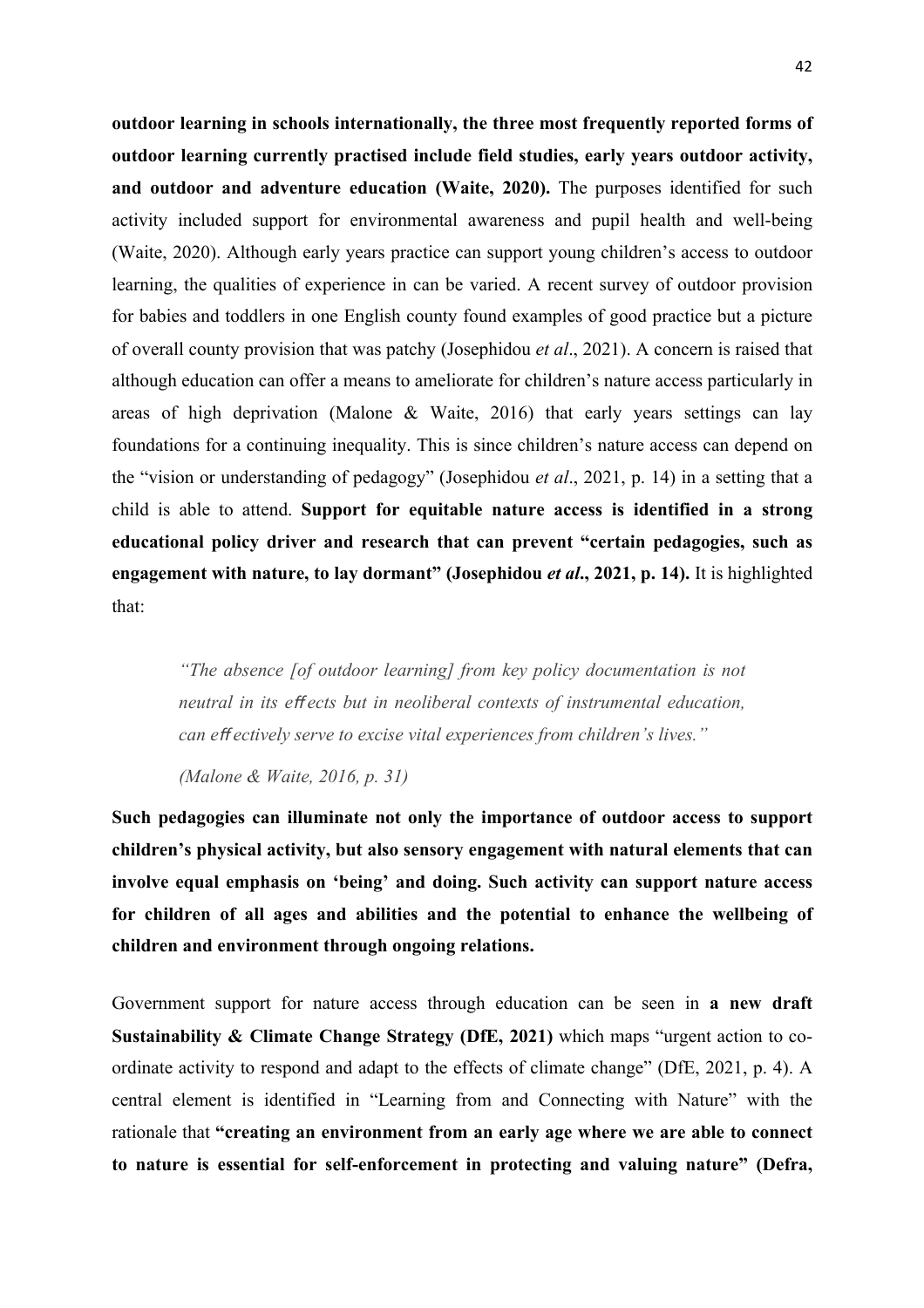**outdoor learning in schools internationally, the three most frequently reported forms of outdoor learning currently practised include field studies, early years outdoor activity, and outdoor and adventure education (Waite, 2020).** The purposes identified for such activity included support for environmental awareness and pupil health and well-being (Waite, 2020). Although early years practice can support young children's access to outdoor learning, the qualities of experience in can be varied. A recent survey of outdoor provision for babies and toddlers in one English county found examples of good practice but a picture of overall county provision that was patchy (Josephidou *et al*., 2021). A concern is raised that although education can offer a means to ameliorate for children's nature access particularly in areas of high deprivation (Malone & Waite, 2016) that early years settings can lay foundations for a continuing inequality. This is since children's nature access can depend on the "vision or understanding of pedagogy" (Josephidou *et al*., 2021, p. 14) in a setting that a child is able to attend. **Support for equitable nature access is identified in a strong educational policy driver and research that can prevent "certain pedagogies, such as engagement with nature, to lay dormant" (Josephidou *et al*., 2021, p. 14).** It is highlighted that:

> *"The absence [of outdoor learning] from key policy documentation is not neutral in its effects but in neoliberal contexts of instrumental education, can effectively serve to excise vital experiences from children's lives."*
>
> *(Malone & Waite, 2016, p. 31)*

**Such pedagogies can illuminate not only the importance of outdoor access to support children's physical activity, but also sensory engagement with natural elements that can involve equal emphasis on 'being' and doing. Such activity can support nature access for children of all ages and abilities and the potential to enhance the wellbeing of children and environment through ongoing relations.**

Government support for nature access through education can be seen in **a new draft Sustainability & Climate Change Strategy (DfE, 2021)** which maps "urgent action to co-ordinate activity to respond and adapt to the effects of climate change" (DfE, 2021, p. 4). A central element is identified in "Learning from and Connecting with Nature" with the rationale that **"creating an environment from an early age where we are able to connect to nature is essential for self-enforcement in protecting and valuing nature" (Defra,**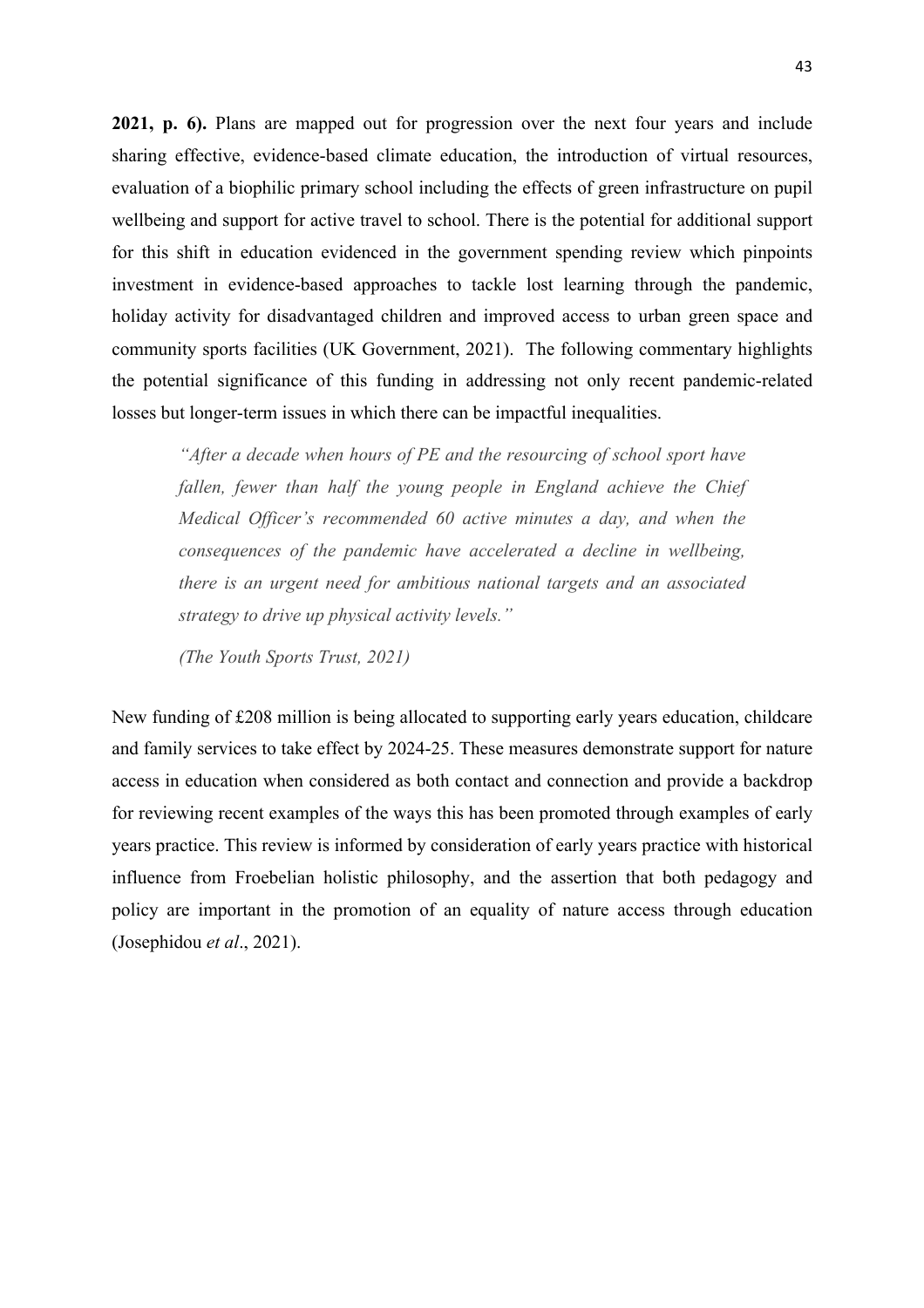**2021, p. 6).** Plans are mapped out for progression over the next four years and include sharing effective, evidence-based climate education, the introduction of virtual resources, evaluation of a biophilic primary school including the effects of green infrastructure on pupil wellbeing and support for active travel to school. There is the potential for additional support for this shift in education evidenced in the government spending review which pinpoints investment in evidence-based approaches to tackle lost learning through the pandemic, holiday activity for disadvantaged children and improved access to urban green space and community sports facilities (UK Government, 2021). The following commentary highlights the potential significance of this funding in addressing not only recent pandemic-related losses but longer-term issues in which there can be impactful inequalities.

> *"After a decade when hours of PE and the resourcing of school sport have fallen, fewer than half the young people in England achieve the Chief Medical Officer's recommended 60 active minutes a day, and when the consequences of the pandemic have accelerated a decline in wellbeing, there is an urgent need for ambitious national targets and an associated strategy to drive up physical activity levels."*
>
> *(The Youth Sports Trust, 2021)*

New funding of £208 million is being allocated to supporting early years education, childcare and family services to take effect by 2024-25. These measures demonstrate support for nature access in education when considered as both contact and connection and provide a backdrop for reviewing recent examples of the ways this has been promoted through examples of early years practice. This review is informed by consideration of early years practice with historical influence from Froebelian holistic philosophy, and the assertion that both pedagogy and policy are important in the promotion of an equality of nature access through education (Josephidou *et al*., 2021).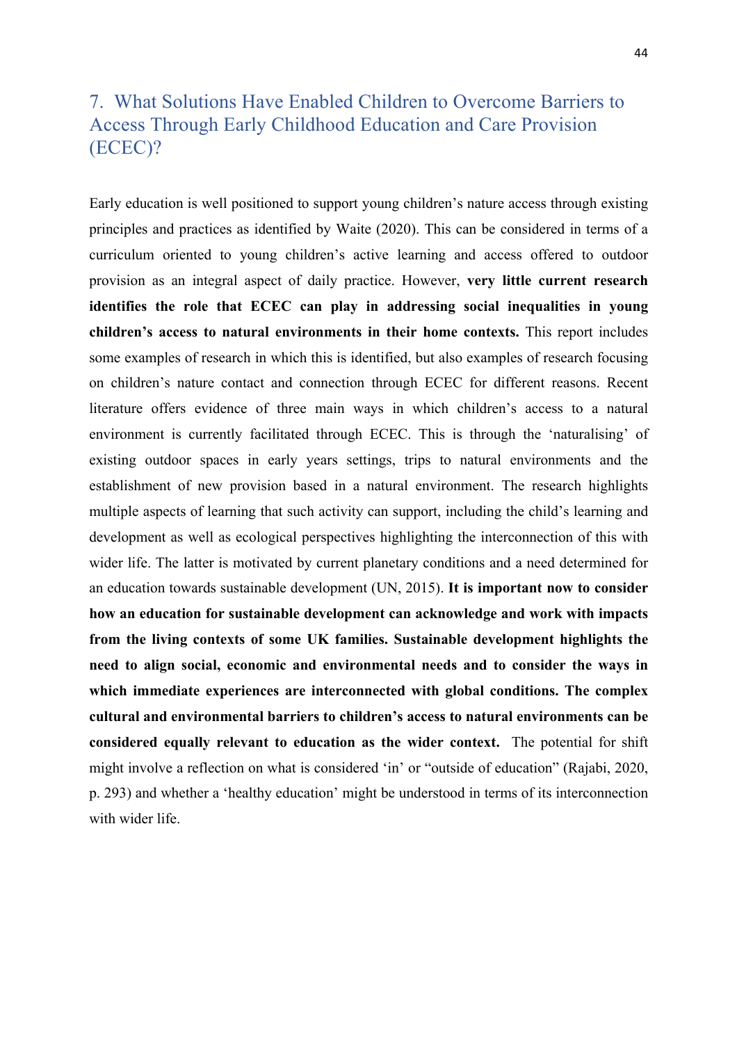# 7. What Solutions Have Enabled Children to Overcome Barriers to Access Through Early Childhood Education and Care Provision (ECEC)?

Early education is well positioned to support young children's nature access through existing principles and practices as identified by Waite (2020). This can be considered in terms of a curriculum oriented to young children's active learning and access offered to outdoor provision as an integral aspect of daily practice. However, **very little current research identifies the role that ECEC can play in addressing social inequalities in young children's access to natural environments in their home contexts.** This report includes some examples of research in which this is identified, but also examples of research focusing on children's nature contact and connection through ECEC for different reasons. Recent literature offers evidence of three main ways in which children's access to a natural environment is currently facilitated through ECEC. This is through the 'naturalising' of existing outdoor spaces in early years settings, trips to natural environments and the establishment of new provision based in a natural environment. The research highlights multiple aspects of learning that such activity can support, including the child's learning and development as well as ecological perspectives highlighting the interconnection of this with wider life. The latter is motivated by current planetary conditions and a need determined for an education towards sustainable development (UN, 2015). **It is important now to consider how an education for sustainable development can acknowledge and work with impacts from the living contexts of some UK families. Sustainable development highlights the need to align social, economic and environmental needs and to consider the ways in which immediate experiences are interconnected with global conditions. The complex cultural and environmental barriers to children's access to natural environments can be considered equally relevant to education as the wider context.** The potential for shift might involve a reflection on what is considered 'in' or "outside of education" (Rajabi, 2020, p. 293) and whether a 'healthy education' might be understood in terms of its interconnection with wider life.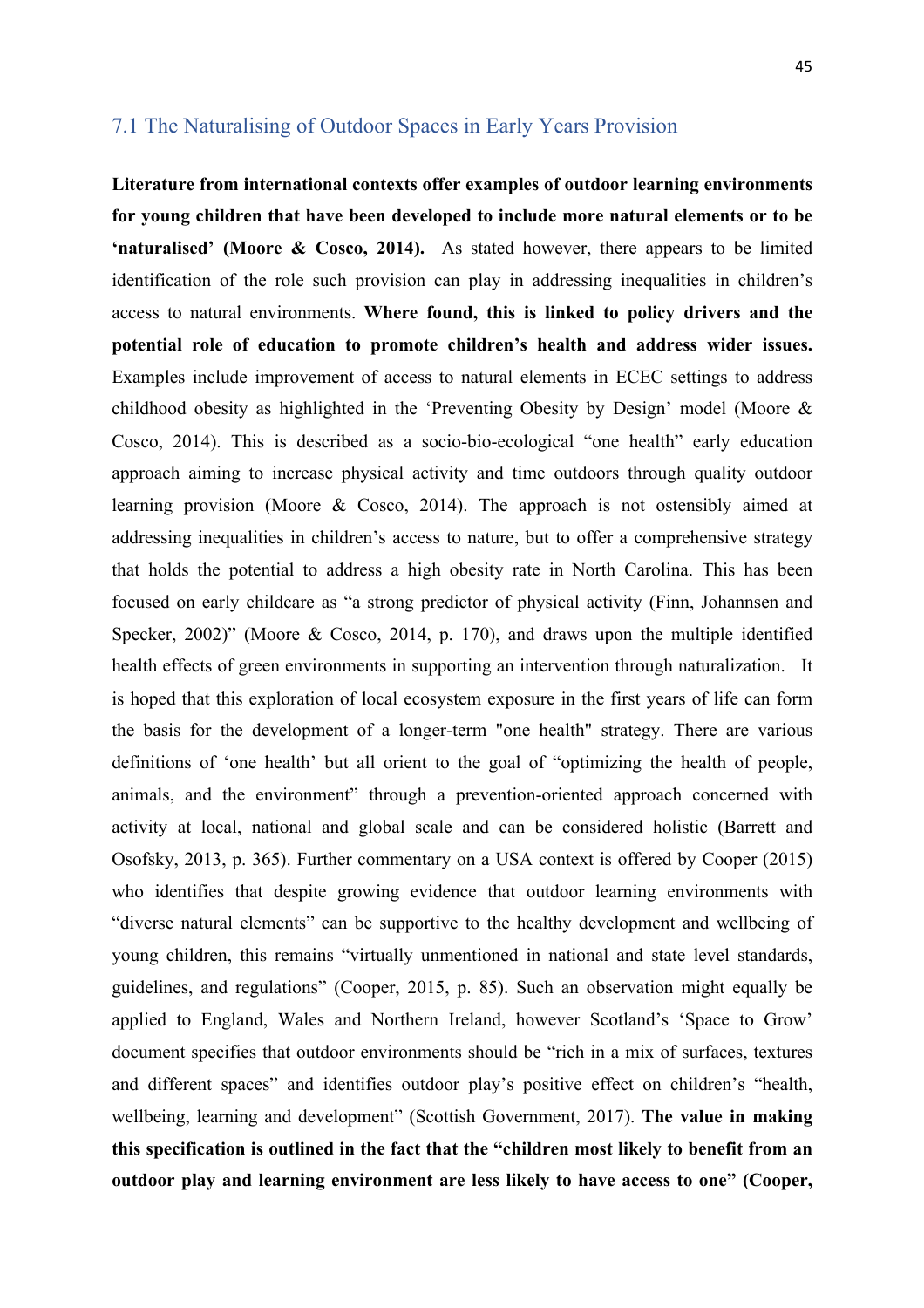## 7.1 The Naturalising of Outdoor Spaces in Early Years Provision

**Literature from international contexts offer examples of outdoor learning environments for young children that have been developed to include more natural elements or to be 'naturalised' (Moore & Cosco, 2014).** As stated however, there appears to be limited identification of the role such provision can play in addressing inequalities in children's access to natural environments. **Where found, this is linked to policy drivers and the potential role of education to promote children's health and address wider issues.** Examples include improvement of access to natural elements in ECEC settings to address childhood obesity as highlighted in the 'Preventing Obesity by Design' model (Moore & Cosco, 2014). This is described as a socio-bio-ecological "one health" early education approach aiming to increase physical activity and time outdoors through quality outdoor learning provision (Moore & Cosco, 2014). The approach is not ostensibly aimed at addressing inequalities in children's access to nature, but to offer a comprehensive strategy that holds the potential to address a high obesity rate in North Carolina. This has been focused on early childcare as "a strong predictor of physical activity (Finn, Johannsen and Specker, 2002)" (Moore & Cosco, 2014, p. 170), and draws upon the multiple identified health effects of green environments in supporting an intervention through naturalization. It is hoped that this exploration of local ecosystem exposure in the first years of life can form the basis for the development of a longer-term "one health" strategy. There are various definitions of 'one health' but all orient to the goal of "optimizing the health of people, animals, and the environment" through a prevention-oriented approach concerned with activity at local, national and global scale and can be considered holistic (Barrett and Osofsky, 2013, p. 365). Further commentary on a USA context is offered by Cooper (2015) who identifies that despite growing evidence that outdoor learning environments with "diverse natural elements" can be supportive to the healthy development and wellbeing of young children, this remains "virtually unmentioned in national and state level standards, guidelines, and regulations" (Cooper, 2015, p. 85). Such an observation might equally be applied to England, Wales and Northern Ireland, however Scotland's 'Space to Grow' document specifies that outdoor environments should be "rich in a mix of surfaces, textures and different spaces" and identifies outdoor play's positive effect on children's "health, wellbeing, learning and development" (Scottish Government, 2017). **The value in making this specification is outlined in the fact that the "children most likely to benefit from an outdoor play and learning environment are less likely to have access to one" (Cooper,**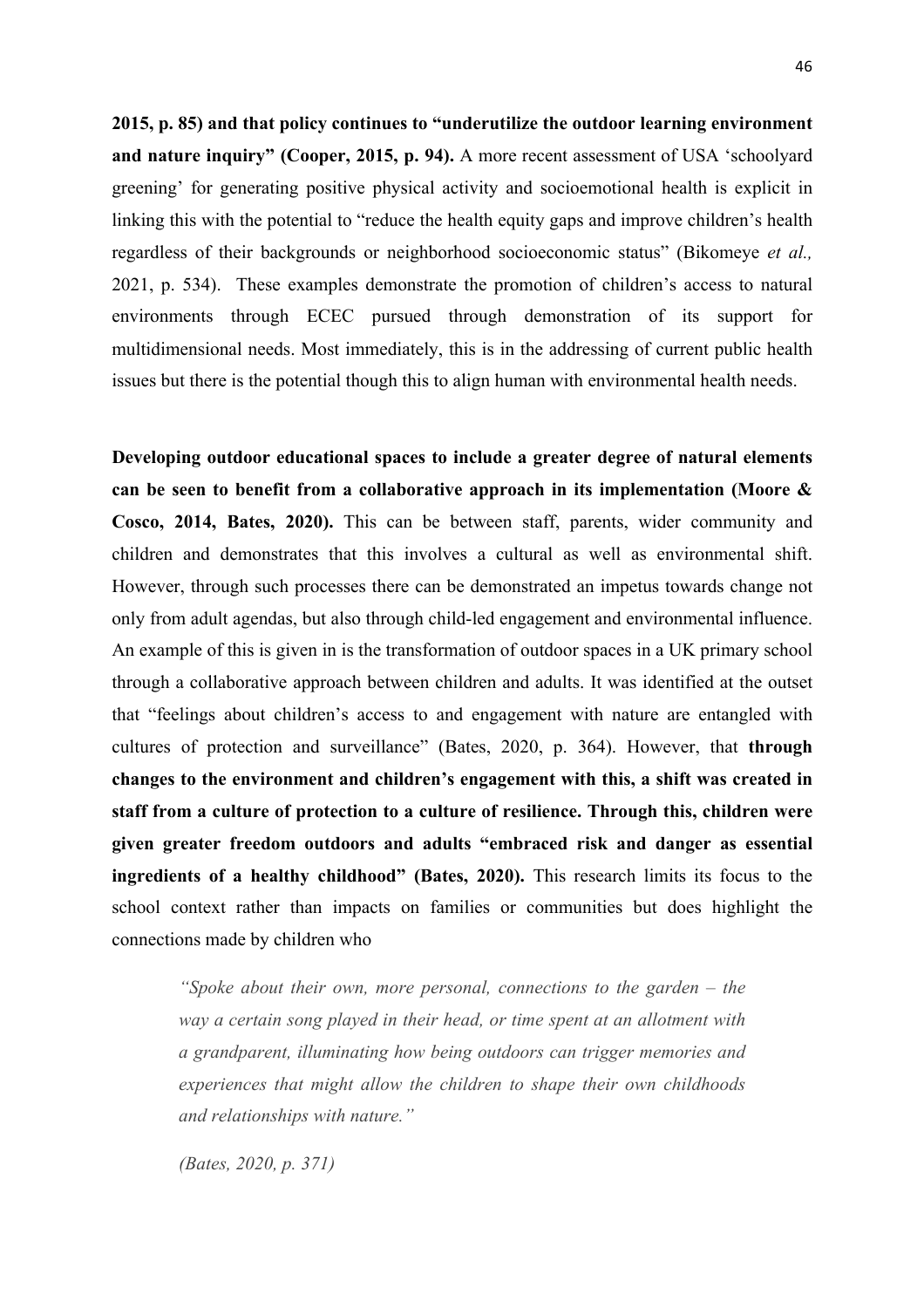**2015, p. 85) and that policy continues to "underutilize the outdoor learning environment and nature inquiry" (Cooper, 2015, p. 94).** A more recent assessment of USA 'schoolyard greening' for generating positive physical activity and socioemotional health is explicit in linking this with the potential to "reduce the health equity gaps and improve children's health regardless of their backgrounds or neighborhood socioeconomic status" (Bikomeye *et al.,* 2021, p. 534). These examples demonstrate the promotion of children's access to natural environments through ECEC pursued through demonstration of its support for multidimensional needs. Most immediately, this is in the addressing of current public health issues but there is the potential though this to align human with environmental health needs.

**Developing outdoor educational spaces to include a greater degree of natural elements can be seen to benefit from a collaborative approach in its implementation (Moore & Cosco, 2014, Bates, 2020).** This can be between staff, parents, wider community and children and demonstrates that this involves a cultural as well as environmental shift. However, through such processes there can be demonstrated an impetus towards change not only from adult agendas, but also through child-led engagement and environmental influence. An example of this is given in is the transformation of outdoor spaces in a UK primary school through a collaborative approach between children and adults. It was identified at the outset that "feelings about children's access to and engagement with nature are entangled with cultures of protection and surveillance" (Bates, 2020, p. 364). However, that **through changes to the environment and children's engagement with this, a shift was created in staff from a culture of protection to a culture of resilience. Through this, children were given greater freedom outdoors and adults "embraced risk and danger as essential ingredients of a healthy childhood" (Bates, 2020).** This research limits its focus to the school context rather than impacts on families or communities but does highlight the connections made by children who

> *"Spoke about their own, more personal, connections to the garden – the way a certain song played in their head, or time spent at an allotment with a grandparent, illuminating how being outdoors can trigger memories and experiences that might allow the children to shape their own childhoods and relationships with nature."*
>
> *(Bates, 2020, p. 371)*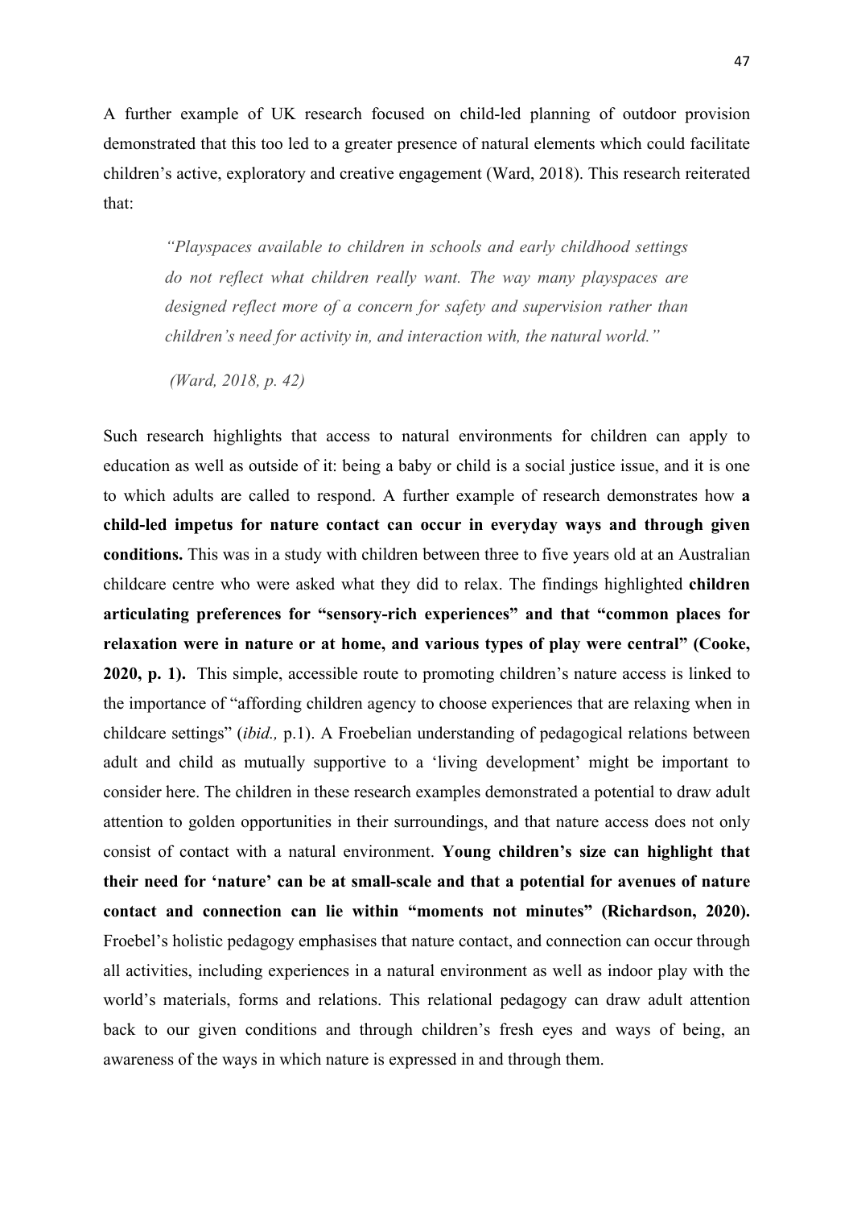A further example of UK research focused on child-led planning of outdoor provision demonstrated that this too led to a greater presence of natural elements which could facilitate children's active, exploratory and creative engagement (Ward, 2018). This research reiterated that:

> *"Playspaces available to children in schools and early childhood settings do not reflect what children really want. The way many playspaces are designed reflect more of a concern for safety and supervision rather than children's need for activity in, and interaction with, the natural world."*
>
> *(Ward, 2018, p. 42)*

Such research highlights that access to natural environments for children can apply to education as well as outside of it: being a baby or child is a social justice issue, and it is one to which adults are called to respond. A further example of research demonstrates how **a child-led impetus for nature contact can occur in everyday ways and through given conditions.** This was in a study with children between three to five years old at an Australian childcare centre who were asked what they did to relax. The findings highlighted **children articulating preferences for "sensory-rich experiences" and that "common places for relaxation were in nature or at home, and various types of play were central" (Cooke, 2020, p. 1).** This simple, accessible route to promoting children's nature access is linked to the importance of "affording children agency to choose experiences that are relaxing when in childcare settings" (*ibid.,* p.1). A Froebelian understanding of pedagogical relations between adult and child as mutually supportive to a 'living development' might be important to consider here. The children in these research examples demonstrated a potential to draw adult attention to golden opportunities in their surroundings, and that nature access does not only consist of contact with a natural environment. **Young children's size can highlight that their need for 'nature' can be at small-scale and that a potential for avenues of nature contact and connection can lie within "moments not minutes" (Richardson, 2020).** Froebel's holistic pedagogy emphasises that nature contact, and connection can occur through all activities, including experiences in a natural environment as well as indoor play with the world's materials, forms and relations. This relational pedagogy can draw adult attention back to our given conditions and through children's fresh eyes and ways of being, an awareness of the ways in which nature is expressed in and through them.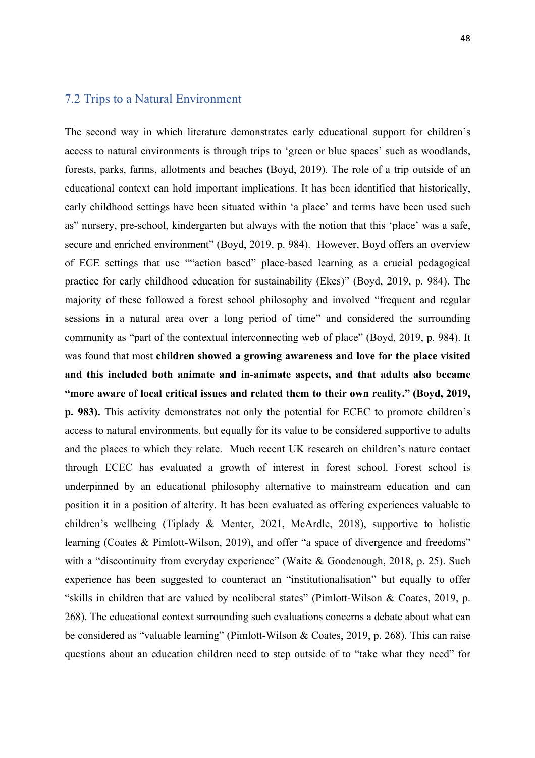## 7.2 Trips to a Natural Environment

The second way in which literature demonstrates early educational support for children's access to natural environments is through trips to 'green or blue spaces' such as woodlands, forests, parks, farms, allotments and beaches (Boyd, 2019). The role of a trip outside of an educational context can hold important implications. It has been identified that historically, early childhood settings have been situated within 'a place' and terms have been used such as" nursery, pre-school, kindergarten but always with the notion that this 'place' was a safe, secure and enriched environment" (Boyd, 2019, p. 984). However, Boyd offers an overview of ECE settings that use ""action based" place-based learning as a crucial pedagogical practice for early childhood education for sustainability (Ekes)" (Boyd, 2019, p. 984). The majority of these followed a forest school philosophy and involved "frequent and regular sessions in a natural area over a long period of time" and considered the surrounding community as "part of the contextual interconnecting web of place" (Boyd, 2019, p. 984). It was found that most **children showed a growing awareness and love for the place visited and this included both animate and in-animate aspects, and that adults also became "more aware of local critical issues and related them to their own reality." (Boyd, 2019, p. 983).** This activity demonstrates not only the potential for ECEC to promote children's access to natural environments, but equally for its value to be considered supportive to adults and the places to which they relate. Much recent UK research on children's nature contact through ECEC has evaluated a growth of interest in forest school. Forest school is underpinned by an educational philosophy alternative to mainstream education and can position it in a position of alterity. It has been evaluated as offering experiences valuable to children's wellbeing (Tiplady & Menter, 2021, McArdle, 2018), supportive to holistic learning (Coates & Pimlott-Wilson, 2019), and offer "a space of divergence and freedoms" with a "discontinuity from everyday experience" (Waite & Goodenough, 2018, p. 25). Such experience has been suggested to counteract an "institutionalisation" but equally to offer "skills in children that are valued by neoliberal states" (Pimlott-Wilson & Coates, 2019, p. 268). The educational context surrounding such evaluations concerns a debate about what can be considered as "valuable learning" (Pimlott-Wilson & Coates, 2019, p. 268). This can raise questions about an education children need to step outside of to "take what they need" for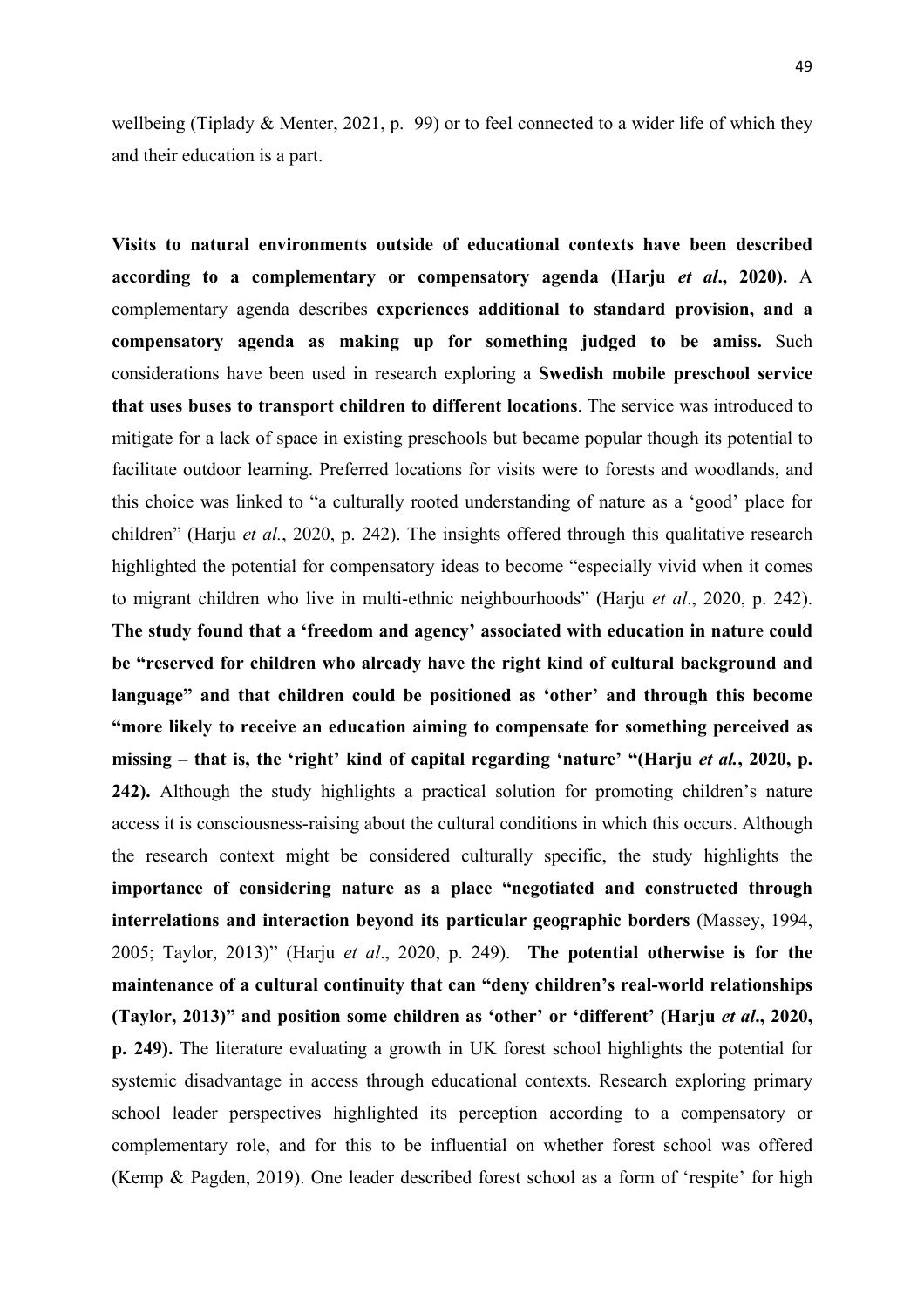wellbeing (Tiplady & Menter, 2021, p.  99) or to feel connected to a wider life of which they and their education is a part.

**Visits to natural environments outside of educational contexts have been described according to a complementary or compensatory agenda (Harju *et al*., 2020).** A complementary agenda describes **experiences additional to standard provision, and a compensatory agenda as making up for something judged to be amiss.** Such considerations have been used in research exploring a **Swedish mobile preschool service that uses buses to transport children to different locations**. The service was introduced to mitigate for a lack of space in existing preschools but became popular though its potential to facilitate outdoor learning. Preferred locations for visits were to forests and woodlands, and this choice was linked to "a culturally rooted understanding of nature as a 'good' place for children" (Harju *et al.*, 2020, p. 242). The insights offered through this qualitative research highlighted the potential for compensatory ideas to become "especially vivid when it comes to migrant children who live in multi-ethnic neighbourhoods" (Harju *et al*., 2020, p. 242). **The study found that a 'freedom and agency' associated with education in nature could be "reserved for children who already have the right kind of cultural background and language" and that children could be positioned as 'other' and through this become "more likely to receive an education aiming to compensate for something perceived as missing – that is, the 'right' kind of capital regarding 'nature' "(Harju *et al.*, 2020, p. 242).** Although the study highlights a practical solution for promoting children's nature access it is consciousness-raising about the cultural conditions in which this occurs. Although the research context might be considered culturally specific, the study highlights the **importance of considering nature as a place "negotiated and constructed through interrelations and interaction beyond its particular geographic borders** (Massey, 1994, 2005; Taylor, 2013)" (Harju *et al*., 2020, p. 249).  **The potential otherwise is for the maintenance of a cultural continuity that can "deny children's real-world relationships (Taylor, 2013)" and position some children as 'other' or 'different' (Harju *et al*., 2020, p. 249).** The literature evaluating a growth in UK forest school highlights the potential for systemic disadvantage in access through educational contexts. Research exploring primary school leader perspectives highlighted its perception according to a compensatory or complementary role, and for this to be influential on whether forest school was offered (Kemp & Pagden, 2019). One leader described forest school as a form of 'respite' for high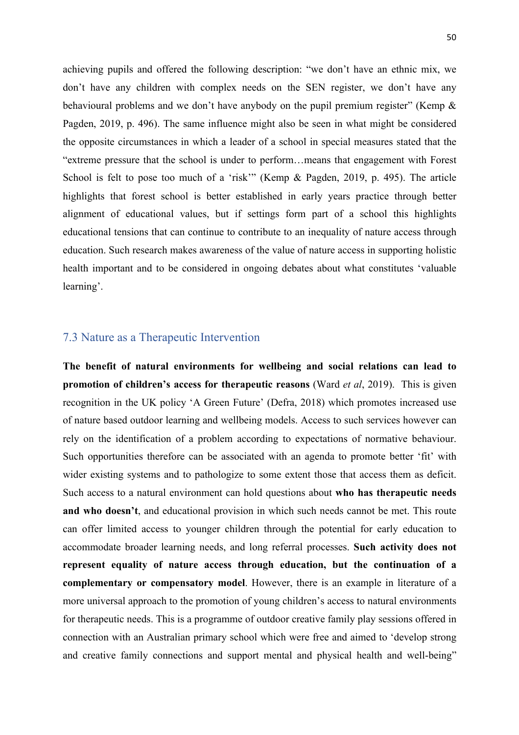achieving pupils and offered the following description: "we don't have an ethnic mix, we don't have any children with complex needs on the SEN register, we don't have any behavioural problems and we don't have anybody on the pupil premium register" (Kemp & Pagden, 2019, p. 496). The same influence might also be seen in what might be considered the opposite circumstances in which a leader of a school in special measures stated that the "extreme pressure that the school is under to perform…means that engagement with Forest School is felt to pose too much of a 'risk'" (Kemp & Pagden, 2019, p. 495). The article highlights that forest school is better established in early years practice through better alignment of educational values, but if settings form part of a school this highlights educational tensions that can continue to contribute to an inequality of nature access through education. Such research makes awareness of the value of nature access in supporting holistic health important and to be considered in ongoing debates about what constitutes 'valuable learning'.

## 7.3 Nature as a Therapeutic Intervention

**The benefit of natural environments for wellbeing and social relations can lead to promotion of children's access for therapeutic reasons** (Ward *et al*, 2019). This is given recognition in the UK policy 'A Green Future' (Defra, 2018) which promotes increased use of nature based outdoor learning and wellbeing models. Access to such services however can rely on the identification of a problem according to expectations of normative behaviour. Such opportunities therefore can be associated with an agenda to promote better 'fit' with wider existing systems and to pathologize to some extent those that access them as deficit. Such access to a natural environment can hold questions about **who has therapeutic needs and who doesn't**, and educational provision in which such needs cannot be met. This route can offer limited access to younger children through the potential for early education to accommodate broader learning needs, and long referral processes. **Such activity does not represent equality of nature access through education, but the continuation of a complementary or compensatory model**. However, there is an example in literature of a more universal approach to the promotion of young children's access to natural environments for therapeutic needs. This is a programme of outdoor creative family play sessions offered in connection with an Australian primary school which were free and aimed to 'develop strong and creative family connections and support mental and physical health and well-being"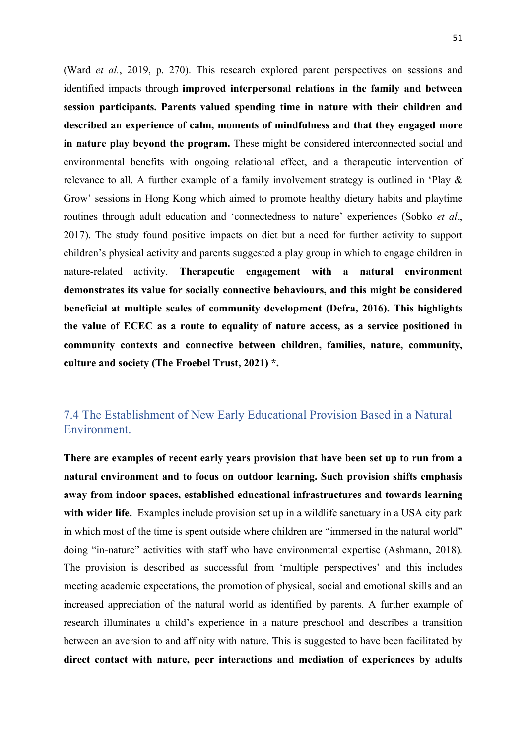(Ward *et al.*, 2019, p. 270). This research explored parent perspectives on sessions and identified impacts through **improved interpersonal relations in the family and between session participants. Parents valued spending time in nature with their children and described an experience of calm, moments of mindfulness and that they engaged more in nature play beyond the program.** These might be considered interconnected social and environmental benefits with ongoing relational effect, and a therapeutic intervention of relevance to all. A further example of a family involvement strategy is outlined in 'Play & Grow' sessions in Hong Kong which aimed to promote healthy dietary habits and playtime routines through adult education and 'connectedness to nature' experiences (Sobko *et al*., 2017). The study found positive impacts on diet but a need for further activity to support children's physical activity and parents suggested a play group in which to engage children in nature-related activity. **Therapeutic engagement with a natural environment demonstrates its value for socially connective behaviours, and this might be considered beneficial at multiple scales of community development (Defra, 2016). This highlights the value of ECEC as a route to equality of nature access, as a service positioned in community contexts and connective between children, families, nature, community, culture and society (The Froebel Trust, 2021) *.**

## 7.4 The Establishment of New Early Educational Provision Based in a Natural Environment.

**There are examples of recent early years provision that have been set up to run from a natural environment and to focus on outdoor learning. Such provision shifts emphasis away from indoor spaces, established educational infrastructures and towards learning with wider life.** Examples include provision set up in a wildlife sanctuary in a USA city park in which most of the time is spent outside where children are "immersed in the natural world" doing "in-nature" activities with staff who have environmental expertise (Ashmann, 2018). The provision is described as successful from 'multiple perspectives' and this includes meeting academic expectations, the promotion of physical, social and emotional skills and an increased appreciation of the natural world as identified by parents. A further example of research illuminates a child's experience in a nature preschool and describes a transition between an aversion to and affinity with nature. This is suggested to have been facilitated by **direct contact with nature, peer interactions and mediation of experiences by adults**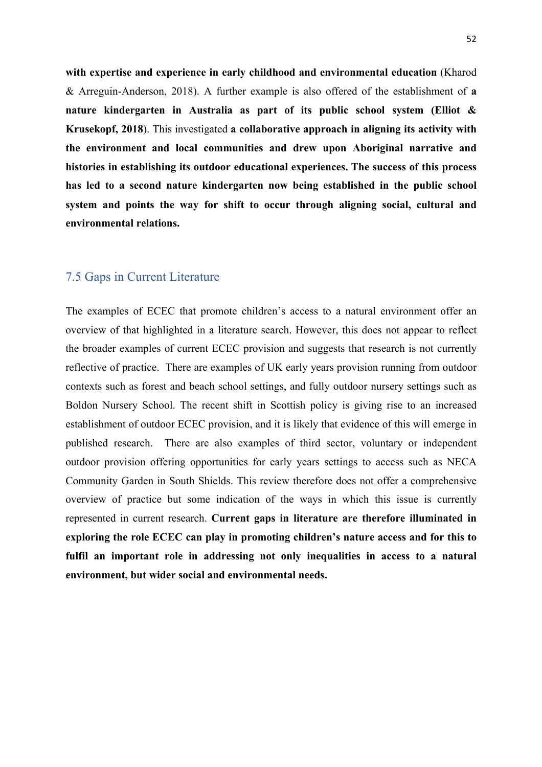**with expertise and experience in early childhood and environmental education** (Kharod & Arreguin-Anderson, 2018). A further example is also offered of the establishment of **a nature kindergarten in Australia as part of its public school system (Elliot & Krusekopf, 2018**). This investigated **a collaborative approach in aligning its activity with the environment and local communities and drew upon Aboriginal narrative and histories in establishing its outdoor educational experiences. The success of this process has led to a second nature kindergarten now being established in the public school system and points the way for shift to occur through aligning social, cultural and environmental relations.**

## 7.5 Gaps in Current Literature

The examples of ECEC that promote children's access to a natural environment offer an overview of that highlighted in a literature search. However, this does not appear to reflect the broader examples of current ECEC provision and suggests that research is not currently reflective of practice. There are examples of UK early years provision running from outdoor contexts such as forest and beach school settings, and fully outdoor nursery settings such as Boldon Nursery School. The recent shift in Scottish policy is giving rise to an increased establishment of outdoor ECEC provision, and it is likely that evidence of this will emerge in published research. There are also examples of third sector, voluntary or independent outdoor provision offering opportunities for early years settings to access such as NECA Community Garden in South Shields. This review therefore does not offer a comprehensive overview of practice but some indication of the ways in which this issue is currently represented in current research. **Current gaps in literature are therefore illuminated in exploring the role ECEC can play in promoting children's nature access and for this to fulfil an important role in addressing not only inequalities in access to a natural environment, but wider social and environmental needs.**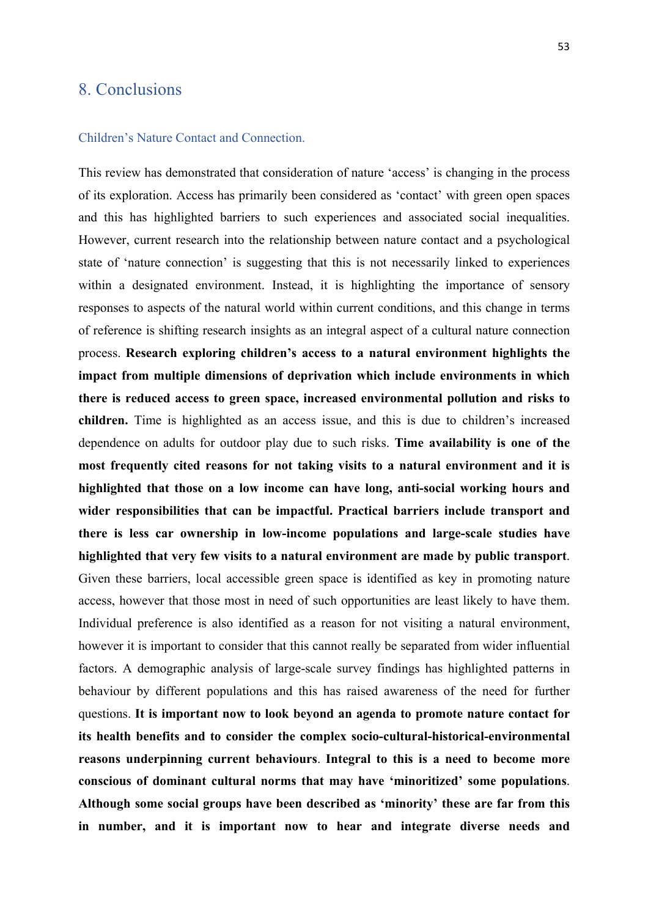# 8. Conclusions

## Children's Nature Contact and Connection.

This review has demonstrated that consideration of nature 'access' is changing in the process of its exploration. Access has primarily been considered as 'contact' with green open spaces and this has highlighted barriers to such experiences and associated social inequalities. However, current research into the relationship between nature contact and a psychological state of 'nature connection' is suggesting that this is not necessarily linked to experiences within a designated environment. Instead, it is highlighting the importance of sensory responses to aspects of the natural world within current conditions, and this change in terms of reference is shifting research insights as an integral aspect of a cultural nature connection process. **Research exploring children's access to a natural environment highlights the impact from multiple dimensions of deprivation which include environments in which there is reduced access to green space, increased environmental pollution and risks to children.** Time is highlighted as an access issue, and this is due to children's increased dependence on adults for outdoor play due to such risks. **Time availability is one of the most frequently cited reasons for not taking visits to a natural environment and it is highlighted that those on a low income can have long, anti-social working hours and wider responsibilities that can be impactful. Practical barriers include transport and there is less car ownership in low-income populations and large-scale studies have highlighted that very few visits to a natural environment are made by public transport**. Given these barriers, local accessible green space is identified as key in promoting nature access, however that those most in need of such opportunities are least likely to have them. Individual preference is also identified as a reason for not visiting a natural environment, however it is important to consider that this cannot really be separated from wider influential factors. A demographic analysis of large-scale survey findings has highlighted patterns in behaviour by different populations and this has raised awareness of the need for further questions. **It is important now to look beyond an agenda to promote nature contact for its health benefits and to consider the complex socio-cultural-historical-environmental reasons underpinning current behaviours**. **Integral to this is a need to become more conscious of dominant cultural norms that may have 'minoritized' some populations**. **Although some social groups have been described as 'minority' these are far from this in number, and it is important now to hear and integrate diverse needs and**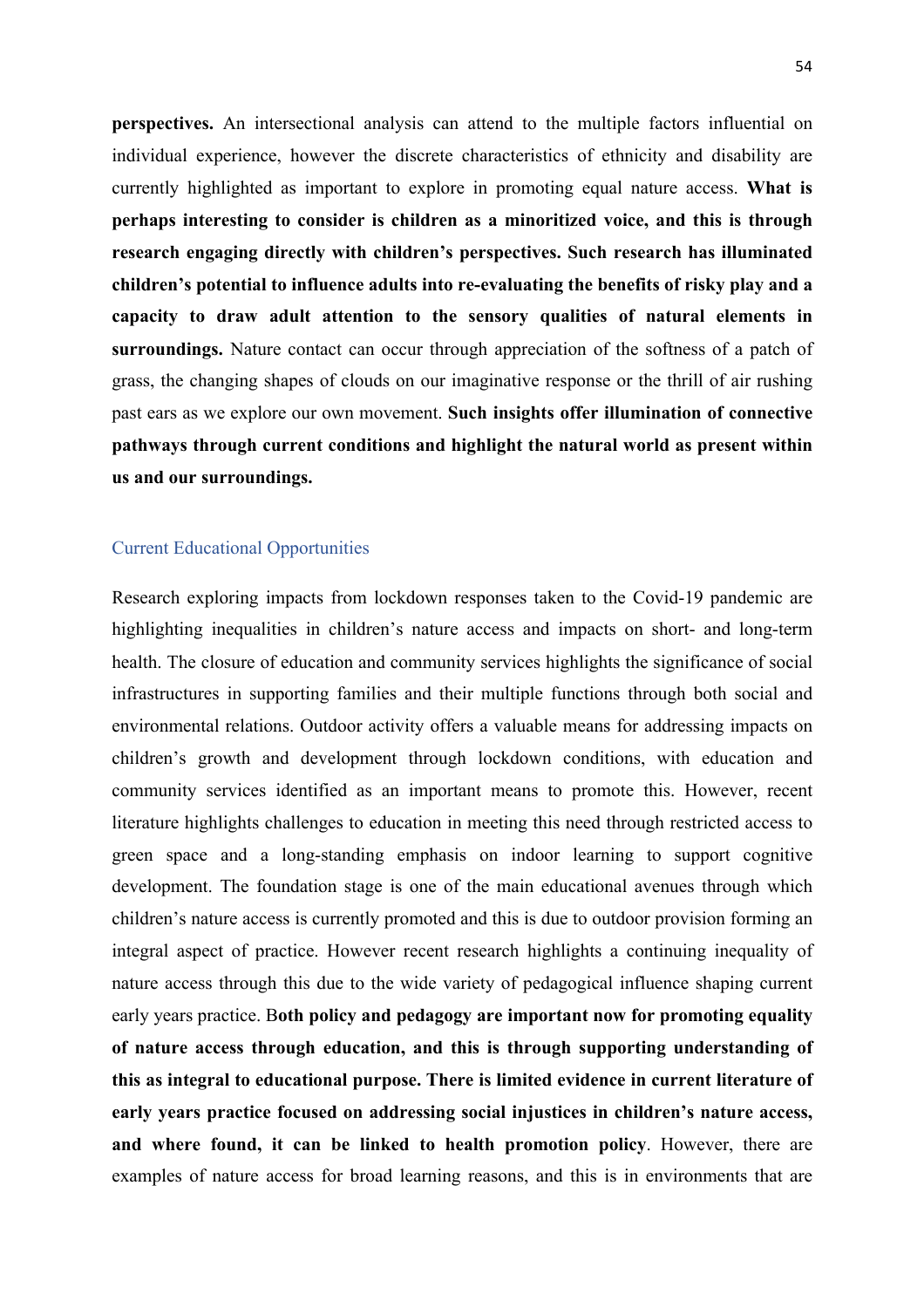**perspectives.** An intersectional analysis can attend to the multiple factors influential on individual experience, however the discrete characteristics of ethnicity and disability are currently highlighted as important to explore in promoting equal nature access. **What is perhaps interesting to consider is children as a minoritized voice, and this is through research engaging directly with children's perspectives. Such research has illuminated children's potential to influence adults into re-evaluating the benefits of risky play and a capacity to draw adult attention to the sensory qualities of natural elements in surroundings.** Nature contact can occur through appreciation of the softness of a patch of grass, the changing shapes of clouds on our imaginative response or the thrill of air rushing past ears as we explore our own movement. **Such insights offer illumination of connective pathways through current conditions and highlight the natural world as present within us and our surroundings.**

## Current Educational Opportunities

Research exploring impacts from lockdown responses taken to the Covid-19 pandemic are highlighting inequalities in children's nature access and impacts on short- and long-term health. The closure of education and community services highlights the significance of social infrastructures in supporting families and their multiple functions through both social and environmental relations. Outdoor activity offers a valuable means for addressing impacts on children's growth and development through lockdown conditions, with education and community services identified as an important means to promote this. However, recent literature highlights challenges to education in meeting this need through restricted access to green space and a long-standing emphasis on indoor learning to support cognitive development. The foundation stage is one of the main educational avenues through which children's nature access is currently promoted and this is due to outdoor provision forming an integral aspect of practice. However recent research highlights a continuing inequality of nature access through this due to the wide variety of pedagogical influence shaping current early years practice. **Both policy and pedagogy are important now for promoting equality of nature access through education, and this is through supporting understanding of this as integral to educational purpose. There is limited evidence in current literature of early years practice focused on addressing social injustices in children's nature access, and where found, it can be linked to health promotion policy**. However, there are examples of nature access for broad learning reasons, and this is in environments that are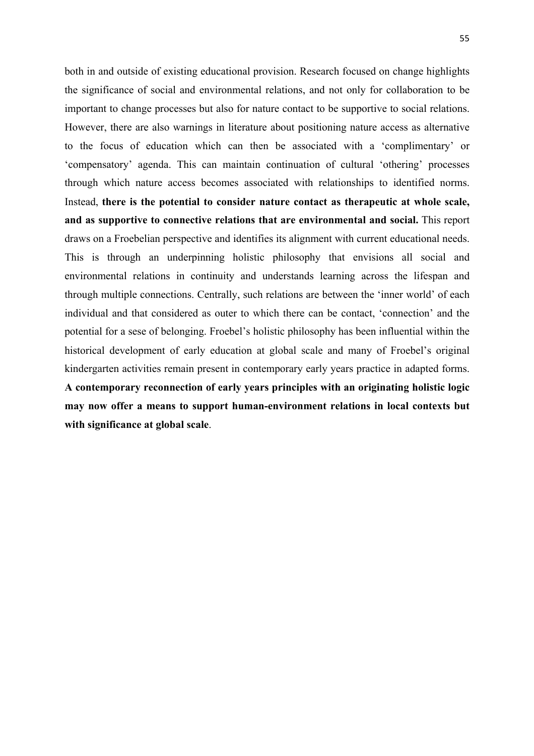both in and outside of existing educational provision. Research focused on change highlights the significance of social and environmental relations, and not only for collaboration to be important to change processes but also for nature contact to be supportive to social relations. However, there are also warnings in literature about positioning nature access as alternative to the focus of education which can then be associated with a 'complimentary' or 'compensatory' agenda. This can maintain continuation of cultural 'othering' processes through which nature access becomes associated with relationships to identified norms. Instead, **there is the potential to consider nature contact as therapeutic at whole scale, and as supportive to connective relations that are environmental and social.** This report draws on a Froebelian perspective and identifies its alignment with current educational needs. This is through an underpinning holistic philosophy that envisions all social and environmental relations in continuity and understands learning across the lifespan and through multiple connections. Centrally, such relations are between the 'inner world' of each individual and that considered as outer to which there can be contact, 'connection' and the potential for a sese of belonging. Froebel's holistic philosophy has been influential within the historical development of early education at global scale and many of Froebel's original kindergarten activities remain present in contemporary early years practice in adapted forms. **A contemporary reconnection of early years principles with an originating holistic logic may now offer a means to support human-environment relations in local contexts but with significance at global scale**.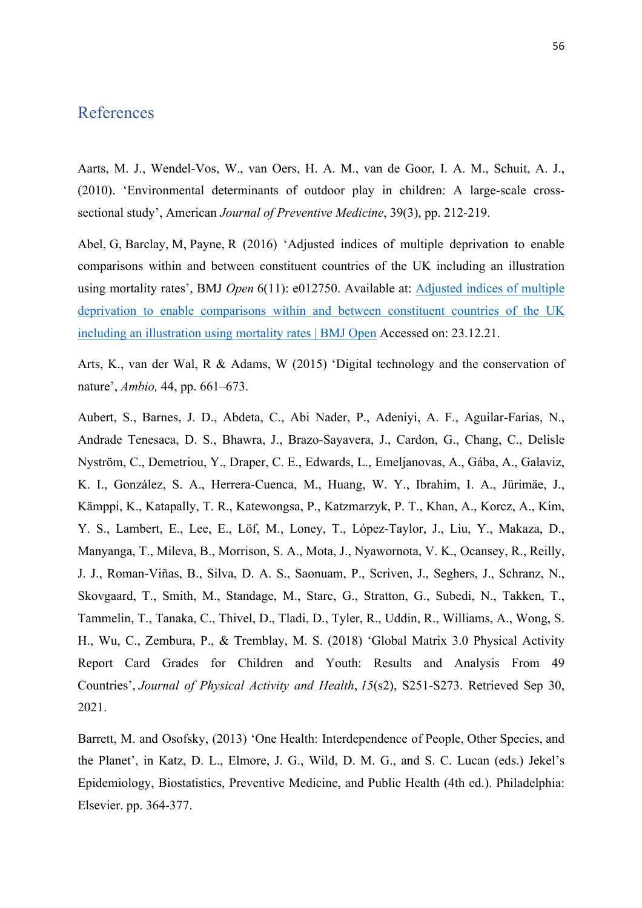# References

Aarts, M. J., Wendel-Vos, W., van Oers, H. A. M., van de Goor, I. A. M., Schuit, A. J., (2010). 'Environmental determinants of outdoor play in children: A large-scale cross-sectional study', American *Journal of Preventive Medicine*, 39(3), pp. 212-219.

Abel, G, Barclay, M, Payne, R (2016) 'Adjusted indices of multiple deprivation to enable comparisons within and between constituent countries of the UK including an illustration using mortality rates', BMJ *Open* 6(11): e012750. Available at: [Adjusted indices of multiple deprivation to enable comparisons within and between constituent countries of the UK including an illustration using mortality rates | BMJ Open]() Accessed on: 23.12.21.

Arts, K., van der Wal, R & Adams, W (2015) 'Digital technology and the conservation of nature', *Ambio,* 44, pp. 661–673.

Aubert, S., Barnes, J. D., Abdeta, C., Abi Nader, P., Adeniyi, A. F., Aguilar-Farias, N., Andrade Tenesaca, D. S., Bhawra, J., Brazo-Sayavera, J., Cardon, G., Chang, C., Delisle Nyström, C., Demetriou, Y., Draper, C. E., Edwards, L., Emeljanovas, A., Gába, A., Galaviz, K. I., González, S. A., Herrera-Cuenca, M., Huang, W. Y., Ibrahim, I. A., Jürimäe, J., Kämppi, K., Katapally, T. R., Katewongsa, P., Katzmarzyk, P. T., Khan, A., Korcz, A., Kim, Y. S., Lambert, E., Lee, E., Löf, M., Loney, T., López-Taylor, J., Liu, Y., Makaza, D., Manyanga, T., Mileva, B., Morrison, S. A., Mota, J., Nyawornota, V. K., Ocansey, R., Reilly, J. J., Roman-Viñas, B., Silva, D. A. S., Saonuam, P., Scriven, J., Seghers, J., Schranz, N., Skovgaard, T., Smith, M., Standage, M., Starc, G., Stratton, G., Subedi, N., Takken, T., Tammelin, T., Tanaka, C., Thivel, D., Tladi, D., Tyler, R., Uddin, R., Williams, A., Wong, S. H., Wu, C., Zembura, P., & Tremblay, M. S. (2018) 'Global Matrix 3.0 Physical Activity Report Card Grades for Children and Youth: Results and Analysis From 49 Countries', *Journal of Physical Activity and Health*, *15*(s2), S251-S273. Retrieved Sep 30, 2021.

Barrett, M. and Osofsky, (2013) 'One Health: Interdependence of People, Other Species, and the Planet', in Katz, D. L., Elmore, J. G., Wild, D. M. G., and S. C. Lucan (eds.) Jekel's Epidemiology, Biostatistics, Preventive Medicine, and Public Health (4th ed.). Philadelphia: Elsevier. pp. 364-377.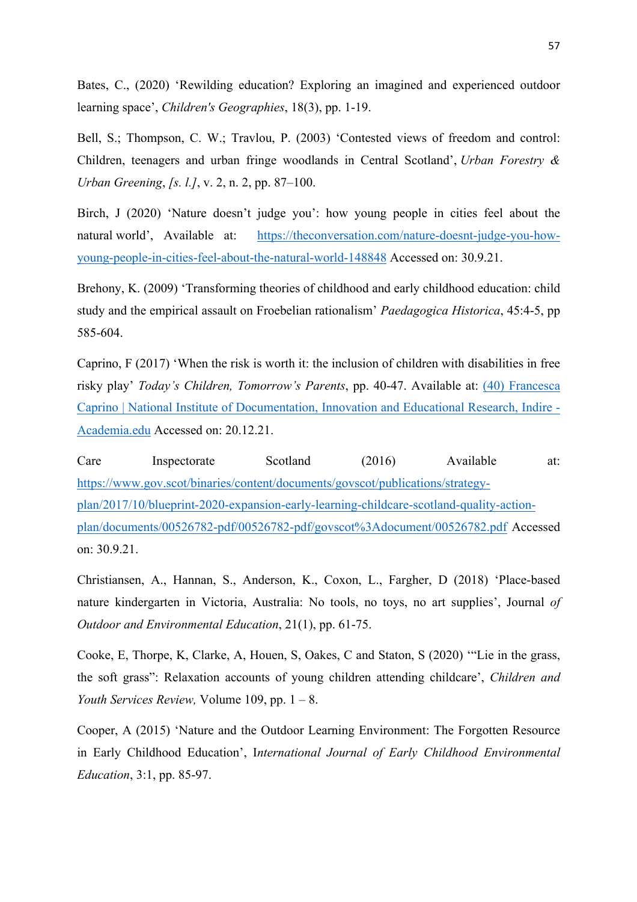Bates, C., (2020) 'Rewilding education? Exploring an imagined and experienced outdoor learning space', *Children's Geographies*, 18(3), pp. 1-19.

Bell, S.; Thompson, C. W.; Travlou, P. (2003) 'Contested views of freedom and control: Children, teenagers and urban fringe woodlands in Central Scotland', *Urban Forestry & Urban Greening*, *[s. l.]*, v. 2, n. 2, pp. 87–100.

Birch, J (2020) 'Nature doesn't judge you': how young people in cities feel about the natural world', Available at: [https://theconversation.com/nature-doesnt-judge-you-how-young-people-in-cities-feel-about-the-natural-world-148848](https://theconversation.com/nature-doesnt-judge-you-how-young-people-in-cities-feel-about-the-natural-world-148848) Accessed on: 30.9.21.

Brehony, K. (2009) 'Transforming theories of childhood and early childhood education: child study and the empirical assault on Froebelian rationalism' *Paedagogica Historica*, 45:4-5, pp 585-604.

Caprino, F (2017) 'When the risk is worth it: the inclusion of children with disabilities in free risky play' *Today's Children, Tomorrow's Parents*, pp. 40-47. Available at: (40) Francesca Caprino | National Institute of Documentation, Innovation and Educational Research, Indire - Academia.edu Accessed on: 20.12.21.

Care Inspectorate Scotland (2016) Available at: [https://www.gov.scot/binaries/content/documents/govscot/publications/strategy-plan/2017/10/blueprint-2020-expansion-early-learning-childcare-scotland-quality-action-plan/documents/00526782-pdf/00526782-pdf/govscot%3Adocument/00526782.pdf](https://www.gov.scot/binaries/content/documents/govscot/publications/strategy-plan/2017/10/blueprint-2020-expansion-early-learning-childcare-scotland-quality-action-plan/documents/00526782-pdf/00526782-pdf/govscot%3Adocument/00526782.pdf) Accessed on: 30.9.21.

Christiansen, A., Hannan, S., Anderson, K., Coxon, L., Fargher, D (2018) 'Place-based nature kindergarten in Victoria, Australia: No tools, no toys, no art supplies', Journal *of Outdoor and Environmental Education*, 21(1), pp. 61-75.

Cooke, E, Thorpe, K, Clarke, A, Houen, S, Oakes, C and Staton, S (2020) '"Lie in the grass, the soft grass": Relaxation accounts of young children attending childcare', *Children and Youth Services Review,* Volume 109, pp. 1 – 8.

Cooper, A (2015) 'Nature and the Outdoor Learning Environment: The Forgotten Resource in Early Childhood Education', I*nternational Journal of Early Childhood Environmental Education*, 3:1, pp. 85-97.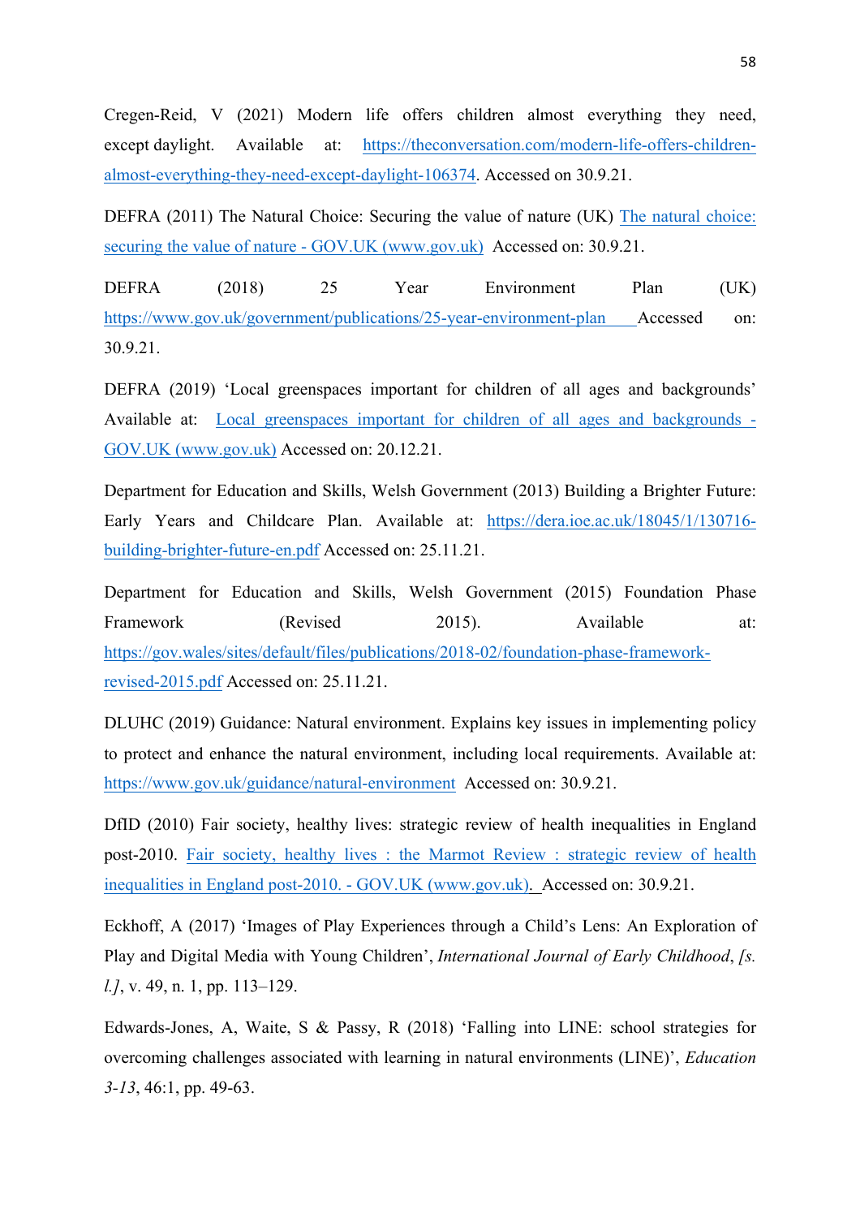Cregen-Reid, V (2021) Modern life offers children almost everything they need, except daylight. Available at: https://theconversation.com/modern-life-offers-children-almost-everything-they-need-except-daylight-106374. Accessed on 30.9.21.

DEFRA (2011) The Natural Choice: Securing the value of nature (UK) The natural choice: securing the value of nature - GOV.UK (www.gov.uk) Accessed on: 30.9.21.

DEFRA (2018) 25 Year Environment Plan (UK) https://www.gov.uk/government/publications/25-year-environment-plan Accessed on: 30.9.21.

DEFRA (2019) 'Local greenspaces important for children of all ages and backgrounds' Available at: Local greenspaces important for children of all ages and backgrounds - GOV.UK (www.gov.uk) Accessed on: 20.12.21.

Department for Education and Skills, Welsh Government (2013) Building a Brighter Future: Early Years and Childcare Plan. Available at: https://dera.ioe.ac.uk/18045/1/130716-building-brighter-future-en.pdf Accessed on: 25.11.21.

Department for Education and Skills, Welsh Government (2015) Foundation Phase Framework (Revised 2015). Available at: https://gov.wales/sites/default/files/publications/2018-02/foundation-phase-framework-revised-2015.pdf Accessed on: 25.11.21.

DLUHC (2019) Guidance: Natural environment. Explains key issues in implementing policy to protect and enhance the natural environment, including local requirements. Available at: https://www.gov.uk/guidance/natural-environment Accessed on: 30.9.21.

DfID (2010) Fair society, healthy lives: strategic review of health inequalities in England post-2010. Fair society, healthy lives : the Marmot Review : strategic review of health inequalities in England post-2010. - GOV.UK (www.gov.uk). Accessed on: 30.9.21.

Eckhoff, A (2017) 'Images of Play Experiences through a Child's Lens: An Exploration of Play and Digital Media with Young Children', *International Journal of Early Childhood*, *[s. l.]*, v. 49, n. 1, pp. 113–129.

Edwards-Jones, A, Waite, S & Passy, R (2018) 'Falling into LINE: school strategies for overcoming challenges associated with learning in natural environments (LINE)', *Education 3-13*, 46:1, pp. 49-63.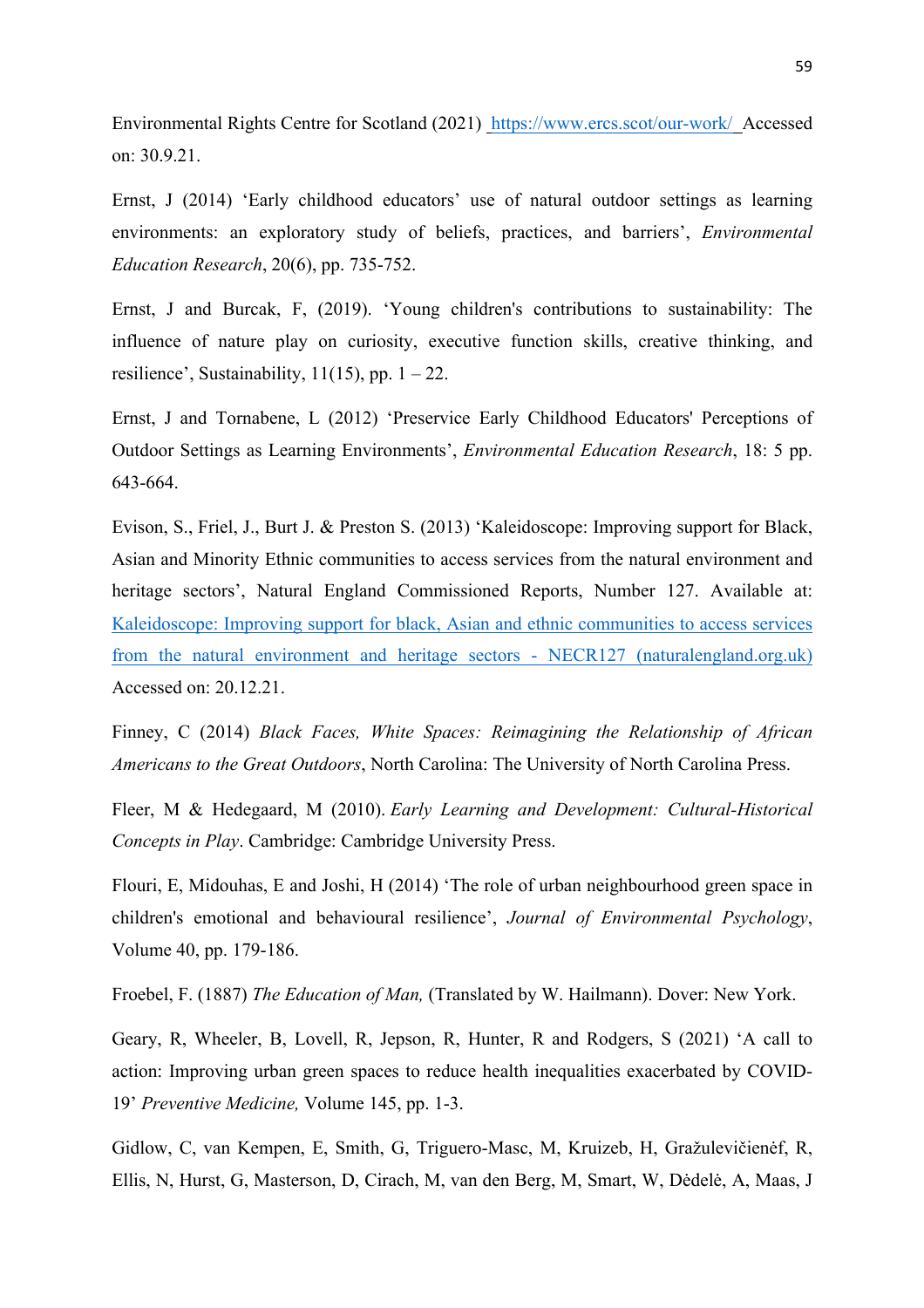Environmental Rights Centre for Scotland (2021) https://www.ercs.scot/our-work/ Accessed on: 30.9.21.

Ernst, J (2014) 'Early childhood educators' use of natural outdoor settings as learning environments: an exploratory study of beliefs, practices, and barriers', *Environmental Education Research*, 20(6), pp. 735-752.

Ernst, J and Burcak, F, (2019). 'Young children's contributions to sustainability: The influence of nature play on curiosity, executive function skills, creative thinking, and resilience', Sustainability, 11(15), pp. 1 – 22.

Ernst, J and Tornabene, L (2012) 'Preservice Early Childhood Educators' Perceptions of Outdoor Settings as Learning Environments', *Environmental Education Research*, 18: 5 pp. 643-664.

Evison, S., Friel, J., Burt J. & Preston S. (2013) 'Kaleidoscope: Improving support for Black, Asian and Minority Ethnic communities to access services from the natural environment and heritage sectors', Natural England Commissioned Reports, Number 127. Available at: Kaleidoscope: Improving support for black, Asian and ethnic communities to access services from the natural environment and heritage sectors - NECR127 (naturalengland.org.uk) Accessed on: 20.12.21.

Finney, C (2014) *Black Faces, White Spaces: Reimagining the Relationship of African Americans to the Great Outdoors*, North Carolina: The University of North Carolina Press.

Fleer, M & Hedegaard, M (2010). *Early Learning and Development: Cultural-Historical Concepts in Play*. Cambridge: Cambridge University Press.

Flouri, E, Midouhas, E and Joshi, H (2014) 'The role of urban neighbourhood green space in children's emotional and behavioural resilience', *Journal of Environmental Psychology*, Volume 40, pp. 179-186.

Froebel, F. (1887) *The Education of Man,* (Translated by W. Hailmann). Dover: New York.

Geary, R, Wheeler, B, Lovell, R, Jepson, R, Hunter, R and Rodgers, S (2021) 'A call to action: Improving urban green spaces to reduce health inequalities exacerbated by COVID-19' *Preventive Medicine,* Volume 145, pp. 1-3.

Gidlow, C, van Kempen, E, Smith, G, Triguero-Masc, M, Kruizeb, H, Gražulevičienėf, R, Ellis, N, Hurst, G, Masterson, D, Cirach, M, van den Berg, M, Smart, W, Dėdelė, A, Maas, J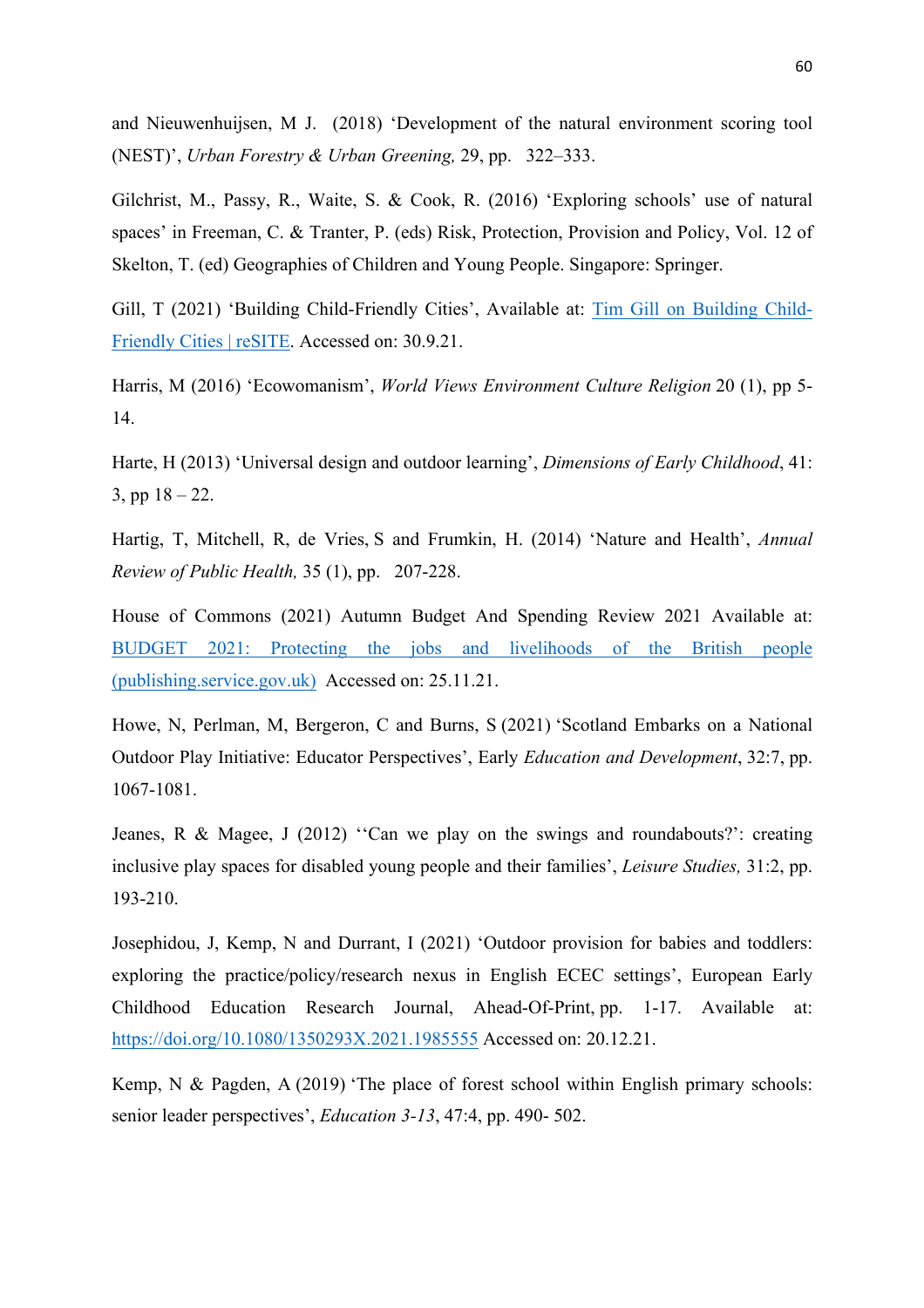and Nieuwenhuijsen, M J. (2018) 'Development of the natural environment scoring tool (NEST)', *Urban Forestry & Urban Greening,* 29, pp. 322–333.

Gilchrist, M., Passy, R., Waite, S. & Cook, R. (2016) 'Exploring schools' use of natural spaces' in Freeman, C. & Tranter, P. (eds) Risk, Protection, Provision and Policy, Vol. 12 of Skelton, T. (ed) Geographies of Children and Young People. Singapore: Springer.

Gill, T (2021) 'Building Child-Friendly Cities', Available at: [Tim Gill on Building Child-Friendly Cities | reSITE](). Accessed on: 30.9.21.

Harris, M (2016) 'Ecowomanism', *World Views Environment Culture Religion* 20 (1), pp 5-14.

Harte, H (2013) 'Universal design and outdoor learning', *Dimensions of Early Childhood*, 41: 3, pp 18 – 22.

Hartig, T, Mitchell, R, de Vries, S and Frumkin, H. (2014) 'Nature and Health', *Annual Review of Public Health,* 35 (1), pp. 207-228.

House of Commons (2021) Autumn Budget And Spending Review 2021 Available at: [BUDGET 2021: Protecting the jobs and livelihoods of the British people (publishing.service.gov.uk)]() Accessed on: 25.11.21.

Howe, N, Perlman, M, Bergeron, C and Burns, S (2021) 'Scotland Embarks on a National Outdoor Play Initiative: Educator Perspectives', Early *Education and Development*, 32:7, pp. 1067-1081.

Jeanes, R & Magee, J (2012) ''Can we play on the swings and roundabouts?': creating inclusive play spaces for disabled young people and their families', *Leisure Studies,* 31:2, pp. 193-210.

Josephidou, J, Kemp, N and Durrant, I (2021) 'Outdoor provision for babies and toddlers: exploring the practice/policy/research nexus in English ECEC settings', European Early Childhood Education Research Journal, Ahead-Of-Print, pp. 1-17. Available at: https://doi.org/10.1080/1350293X.2021.1985555 Accessed on: 20.12.21.

Kemp, N & Pagden, A (2019) 'The place of forest school within English primary schools: senior leader perspectives', *Education 3-13*, 47:4, pp. 490- 502.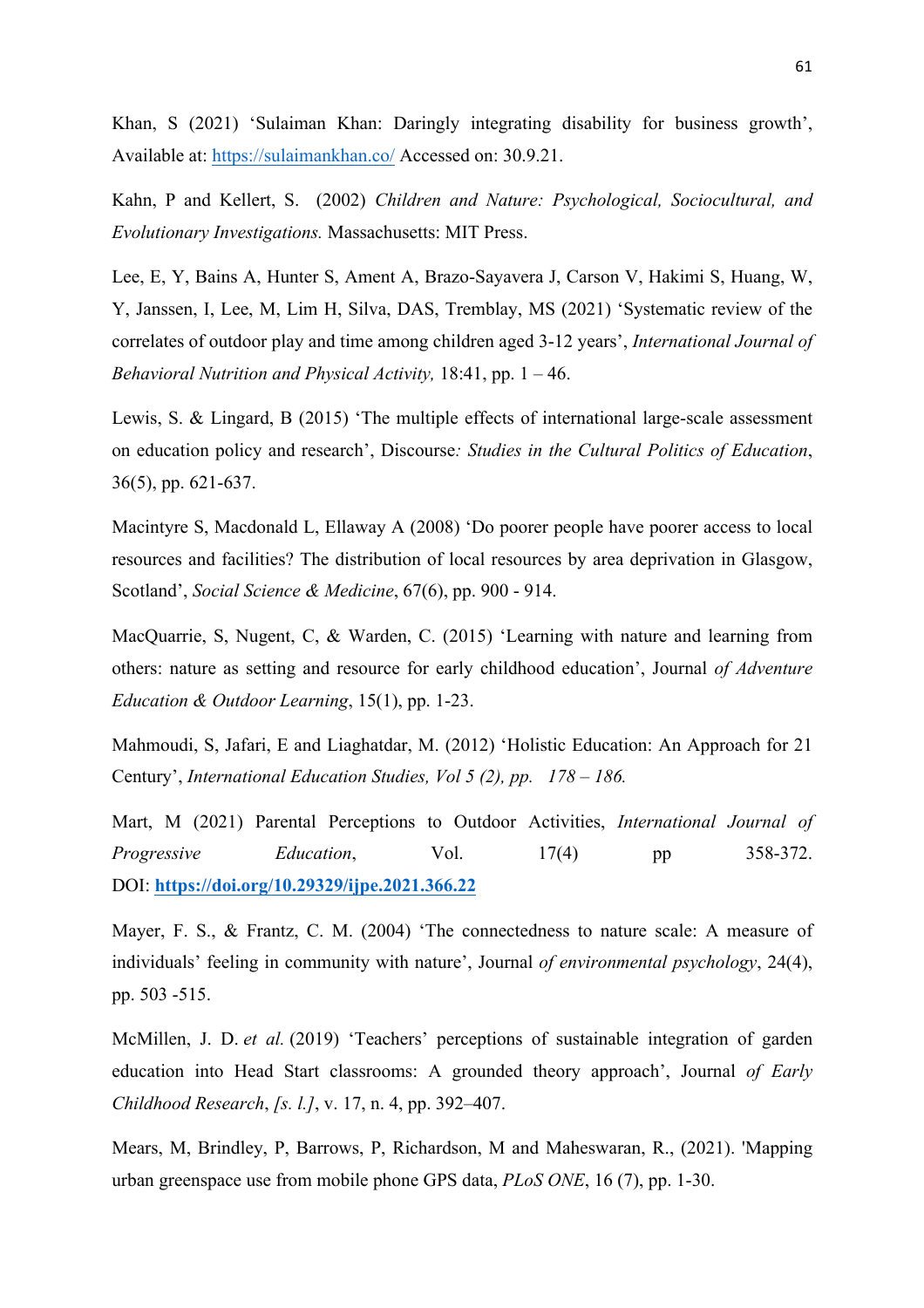Khan, S (2021) 'Sulaiman Khan: Daringly integrating disability for business growth', Available at: [https://sulaimankhan.co/](https://sulaimankhan.co/) Accessed on: 30.9.21.

Kahn, P and Kellert, S. (2002) *Children and Nature: Psychological, Sociocultural, and Evolutionary Investigations.* Massachusetts: MIT Press.

Lee, E, Y, Bains A, Hunter S, Ament A, Brazo-Sayavera J, Carson V, Hakimi S, Huang, W, Y, Janssen, I, Lee, M, Lim H, Silva, DAS, Tremblay, MS (2021) 'Systematic review of the correlates of outdoor play and time among children aged 3-12 years', *International Journal of Behavioral Nutrition and Physical Activity,* 18:41, pp. 1 – 46.

Lewis, S. & Lingard, B (2015) 'The multiple effects of international large-scale assessment on education policy and research', Discourse*: Studies in the Cultural Politics of Education*, 36(5), pp. 621-637.

Macintyre S, Macdonald L, Ellaway A (2008) 'Do poorer people have poorer access to local resources and facilities? The distribution of local resources by area deprivation in Glasgow, Scotland', *Social Science & Medicine*, 67(6), pp. 900 - 914.

MacQuarrie, S, Nugent, C, & Warden, C. (2015) 'Learning with nature and learning from others: nature as setting and resource for early childhood education', Journal *of Adventure Education & Outdoor Learning*, 15(1), pp. 1-23.

Mahmoudi, S, Jafari, E and Liaghatdar, M. (2012) 'Holistic Education: An Approach for 21 Century', *International Education Studies, Vol 5 (2), pp. 178 – 186.*

Mart, M (2021) Parental Perceptions to Outdoor Activities, *International Journal of Progressive Education*, Vol. 17(4) pp 358-372. DOI: **[https://doi.org/10.29329/ijpe.2021.366.22](https://doi.org/10.29329/ijpe.2021.366.22)**

Mayer, F. S., & Frantz, C. M. (2004) 'The connectedness to nature scale: A measure of individuals' feeling in community with nature', Journal *of environmental psychology*, 24(4), pp. 503 -515.

McMillen, J. D. *et al.* (2019) 'Teachers' perceptions of sustainable integration of garden education into Head Start classrooms: A grounded theory approach', Journal *of Early Childhood Research*, *[s. l.]*, v. 17, n. 4, pp. 392–407.

Mears, M, Brindley, P, Barrows, P, Richardson, M and Maheswaran, R., (2021). 'Mapping urban greenspace use from mobile phone GPS data, *PLoS ONE*, 16 (7), pp. 1-30.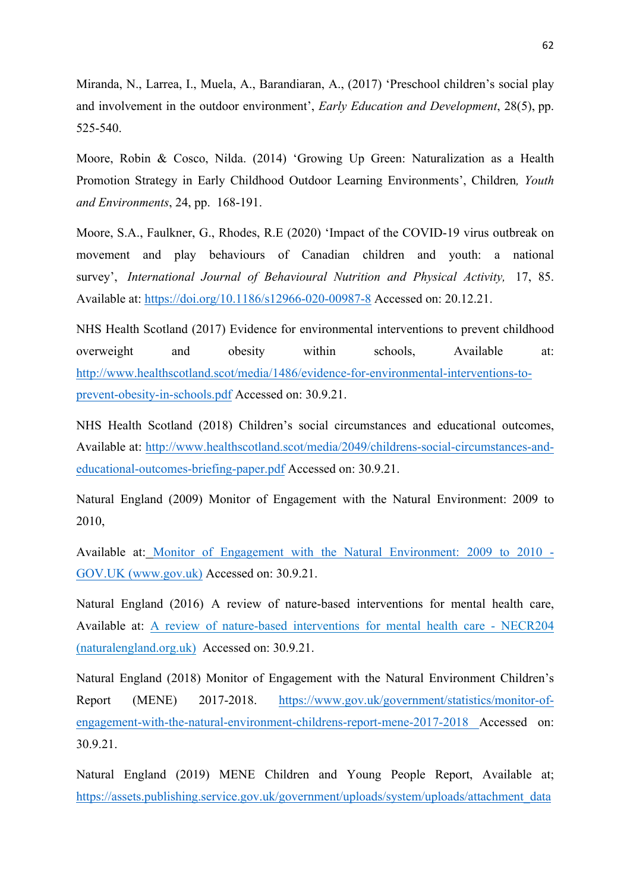Miranda, N., Larrea, I., Muela, A., Barandiaran, A., (2017) 'Preschool children's social play and involvement in the outdoor environment', *Early Education and Development*, 28(5), pp. 525-540.

Moore, Robin & Cosco, Nilda. (2014) 'Growing Up Green: Naturalization as a Health Promotion Strategy in Early Childhood Outdoor Learning Environments', Children*, Youth and Environments*, 24, pp. 168-191.

Moore, S.A., Faulkner, G., Rhodes, R.E (2020) 'Impact of the COVID-19 virus outbreak on movement and play behaviours of Canadian children and youth: a national survey', *International Journal of Behavioural Nutrition and Physical Activity,* 17, 85. Available at: https://doi.org/10.1186/s12966-020-00987-8 Accessed on: 20.12.21.

NHS Health Scotland (2017) Evidence for environmental interventions to prevent childhood overweight and obesity within schools, Available at: http://www.healthscotland.scot/media/1486/evidence-for-environmental-interventions-to-prevent-obesity-in-schools.pdf Accessed on: 30.9.21.

NHS Health Scotland (2018) Children's social circumstances and educational outcomes, Available at: http://www.healthscotland.scot/media/2049/childrens-social-circumstances-and-educational-outcomes-briefing-paper.pdf Accessed on: 30.9.21.

Natural England (2009) Monitor of Engagement with the Natural Environment: 2009 to 2010,

Available at: Monitor of Engagement with the Natural Environment: 2009 to 2010 - GOV.UK (www.gov.uk) Accessed on: 30.9.21.

Natural England (2016) A review of nature-based interventions for mental health care, Available at: A review of nature-based interventions for mental health care - NECR204 (naturalengland.org.uk) Accessed on: 30.9.21.

Natural England (2018) Monitor of Engagement with the Natural Environment Children's Report (MENE) 2017-2018. https://www.gov.uk/government/statistics/monitor-of-engagement-with-the-natural-environment-childrens-report-mene-2017-2018 Accessed on: 30.9.21.

Natural England (2019) MENE Children and Young People Report, Available at; https://assets.publishing.service.gov.uk/government/uploads/system/uploads/attachment_data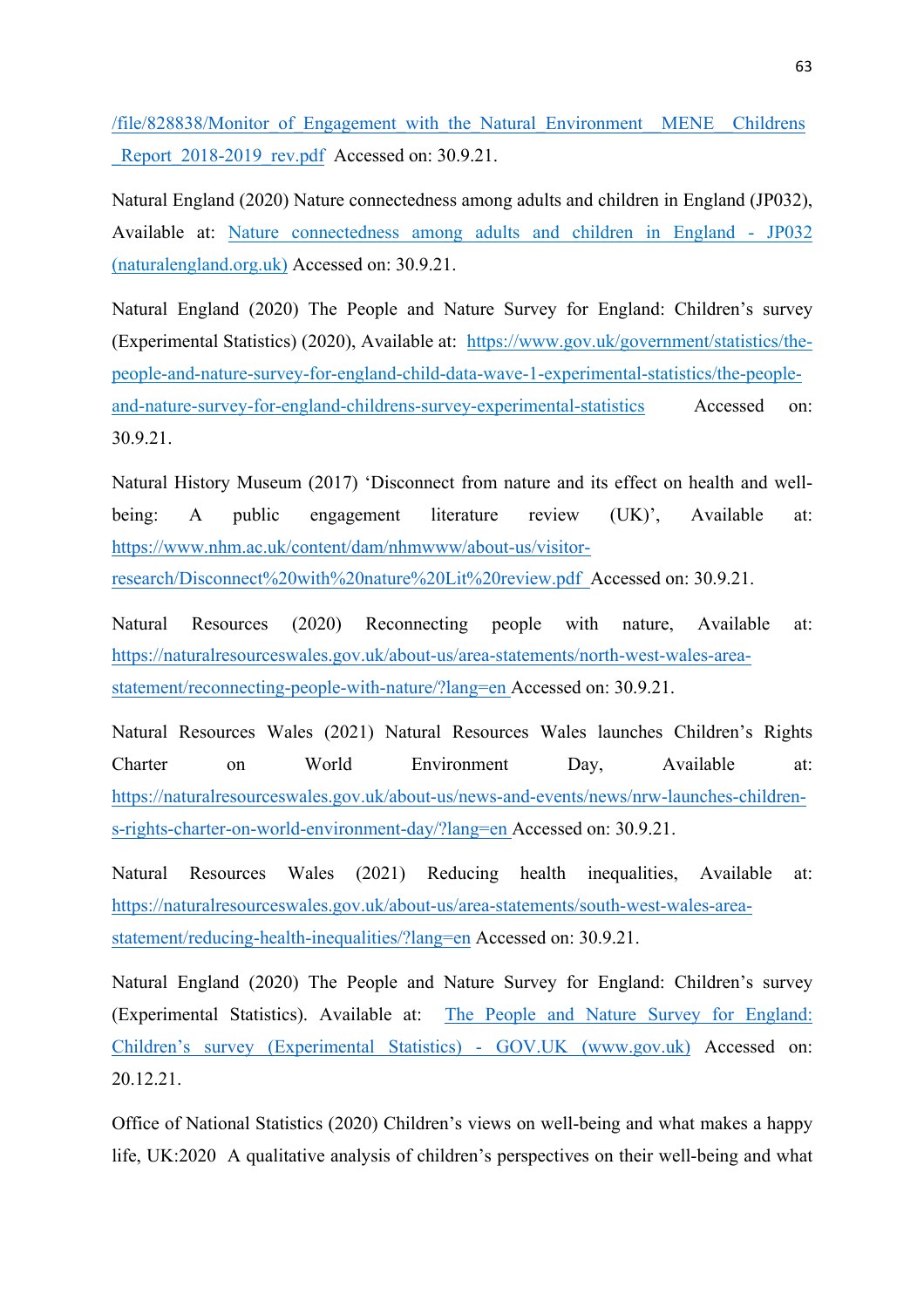/file/828838/Monitor_of_Engagement_with_the_Natural_Environment__MENE__Childrens_Report_2018-2019_rev.pdf Accessed on: 30.9.21.

Natural England (2020) Nature connectedness among adults and children in England (JP032), Available at: Nature connectedness among adults and children in England - JP032 (naturalengland.org.uk) Accessed on: 30.9.21.

Natural England (2020) The People and Nature Survey for England: Children's survey (Experimental Statistics) (2020), Available at: https://www.gov.uk/government/statistics/the-people-and-nature-survey-for-england-child-data-wave-1-experimental-statistics/the-people-and-nature-survey-for-england-childrens-survey-experimental-statistics Accessed on: 30.9.21.

Natural History Museum (2017) 'Disconnect from nature and its effect on health and well-being: A public engagement literature review (UK)', Available at: https://www.nhm.ac.uk/content/dam/nhmwww/about-us/visitor-research/Disconnect%20with%20nature%20Lit%20review.pdf Accessed on: 30.9.21.

Natural Resources (2020) Reconnecting people with nature, Available at: https://naturalresourceswales.gov.uk/about-us/area-statements/north-west-wales-area-statement/reconnecting-people-with-nature/?lang=en Accessed on: 30.9.21.

Natural Resources Wales (2021) Natural Resources Wales launches Children's Rights Charter on World Environment Day, Available at: https://naturalresourceswales.gov.uk/about-us/news-and-events/news/nrw-launches-children-s-rights-charter-on-world-environment-day/?lang=en Accessed on: 30.9.21.

Natural Resources Wales (2021) Reducing health inequalities, Available at: https://naturalresourceswales.gov.uk/about-us/area-statements/south-west-wales-area-statement/reducing-health-inequalities/?lang=en Accessed on: 30.9.21.

Natural England (2020) The People and Nature Survey for England: Children's survey (Experimental Statistics). Available at: The People and Nature Survey for England: Children's survey (Experimental Statistics) - GOV.UK (www.gov.uk) Accessed on: 20.12.21.

Office of National Statistics (2020) Children's views on well-being and what makes a happy life, UK:2020 A qualitative analysis of children's perspectives on their well-being and what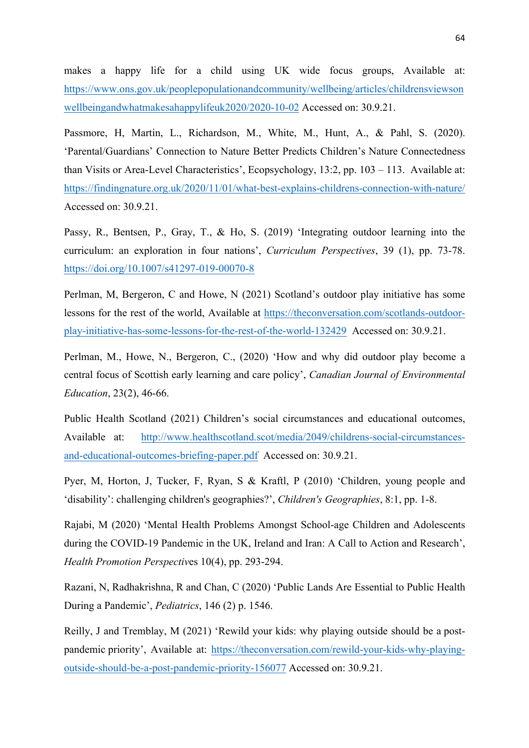makes a happy life for a child using UK wide focus groups, Available at: https://www.ons.gov.uk/peoplepopulationandcommunity/wellbeing/articles/childrensviewsonwellbeingandwhatmakesahappylifeuk2020/2020-10-02 Accessed on: 30.9.21.

Passmore, H, Martin, L., Richardson, M., White, M., Hunt, A., & Pahl, S. (2020). 'Parental/Guardians' Connection to Nature Better Predicts Children's Nature Connectedness than Visits or Area-Level Characteristics', Ecopsychology, 13:2, pp. 103 – 113. Available at: https://findingnature.org.uk/2020/11/01/what-best-explains-childrens-connection-with-nature/ Accessed on: 30.9.21.

Passy, R., Bentsen, P., Gray, T., & Ho, S. (2019) 'Integrating outdoor learning into the curriculum: an exploration in four nations', *Curriculum Perspectives*, 39 (1), pp. 73-78. https://doi.org/10.1007/s41297-019-00070-8

Perlman, M, Bergeron, C and Howe, N (2021) Scotland's outdoor play initiative has some lessons for the rest of the world, Available at https://theconversation.com/scotlands-outdoor-play-initiative-has-some-lessons-for-the-rest-of-the-world-132429 Accessed on: 30.9.21.

Perlman, M., Howe, N., Bergeron, C., (2020) 'How and why did outdoor play become a central focus of Scottish early learning and care policy', *Canadian Journal of Environmental Education*, 23(2), 46-66.

Public Health Scotland (2021) Children's social circumstances and educational outcomes, Available at: http://www.healthscotland.scot/media/2049/childrens-social-circumstances-and-educational-outcomes-briefing-paper.pdf Accessed on: 30.9.21.

Pyer, M, Horton, J, Tucker, F, Ryan, S & Kraftl, P (2010) 'Children, young people and 'disability': challenging children's geographies?', *Children's Geographies*, 8:1, pp. 1-8.

Rajabi, M (2020) 'Mental Health Problems Amongst School-age Children and Adolescents during the COVID-19 Pandemic in the UK, Ireland and Iran: A Call to Action and Research', *Health Promotion Perspectiv*es 10(4), pp. 293-294.

Razani, N, Radhakrishna, R and Chan, C (2020) 'Public Lands Are Essential to Public Health During a Pandemic', *Pediatrics*, 146 (2) p. 1546.

Reilly, J and Tremblay, M (2021) 'Rewild your kids: why playing outside should be a post-pandemic priority', Available at: https://theconversation.com/rewild-your-kids-why-playing-outside-should-be-a-post-pandemic-priority-156077 Accessed on: 30.9.21.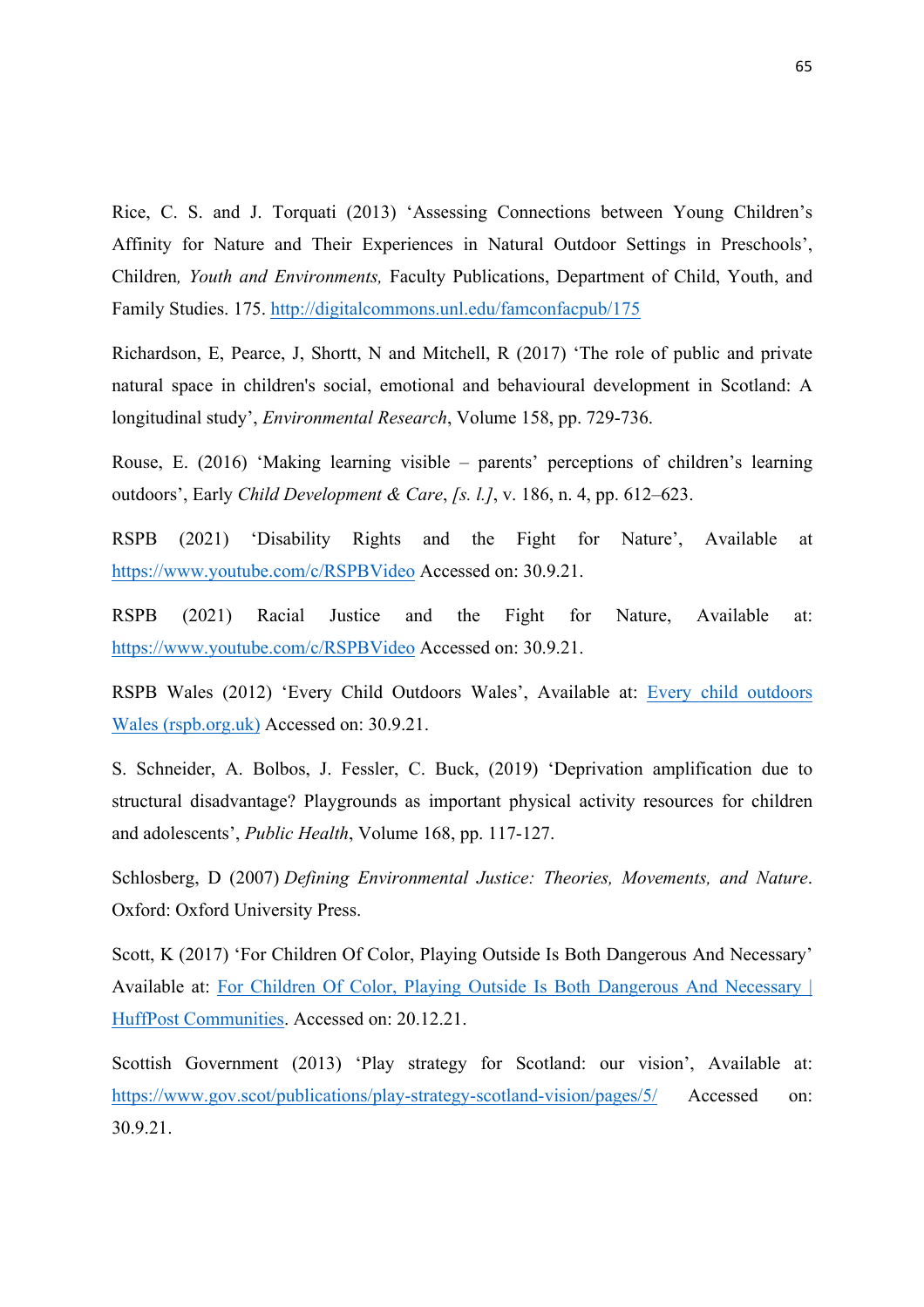Rice, C. S. and J. Torquati (2013) 'Assessing Connections between Young Children's Affinity for Nature and Their Experiences in Natural Outdoor Settings in Preschools', Children*, Youth and Environments,* Faculty Publications, Department of Child, Youth, and Family Studies. 175. [http://digitalcommons.unl.edu/famconfacpub/175](http://digitalcommons.unl.edu/famconfacpub/175)

Richardson, E, Pearce, J, Shortt, N and Mitchell, R (2017) 'The role of public and private natural space in children's social, emotional and behavioural development in Scotland: A longitudinal study', *Environmental Research*, Volume 158, pp. 729-736.

Rouse, E. (2016) 'Making learning visible – parents' perceptions of children's learning outdoors', Early *Child Development & Care*, *[s. l.]*, v. 186, n. 4, pp. 612–623.

RSPB (2021) 'Disability Rights and the Fight for Nature', Available at [https://www.youtube.com/c/RSPBVideo](https://www.youtube.com/c/RSPBVideo) Accessed on: 30.9.21.

RSPB (2021) Racial Justice and the Fight for Nature, Available at: [https://www.youtube.com/c/RSPBVideo](https://www.youtube.com/c/RSPBVideo) Accessed on: 30.9.21.

RSPB Wales (2012) 'Every Child Outdoors Wales', Available at: Every child outdoors Wales (rspb.org.uk) Accessed on: 30.9.21.

S. Schneider, A. Bolbos, J. Fessler, C. Buck, (2019) 'Deprivation amplification due to structural disadvantage? Playgrounds as important physical activity resources for children and adolescents', *Public Health*, Volume 168, pp. 117-127.

Schlosberg, D (2007) *Defining Environmental Justice: Theories, Movements, and Nature*. Oxford: Oxford University Press.

Scott, K (2017) 'For Children Of Color, Playing Outside Is Both Dangerous And Necessary' Available at: For Children Of Color, Playing Outside Is Both Dangerous And Necessary | HuffPost Communities. Accessed on: 20.12.21.

Scottish Government (2013) 'Play strategy for Scotland: our vision', Available at: [https://www.gov.scot/publications/play-strategy-scotland-vision/pages/5/](https://www.gov.scot/publications/play-strategy-scotland-vision/pages/5/) Accessed on: 30.9.21.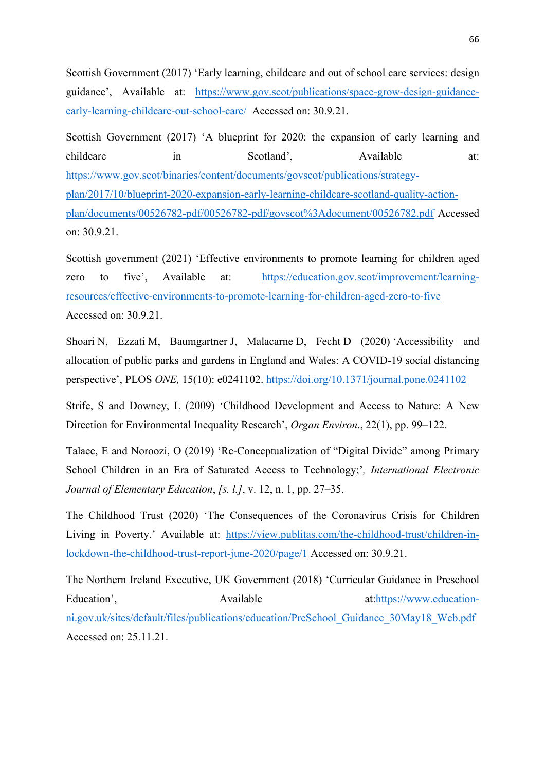Scottish Government (2017) 'Early learning, childcare and out of school care services: design guidance', Available at: https://www.gov.scot/publications/space-grow-design-guidance-early-learning-childcare-out-school-care/ Accessed on: 30.9.21.

Scottish Government (2017) 'A blueprint for 2020: the expansion of early learning and childcare in Scotland', Available at: https://www.gov.scot/binaries/content/documents/govscot/publications/strategy-plan/2017/10/blueprint-2020-expansion-early-learning-childcare-scotland-quality-action-plan/documents/00526782-pdf/00526782-pdf/govscot%3Adocument/00526782.pdf Accessed on: 30.9.21.

Scottish government (2021) 'Effective environments to promote learning for children aged zero to five', Available at: https://education.gov.scot/improvement/learning-resources/effective-environments-to-promote-learning-for-children-aged-zero-to-five Accessed on: 30.9.21.

Shoari N, Ezzati M, Baumgartner J, Malacarne D, Fecht D (2020) 'Accessibility and allocation of public parks and gardens in England and Wales: A COVID-19 social distancing perspective', PLOS *ONE,* 15(10): e0241102. https://doi.org/10.1371/journal.pone.0241102

Strife, S and Downey, L (2009) 'Childhood Development and Access to Nature: A New Direction for Environmental Inequality Research', *Organ Environ*., 22(1), pp. 99–122.

Talaee, E and Noroozi, O (2019) 'Re-Conceptualization of "Digital Divide" among Primary School Children in an Era of Saturated Access to Technology;', *International Electronic Journal of Elementary Education*, *[s. l.]*, v. 12, n. 1, pp. 27–35.

The Childhood Trust (2020) 'The Consequences of the Coronavirus Crisis for Children Living in Poverty.' Available at: https://view.publitas.com/the-childhood-trust/children-in-lockdown-the-childhood-trust-report-june-2020/page/1 Accessed on: 30.9.21.

The Northern Ireland Executive, UK Government (2018) 'Curricular Guidance in Preschool Education', Available at:https://www.education-ni.gov.uk/sites/default/files/publications/education/PreSchool_Guidance_30May18_Web.pdf Accessed on: 25.11.21.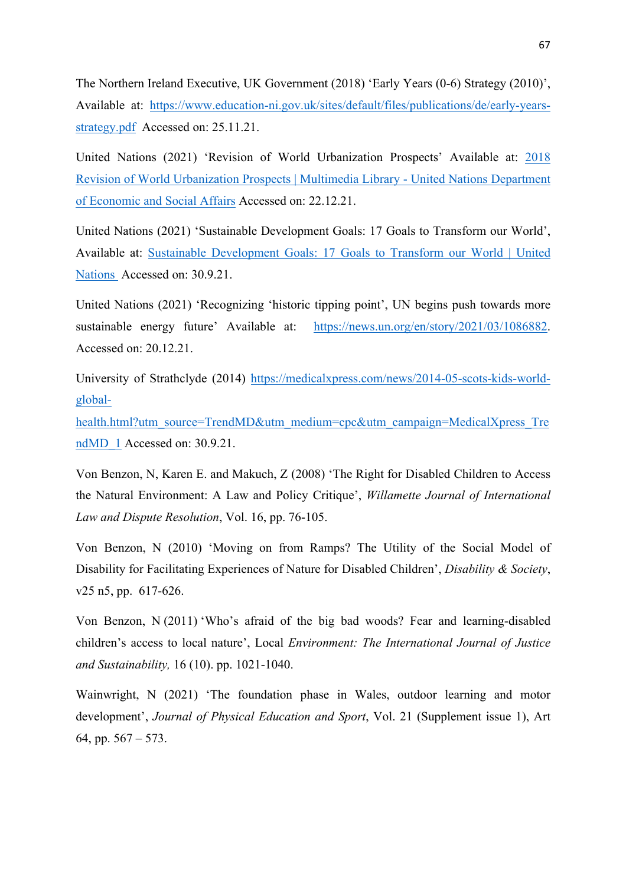The Northern Ireland Executive, UK Government (2018) 'Early Years (0-6) Strategy (2010)', Available at: [https://www.education-ni.gov.uk/sites/default/files/publications/de/early-years-strategy.pdf](https://www.education-ni.gov.uk/sites/default/files/publications/de/early-years-strategy.pdf) Accessed on: 25.11.21.

United Nations (2021) 'Revision of World Urbanization Prospects' Available at: 2018 Revision of World Urbanization Prospects | Multimedia Library - United Nations Department of Economic and Social Affairs Accessed on: 22.12.21.

United Nations (2021) 'Sustainable Development Goals: 17 Goals to Transform our World', Available at: Sustainable Development Goals: 17 Goals to Transform our World | United Nations Accessed on: 30.9.21.

United Nations (2021) 'Recognizing 'historic tipping point', UN begins push towards more sustainable energy future' Available at: [https://news.un.org/en/story/2021/03/1086882](https://news.un.org/en/story/2021/03/1086882). Accessed on: 20.12.21.

University of Strathclyde (2014) [https://medicalxpress.com/news/2014-05-scots-kids-world-global-health.html?utm_source=TrendMD&utm_medium=cpc&utm_campaign=MedicalXpress_TrendMD_1](https://medicalxpress.com/news/2014-05-scots-kids-world-global-health.html?utm_source=TrendMD&utm_medium=cpc&utm_campaign=MedicalXpress_TrendMD_1) Accessed on: 30.9.21.

Von Benzon, N, Karen E. and Makuch, Z (2008) 'The Right for Disabled Children to Access the Natural Environment: A Law and Policy Critique', *Willamette Journal of International Law and Dispute Resolution*, Vol. 16, pp. 76-105.

Von Benzon, N (2010) 'Moving on from Ramps? The Utility of the Social Model of Disability for Facilitating Experiences of Nature for Disabled Children', *Disability & Society*, v25 n5, pp. 617-626.

Von Benzon, N (2011) 'Who's afraid of the big bad woods? Fear and learning-disabled children's access to local nature', Local *Environment: The International Journal of Justice and Sustainability,* 16 (10). pp. 1021-1040.

Wainwright, N (2021) 'The foundation phase in Wales, outdoor learning and motor development', *Journal of Physical Education and Sport*, Vol. 21 (Supplement issue 1), Art 64, pp. 567 – 573.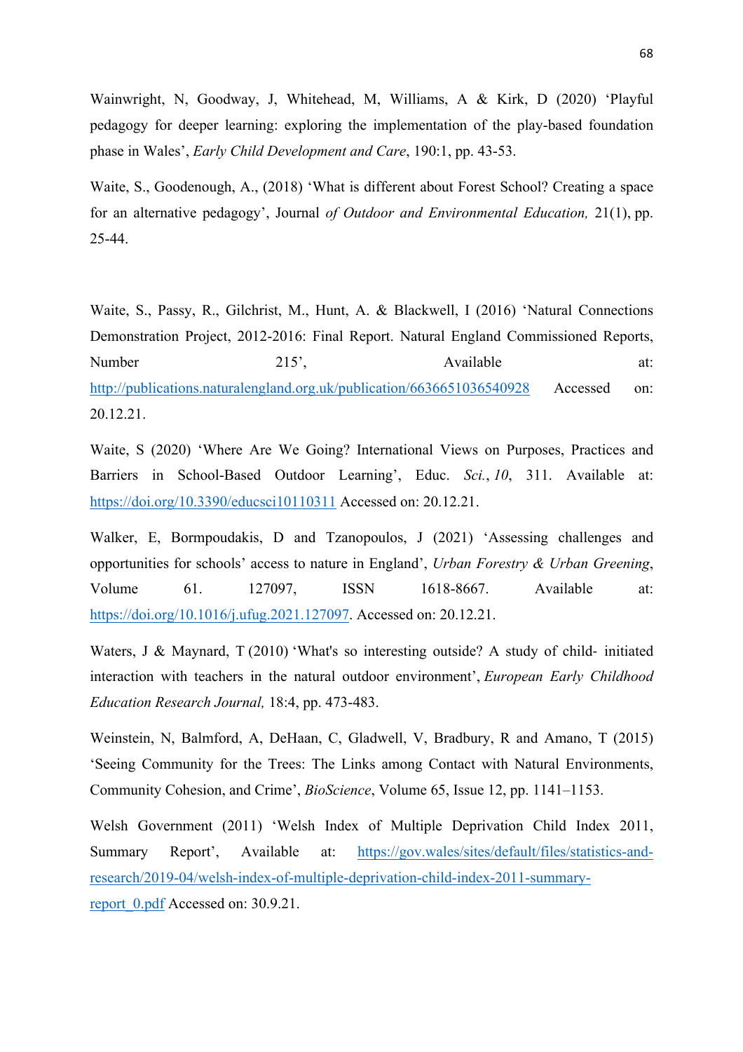Wainwright, N, Goodway, J, Whitehead, M, Williams, A & Kirk, D (2020) 'Playful pedagogy for deeper learning: exploring the implementation of the play-based foundation phase in Wales', *Early Child Development and Care*, 190:1, pp. 43-53.

Waite, S., Goodenough, A., (2018) 'What is different about Forest School? Creating a space for an alternative pedagogy', Journal *of Outdoor and Environmental Education,* 21(1), pp. 25-44.

Waite, S., Passy, R., Gilchrist, M., Hunt, A. & Blackwell, I (2016) 'Natural Connections Demonstration Project, 2012-2016: Final Report. Natural England Commissioned Reports, Number 215', Available at: http://publications.naturalengland.org.uk/publication/6636651036540928 Accessed on: 20.12.21.

Waite, S (2020) 'Where Are We Going? International Views on Purposes, Practices and Barriers in School-Based Outdoor Learning', Educ. *Sci.*, *10*, 311. Available at: https://doi.org/10.3390/educsci10110311 Accessed on: 20.12.21.

Walker, E, Bormpoudakis, D and Tzanopoulos, J (2021) 'Assessing challenges and opportunities for schools' access to nature in England', *Urban Forestry & Urban Greening*, Volume 61. 127097, ISSN 1618-8667. Available at: https://doi.org/10.1016/j.ufug.2021.127097. Accessed on: 20.12.21.

Waters, J & Maynard, T (2010) 'What's so interesting outside? A study of child- initiated interaction with teachers in the natural outdoor environment', *European Early Childhood Education Research Journal,* 18:4, pp. 473-483.

Weinstein, N, Balmford, A, DeHaan, C, Gladwell, V, Bradbury, R and Amano, T (2015) 'Seeing Community for the Trees: The Links among Contact with Natural Environments, Community Cohesion, and Crime', *BioScience*, Volume 65, Issue 12, pp. 1141–1153.

Welsh Government (2011) 'Welsh Index of Multiple Deprivation Child Index 2011, Summary Report', Available at: https://gov.wales/sites/default/files/statistics-and-research/2019-04/welsh-index-of-multiple-deprivation-child-index-2011-summary-report_0.pdf Accessed on: 30.9.21.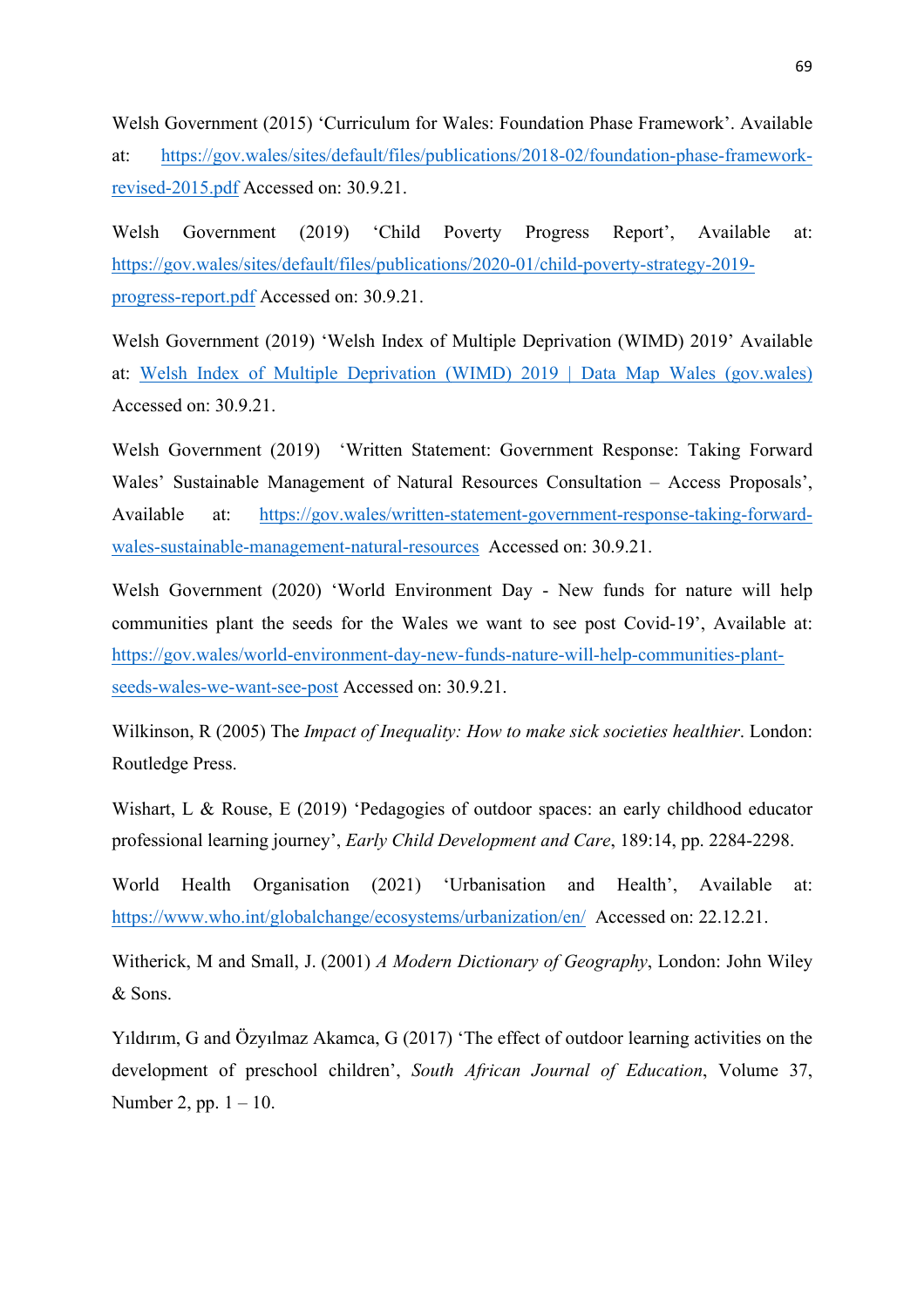Welsh Government (2015) 'Curriculum for Wales: Foundation Phase Framework'. Available at: https://gov.wales/sites/default/files/publications/2018-02/foundation-phase-framework-revised-2015.pdf Accessed on: 30.9.21.

Welsh Government (2019) 'Child Poverty Progress Report', Available at: https://gov.wales/sites/default/files/publications/2020-01/child-poverty-strategy-2019-progress-report.pdf Accessed on: 30.9.21.

Welsh Government (2019) 'Welsh Index of Multiple Deprivation (WIMD) 2019' Available at: Welsh Index of Multiple Deprivation (WIMD) 2019 | Data Map Wales (gov.wales) Accessed on: 30.9.21.

Welsh Government (2019) 'Written Statement: Government Response: Taking Forward Wales' Sustainable Management of Natural Resources Consultation – Access Proposals', Available at: https://gov.wales/written-statement-government-response-taking-forward-wales-sustainable-management-natural-resources Accessed on: 30.9.21.

Welsh Government (2020) 'World Environment Day - New funds for nature will help communities plant the seeds for the Wales we want to see post Covid-19', Available at: https://gov.wales/world-environment-day-new-funds-nature-will-help-communities-plant-seeds-wales-we-want-see-post Accessed on: 30.9.21.

Wilkinson, R (2005) The *Impact of Inequality: How to make sick societies healthier*. London: Routledge Press.

Wishart, L & Rouse, E (2019) 'Pedagogies of outdoor spaces: an early childhood educator professional learning journey', *Early Child Development and Care*, 189:14, pp. 2284-2298.

World Health Organisation (2021) 'Urbanisation and Health', Available at: https://www.who.int/globalchange/ecosystems/urbanization/en/ Accessed on: 22.12.21.

Witherick, M and Small, J. (2001) *A Modern Dictionary of Geography*, London: John Wiley & Sons.

Yıldırım, G and Özyılmaz Akamca, G (2017) 'The effect of outdoor learning activities on the development of preschool children', *South African Journal of Education*, Volume 37, Number 2, pp. 1 – 10.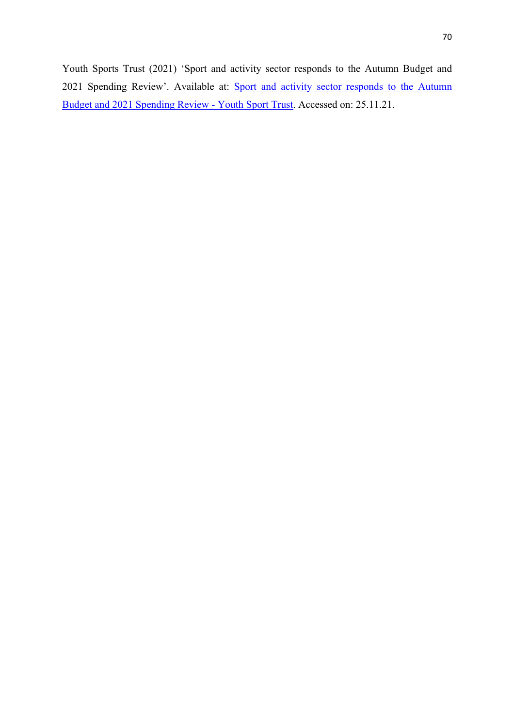Youth Sports Trust (2021) 'Sport and activity sector responds to the Autumn Budget and 2021 Spending Review'. Available at: [Sport and activity sector responds to the Autumn Budget and 2021 Spending Review - Youth Sport Trust](). Accessed on: 25.11.21.